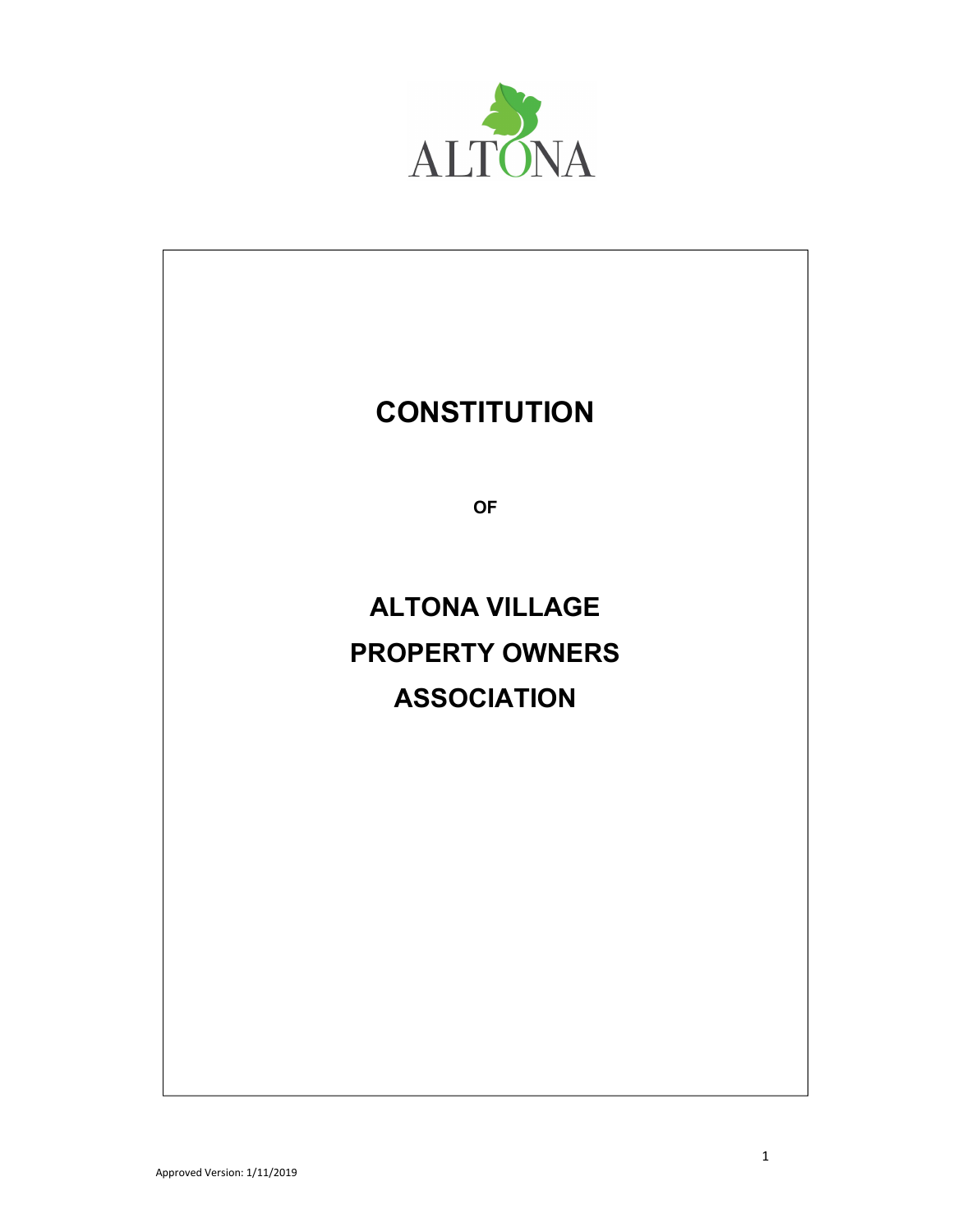ALTONA

# CONSTITUTION

**OF**

# ALTONA VILLAGE PROPERTY OWNERS ASSOCIATION

Approved Version: 1/11/2019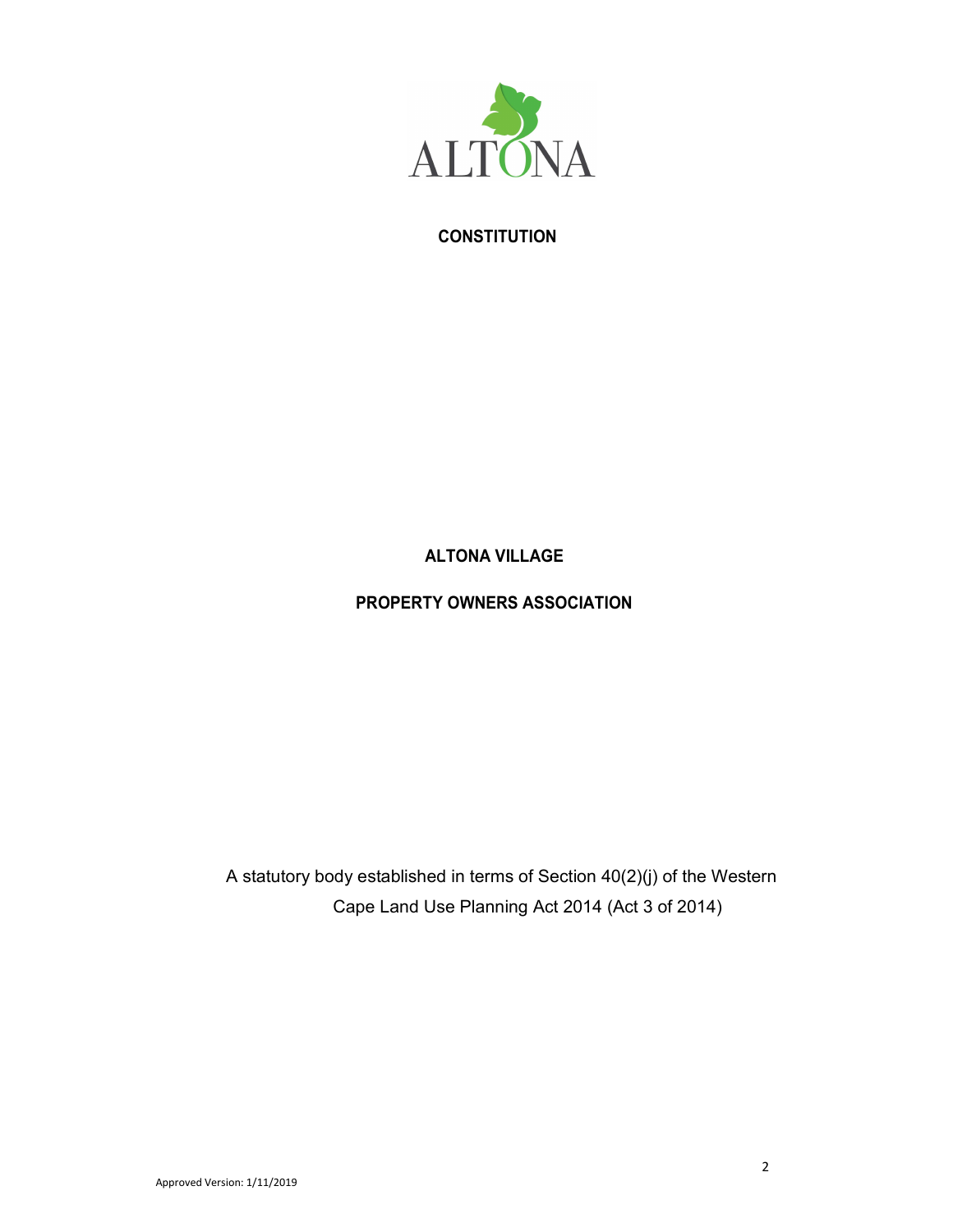ALTONA

# CONSTITUTION

## ALTONA VILLAGE

## PROPERTY OWNERS ASSOCIATION

A statutory body established in terms of Section 40(2)(j) of the Western Cape Land Use Planning Act 2014 (Act 3 of 2014)

Approved Version: 1/11/2019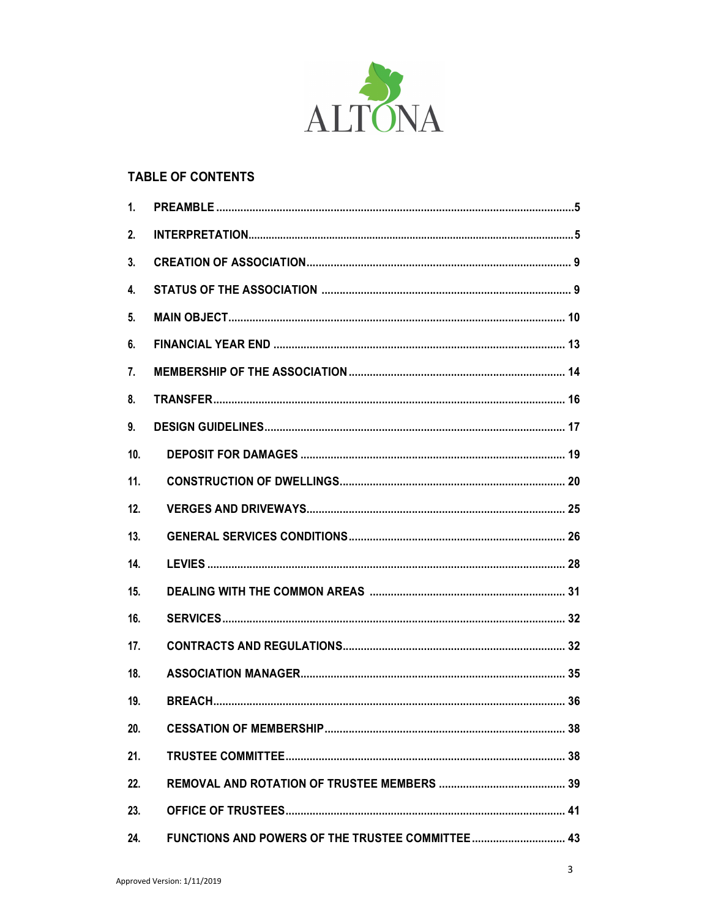ALTONA

## TABLE OF CONTENTS

| | | |
|---|---|---|
| 1. | PREAMBLE | 5 |
| 2. | INTERPRETATION | 5 |
| 3. | CREATION OF ASSOCIATION | 9 |
| 4. | STATUS OF THE ASSOCIATION | 9 |
| 5. | MAIN OBJECT | 10 |
| 6. | FINANCIAL YEAR END | 13 |
| 7. | MEMBERSHIP OF THE ASSOCIATION | 14 |
| 8. | TRANSFER | 16 |
| 9. | DESIGN GUIDELINES | 17 |
| 10. | DEPOSIT FOR DAMAGES | 19 |
| 11. | CONSTRUCTION OF DWELLINGS | 20 |
| 12. | VERGES AND DRIVEWAYS | 25 |
| 13. | GENERAL SERVICES CONDITIONS | 26 |
| 14. | LEVIES | 28 |
| 15. | DEALING WITH THE COMMON AREAS | 31 |
| 16. | SERVICES | 32 |
| 17. | CONTRACTS AND REGULATIONS | 32 |
| 18. | ASSOCIATION MANAGER | 35 |
| 19. | BREACH | 36 |
| 20. | CESSATION OF MEMBERSHIP | 38 |
| 21. | TRUSTEE COMMITTEE | 38 |
| 22. | REMOVAL AND ROTATION OF TRUSTEE MEMBERS | 39 |
| 23. | OFFICE OF TRUSTEES | 41 |
| 24. | FUNCTIONS AND POWERS OF THE TRUSTEE COMMITTEE | 43 |

Approved Version: 1/11/2019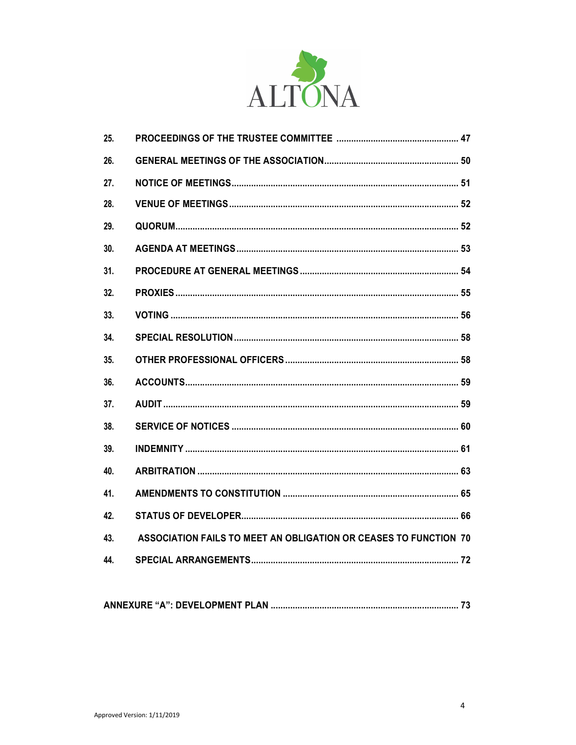| | | |
|---|---|---|
| 25. | PROCEEDINGS OF THE TRUSTEE COMMITTEE | 47 |
| 26. | GENERAL MEETINGS OF THE ASSOCIATION | 50 |
| 27. | NOTICE OF MEETINGS | 51 |
| 28. | VENUE OF MEETINGS | 52 |
| 29. | QUORUM | 52 |
| 30. | AGENDA AT MEETINGS | 53 |
| 31. | PROCEDURE AT GENERAL MEETINGS | 54 |
| 32. | PROXIES | 55 |
| 33. | VOTING | 56 |
| 34. | SPECIAL RESOLUTION | 58 |
| 35. | OTHER PROFESSIONAL OFFICERS | 58 |
| 36. | ACCOUNTS | 59 |
| 37. | AUDIT | 59 |
| 38. | SERVICE OF NOTICES | 60 |
| 39. | INDEMNITY | 61 |
| 40. | ARBITRATION | 63 |
| 41. | AMENDMENTS TO CONSTITUTION | 65 |
| 42. | STATUS OF DEVELOPER | 66 |
| 43. | ASSOCIATION FAILS TO MEET AN OBLIGATION OR CEASES TO FUNCTION | 70 |
| 44. | SPECIAL ARRANGEMENTS | 72 |

ANNEXURE "A": DEVELOPMENT PLAN ........ 73

Approved Version: 1/11/2019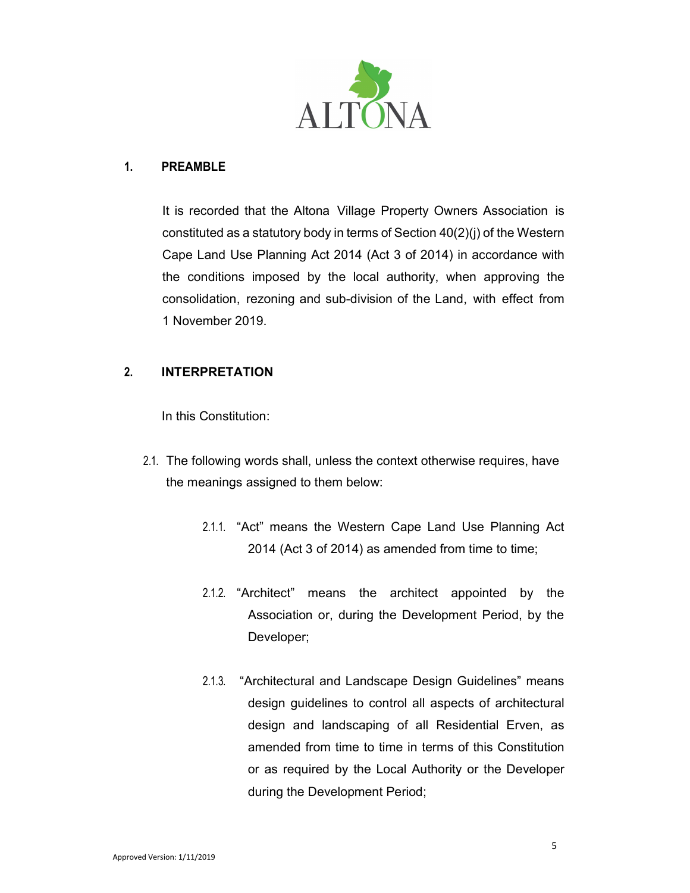## 1. PREAMBLE

It is recorded that the Altona Village Property Owners Association is constituted as a statutory body in terms of Section 40(2)(j) of the Western Cape Land Use Planning Act 2014 (Act 3 of 2014) in accordance with the conditions imposed by the local authority, when approving the consolidation, rezoning and sub-division of the Land, with effect from 1 November 2019.

## 2. INTERPRETATION

In this Constitution:

2.1. The following words shall, unless the context otherwise requires, have the meanings assigned to them below:

2.1.1. "Act" means the Western Cape Land Use Planning Act 2014 (Act 3 of 2014) as amended from time to time;

2.1.2. "Architect" means the architect appointed by the Association or, during the Development Period, by the Developer;

2.1.3. "Architectural and Landscape Design Guidelines" means design guidelines to control all aspects of architectural design and landscaping of all Residential Erven, as amended from time to time in terms of this Constitution or as required by the Local Authority or the Developer during the Development Period;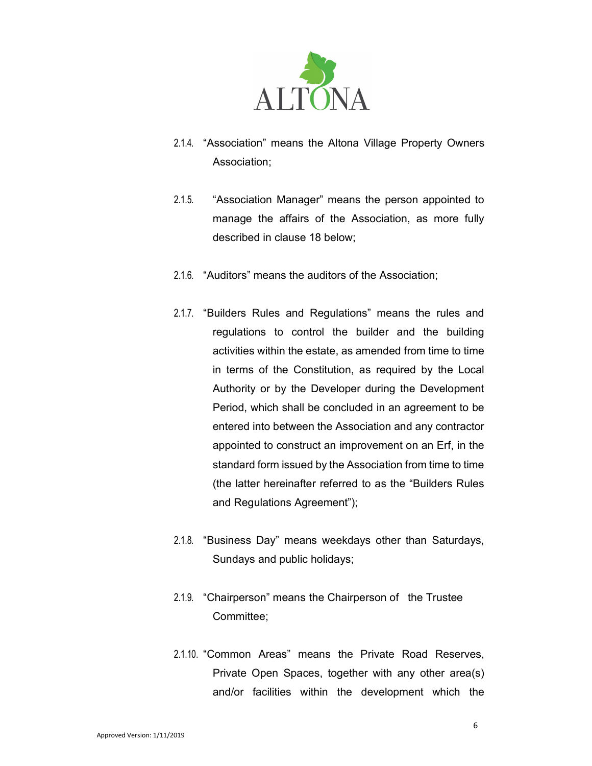2.1.4. "Association" means the Altona Village Property Owners Association;

2.1.5. "Association Manager" means the person appointed to manage the affairs of the Association, as more fully described in clause 18 below;

2.1.6. "Auditors" means the auditors of the Association;

2.1.7. "Builders Rules and Regulations" means the rules and regulations to control the builder and the building activities within the estate, as amended from time to time in terms of the Constitution, as required by the Local Authority or by the Developer during the Development Period, which shall be concluded in an agreement to be entered into between the Association and any contractor appointed to construct an improvement on an Erf, in the standard form issued by the Association from time to time (the latter hereinafter referred to as the "Builders Rules and Regulations Agreement");

2.1.8. "Business Day" means weekdays other than Saturdays, Sundays and public holidays;

2.1.9. "Chairperson" means the Chairperson of the Trustee Committee;

2.1.10. "Common Areas" means the Private Road Reserves, Private Open Spaces, together with any other area(s) and/or facilities within the development which the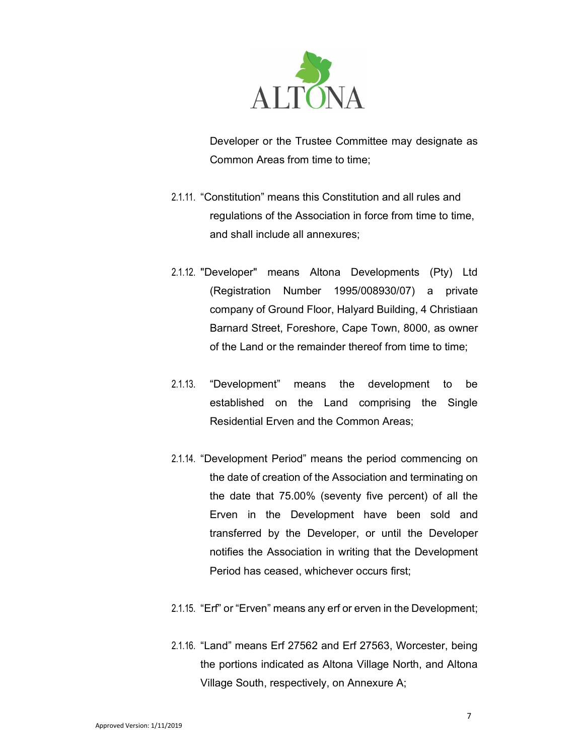Developer or the Trustee Committee may designate as Common Areas from time to time;

2.1.11. "Constitution" means this Constitution and all rules and regulations of the Association in force from time to time, and shall include all annexures;

2.1.12. "Developer" means Altona Developments (Pty) Ltd (Registration Number 1995/008930/07) a private company of Ground Floor, Halyard Building, 4 Christiaan Barnard Street, Foreshore, Cape Town, 8000, as owner of the Land or the remainder thereof from time to time;

2.1.13. "Development" means the development to be established on the Land comprising the Single Residential Erven and the Common Areas;

2.1.14. "Development Period" means the period commencing on the date of creation of the Association and terminating on the date that 75.00% (seventy five percent) of all the Erven in the Development have been sold and transferred by the Developer, or until the Developer notifies the Association in writing that the Development Period has ceased, whichever occurs first;

2.1.15. "Erf" or "Erven" means any erf or erven in the Development;

2.1.16. "Land" means Erf 27562 and Erf 27563, Worcester, being the portions indicated as Altona Village North, and Altona Village South, respectively, on Annexure A;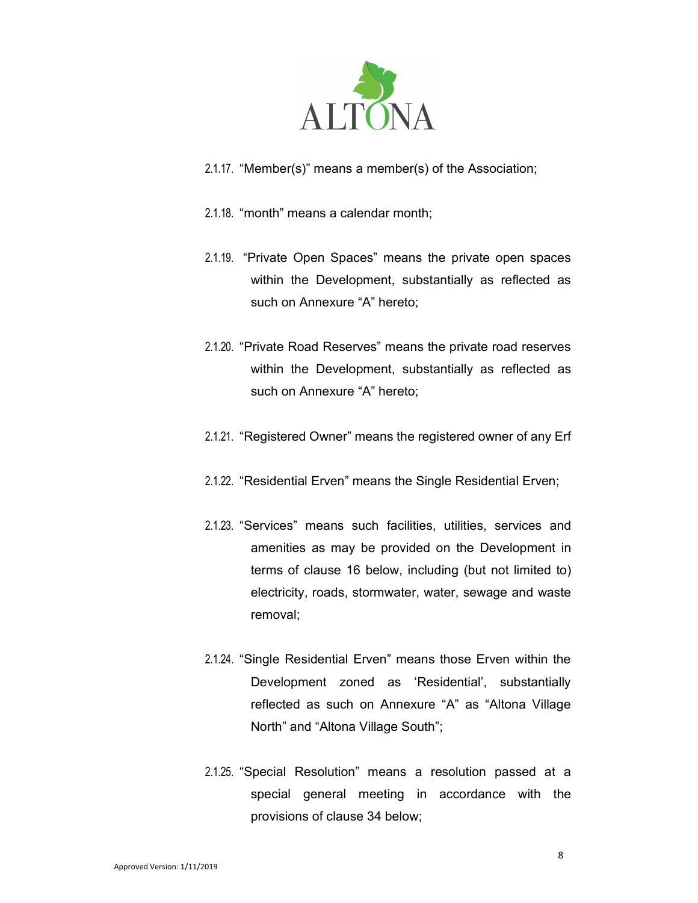2.1.17. "Member(s)" means a member(s) of the Association;

2.1.18. "month" means a calendar month;

2.1.19. "Private Open Spaces" means the private open spaces within the Development, substantially as reflected as such on Annexure "A" hereto;

2.1.20. "Private Road Reserves" means the private road reserves within the Development, substantially as reflected as such on Annexure "A" hereto;

2.1.21. "Registered Owner" means the registered owner of any Erf

2.1.22. "Residential Erven" means the Single Residential Erven;

2.1.23. "Services" means such facilities, utilities, services and amenities as may be provided on the Development in terms of clause 16 below, including (but not limited to) electricity, roads, stormwater, water, sewage and waste removal;

2.1.24. "Single Residential Erven" means those Erven within the Development zoned as 'Residential', substantially reflected as such on Annexure "A" as "Altona Village North" and "Altona Village South";

2.1.25. "Special Resolution" means a resolution passed at a special general meeting in accordance with the provisions of clause 34 below;

Approved Version: 1/11/2019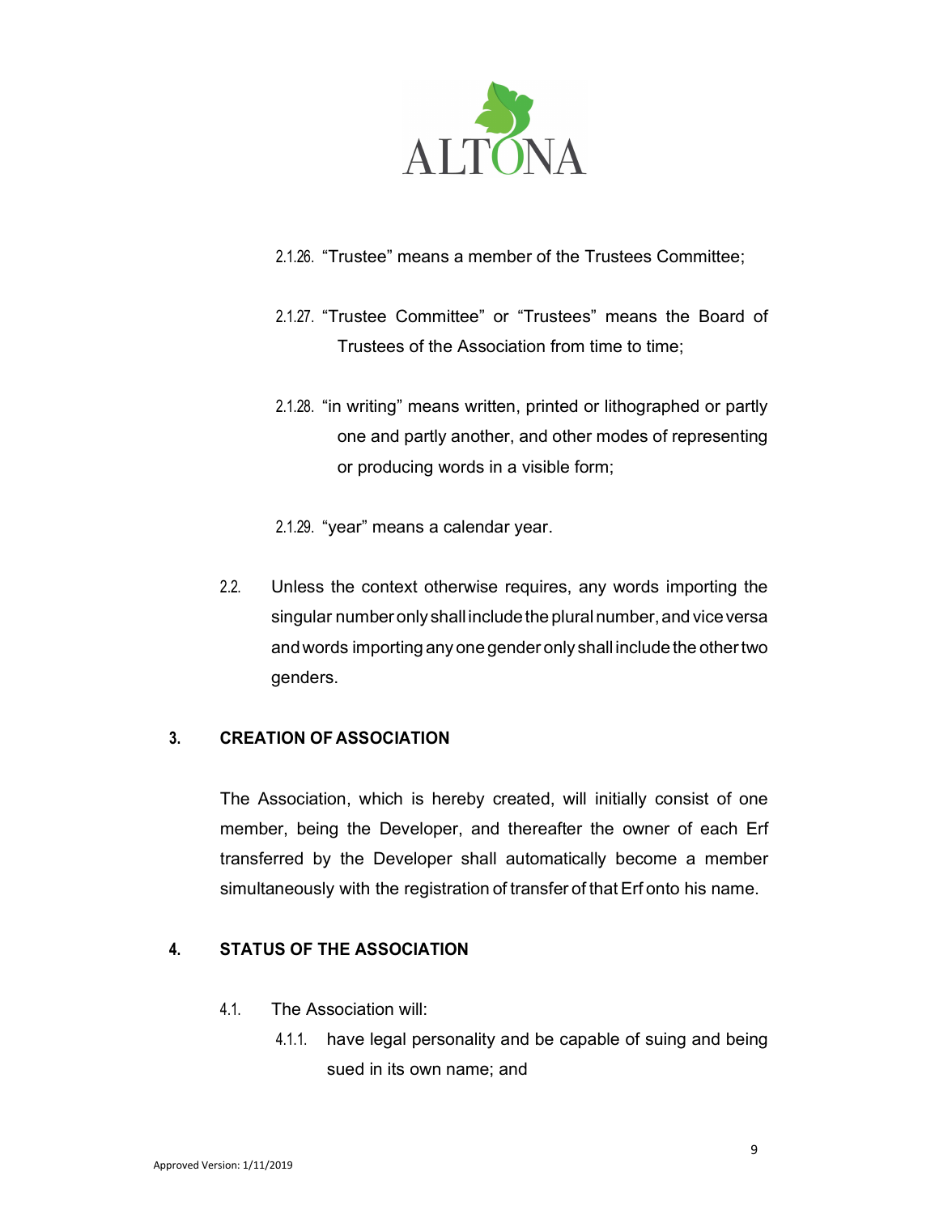2.1.26. "Trustee" means a member of the Trustees Committee;

2.1.27. "Trustee Committee" or "Trustees" means the Board of Trustees of the Association from time to time;

2.1.28. "in writing" means written, printed or lithographed or partly one and partly another, and other modes of representing or producing words in a visible form;

2.1.29. "year" means a calendar year.

2.2. Unless the context otherwise requires, any words importing the singular number only shall include the plural number, and vice versa and words importing any one gender only shall include the other two genders.

## 3. CREATION OF ASSOCIATION

The Association, which is hereby created, will initially consist of one member, being the Developer, and thereafter the owner of each Erf transferred by the Developer shall automatically become a member simultaneously with the registration of transfer of that Erf onto his name.

## 4. STATUS OF THE ASSOCIATION

4.1. The Association will:

4.1.1. have legal personality and be capable of suing and being sued in its own name; and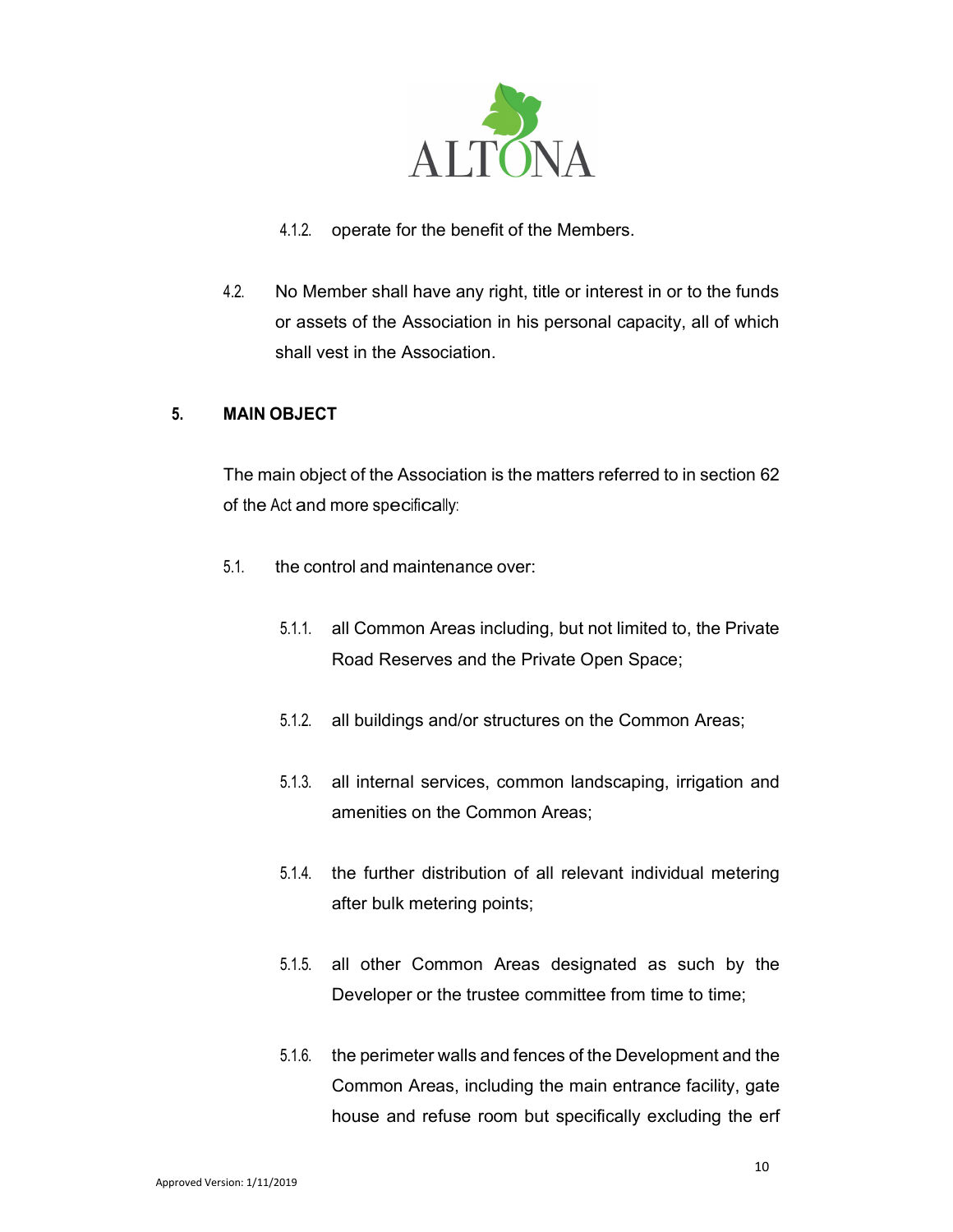4.1.2. operate for the benefit of the Members.

4.2. No Member shall have any right, title or interest in or to the funds or assets of the Association in his personal capacity, all of which shall vest in the Association.

## 5. MAIN OBJECT

The main object of the Association is the matters referred to in section 62 of the Act and more specifically:

5.1. the control and maintenance over:

5.1.1. all Common Areas including, but not limited to, the Private Road Reserves and the Private Open Space;

5.1.2. all buildings and/or structures on the Common Areas;

5.1.3. all internal services, common landscaping, irrigation and amenities on the Common Areas;

5.1.4. the further distribution of all relevant individual metering after bulk metering points;

5.1.5. all other Common Areas designated as such by the Developer or the trustee committee from time to time;

5.1.6. the perimeter walls and fences of the Development and the Common Areas, including the main entrance facility, gate house and refuse room but specifically excluding the erf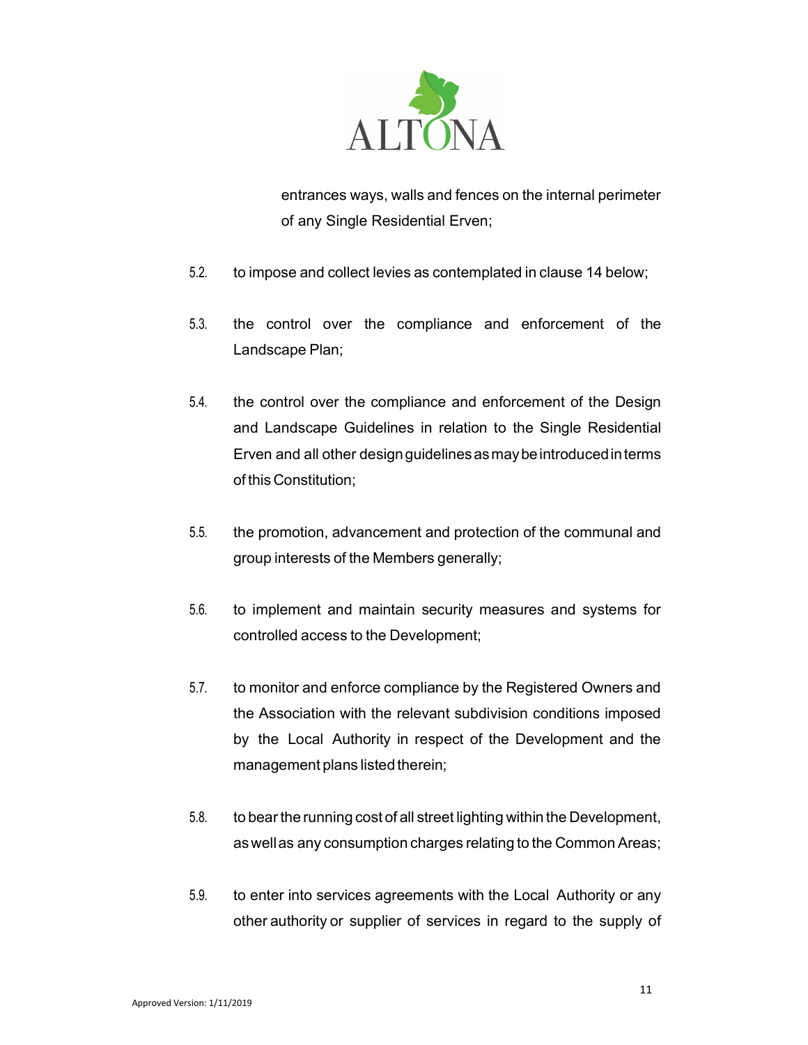entrances ways, walls and fences on the internal perimeter of any Single Residential Erven;

5.2. to impose and collect levies as contemplated in clause 14 below;

5.3. the control over the compliance and enforcement of the Landscape Plan;

5.4. the control over the compliance and enforcement of the Design and Landscape Guidelines in relation to the Single Residential Erven and all other design guidelines as may be introduced in terms of this Constitution;

5.5. the promotion, advancement and protection of the communal and group interests of the Members generally;

5.6. to implement and maintain security measures and systems for controlled access to the Development;

5.7. to monitor and enforce compliance by the Registered Owners and the Association with the relevant subdivision conditions imposed by the Local Authority in respect of the Development and the management plans listed therein;

5.8. to bear the running cost of all street lighting within the Development, as well as any consumption charges relating to the Common Areas;

5.9. to enter into services agreements with the Local Authority or any other authority or supplier of services in regard to the supply of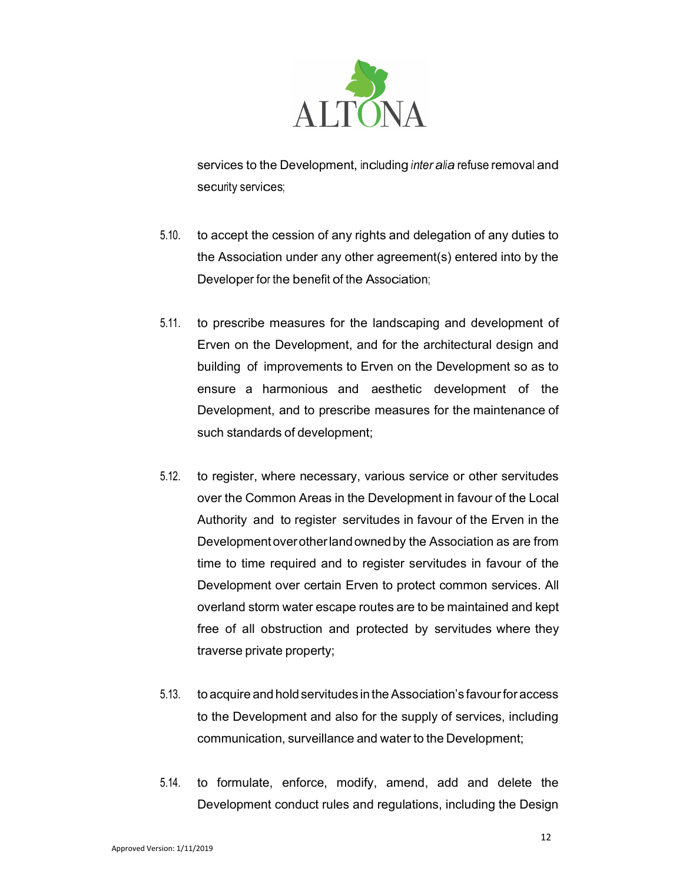services to the Development, including *inter alia* refuse removal and security services;

5.10. to accept the cession of any rights and delegation of any duties to the Association under any other agreement(s) entered into by the Developer for the benefit of the Association;

5.11. to prescribe measures for the landscaping and development of Erven on the Development, and for the architectural design and building of improvements to Erven on the Development so as to ensure a harmonious and aesthetic development of the Development, and to prescribe measures for the maintenance of such standards of development;

5.12. to register, where necessary, various service or other servitudes over the Common Areas in the Development in favour of the Local Authority and to register servitudes in favour of the Erven in the Development over other land owned by the Association as are from time to time required and to register servitudes in favour of the Development over certain Erven to protect common services. All overland storm water escape routes are to be maintained and kept free of all obstruction and protected by servitudes where they traverse private property;

5.13. to acquire and hold servitudes in the Association's favour for access to the Development and also for the supply of services, including communication, surveillance and water to the Development;

5.14. to formulate, enforce, modify, amend, add and delete the Development conduct rules and regulations, including the Design

Approved Version: 1/11/2019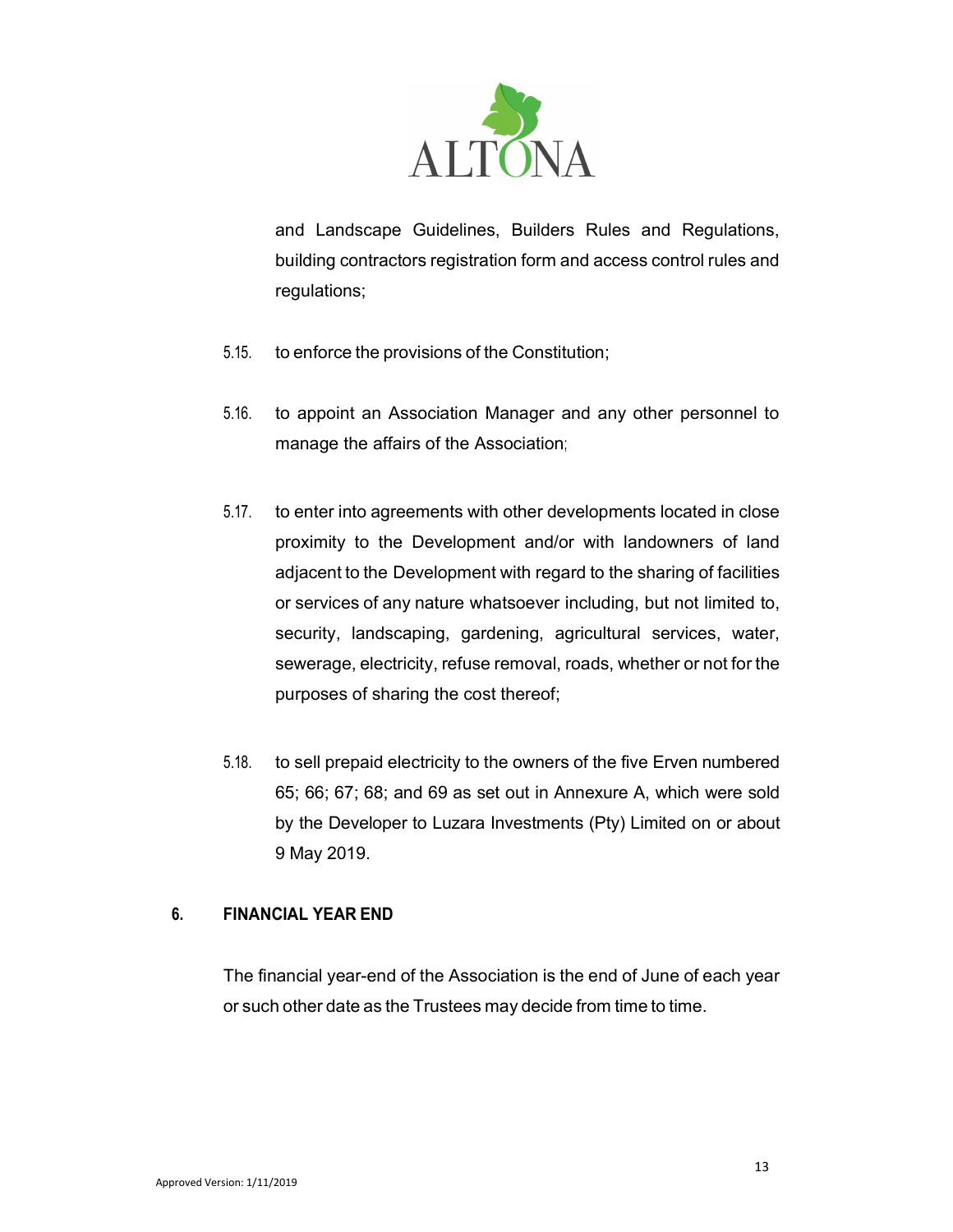and Landscape Guidelines, Builders Rules and Regulations, building contractors registration form and access control rules and regulations;

5.15. to enforce the provisions of the Constitution;

5.16. to appoint an Association Manager and any other personnel to manage the affairs of the Association;

5.17. to enter into agreements with other developments located in close proximity to the Development and/or with landowners of land adjacent to the Development with regard to the sharing of facilities or services of any nature whatsoever including, but not limited to, security, landscaping, gardening, agricultural services, water, sewerage, electricity, refuse removal, roads, whether or not for the purposes of sharing the cost thereof;

5.18. to sell prepaid electricity to the owners of the five Erven numbered 65; 66; 67; 68; and 69 as set out in Annexure A, which were sold by the Developer to Luzara Investments (Pty) Limited on or about 9 May 2019.

## 6. FINANCIAL YEAR END

The financial year-end of the Association is the end of June of each year or such other date as the Trustees may decide from time to time.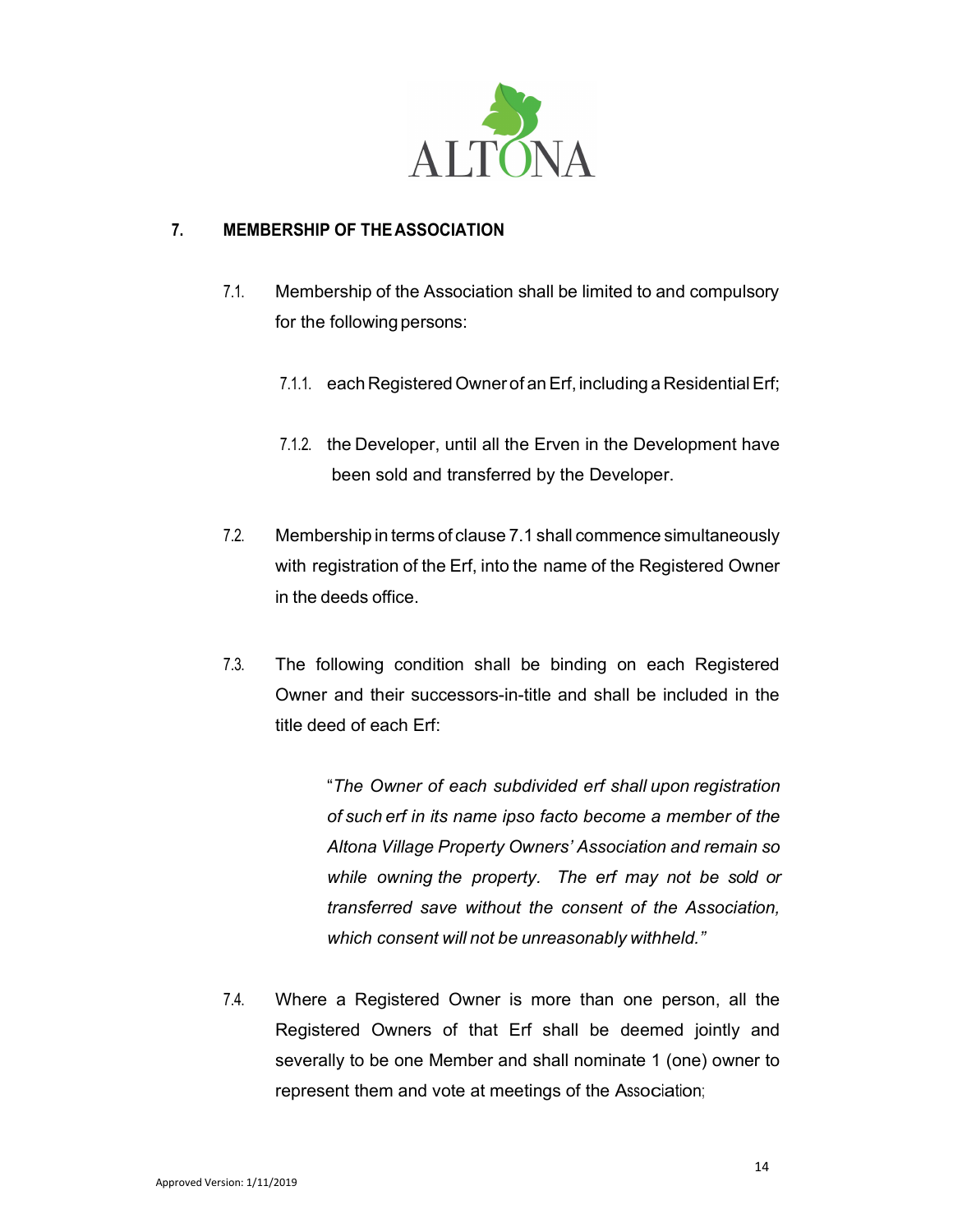## 7. MEMBERSHIP OF THE ASSOCIATION

7.1. Membership of the Association shall be limited to and compulsory for the following persons:

7.1.1. each Registered Owner of an Erf, including a Residential Erf;

7.1.2. the Developer, until all the Erven in the Development have been sold and transferred by the Developer.

7.2. Membership in terms of clause 7.1 shall commence simultaneously with registration of the Erf, into the name of the Registered Owner in the deeds office.

7.3. The following condition shall be binding on each Registered Owner and their successors-in-title and shall be included in the title deed of each Erf:

> "*The Owner of each subdivided erf shall upon registration of such erf in its name ipso facto become a member of the Altona Village Property Owners' Association and remain so while owning the property. The erf may not be sold or transferred save without the consent of the Association, which consent will not be unreasonably withheld.*"

7.4. Where a Registered Owner is more than one person, all the Registered Owners of that Erf shall be deemed jointly and severally to be one Member and shall nominate 1 (one) owner to represent them and vote at meetings of the Association;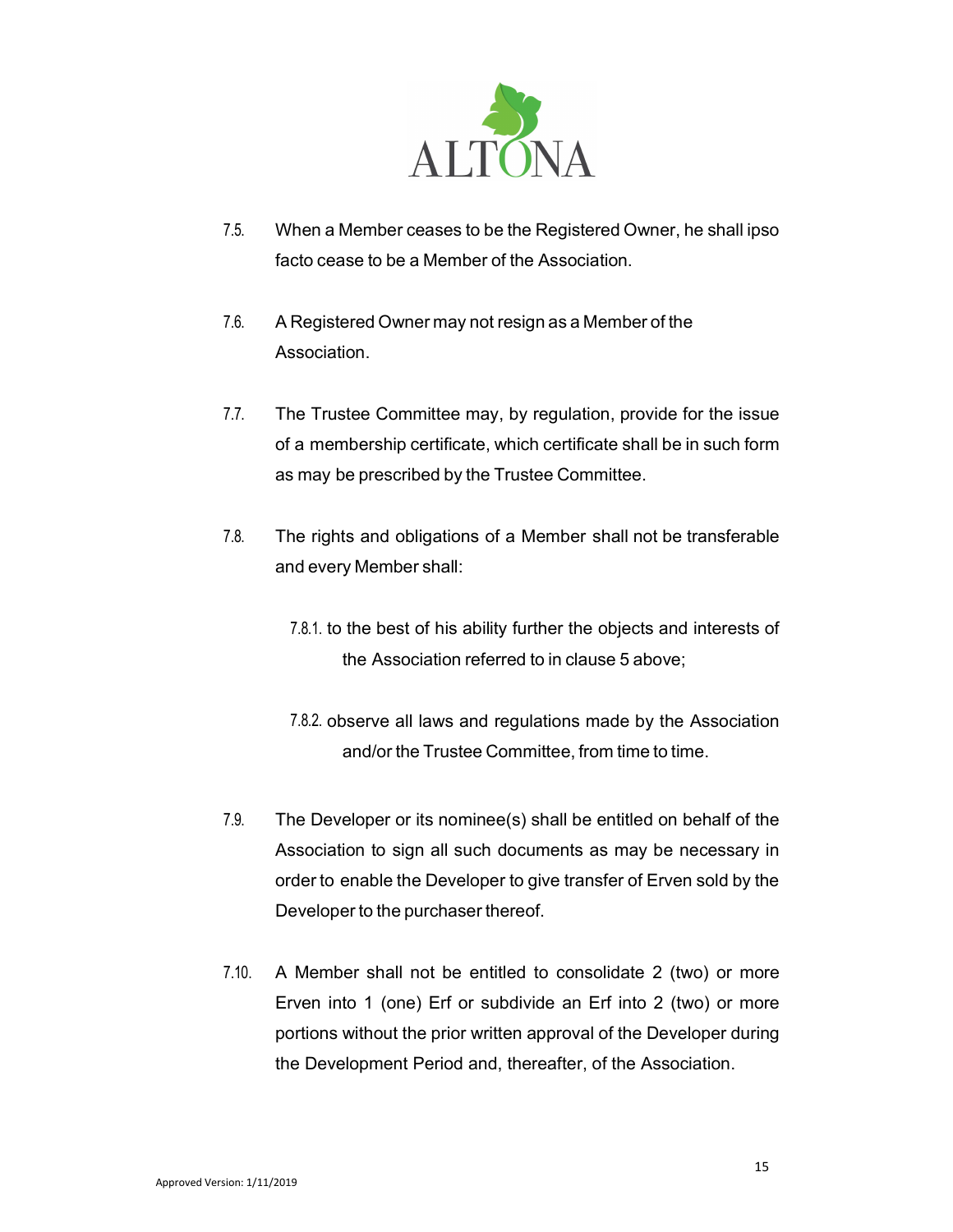7.5. When a Member ceases to be the Registered Owner, he shall ipso facto cease to be a Member of the Association.

7.6. A Registered Owner may not resign as a Member of the Association.

7.7. The Trustee Committee may, by regulation, provide for the issue of a membership certificate, which certificate shall be in such form as may be prescribed by the Trustee Committee.

7.8. The rights and obligations of a Member shall not be transferable and every Member shall:

  7.8.1. to the best of his ability further the objects and interests of the Association referred to in clause 5 above;

  7.8.2. observe all laws and regulations made by the Association and/or the Trustee Committee, from time to time.

7.9. The Developer or its nominee(s) shall be entitled on behalf of the Association to sign all such documents as may be necessary in order to enable the Developer to give transfer of Erven sold by the Developer to the purchaser thereof.

7.10. A Member shall not be entitled to consolidate 2 (two) or more Erven into 1 (one) Erf or subdivide an Erf into 2 (two) or more portions without the prior written approval of the Developer during the Development Period and, thereafter, of the Association.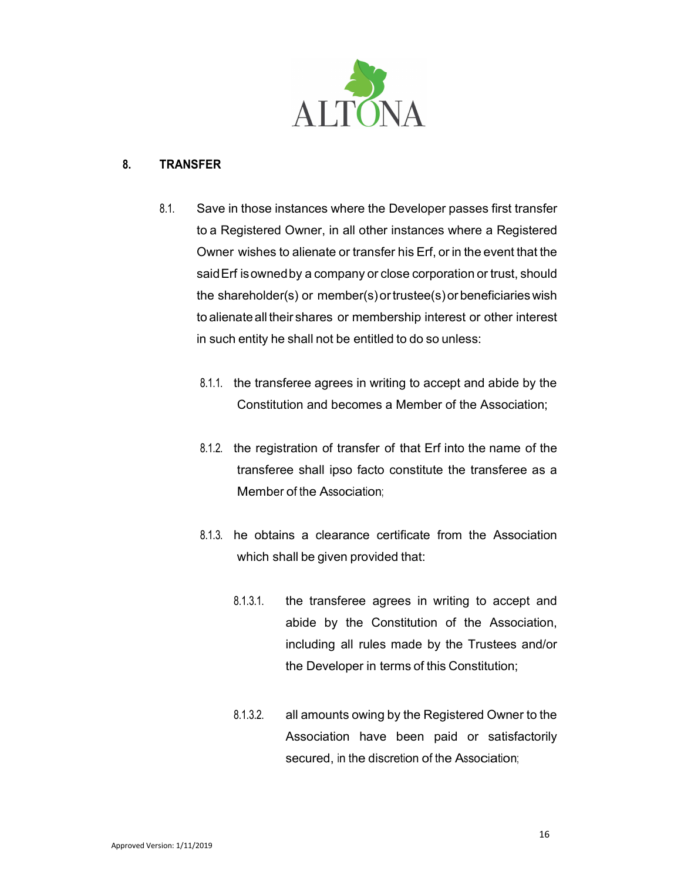## 8. TRANSFER

8.1. Save in those instances where the Developer passes first transfer to a Registered Owner, in all other instances where a Registered Owner wishes to alienate or transfer his Erf, or in the event that the said Erf is owned by a company or close corporation or trust, should the shareholder(s) or member(s) or trustee(s) or beneficiaries wish to alienate all their shares or membership interest or other interest in such entity he shall not be entitled to do so unless:

8.1.1. the transferee agrees in writing to accept and abide by the Constitution and becomes a Member of the Association;

8.1.2. the registration of transfer of that Erf into the name of the transferee shall ipso facto constitute the transferee as a Member of the Association;

8.1.3. he obtains a clearance certificate from the Association which shall be given provided that:

8.1.3.1. the transferee agrees in writing to accept and abide by the Constitution of the Association, including all rules made by the Trustees and/or the Developer in terms of this Constitution;

8.1.3.2. all amounts owing by the Registered Owner to the Association have been paid or satisfactorily secured, in the discretion of the Association;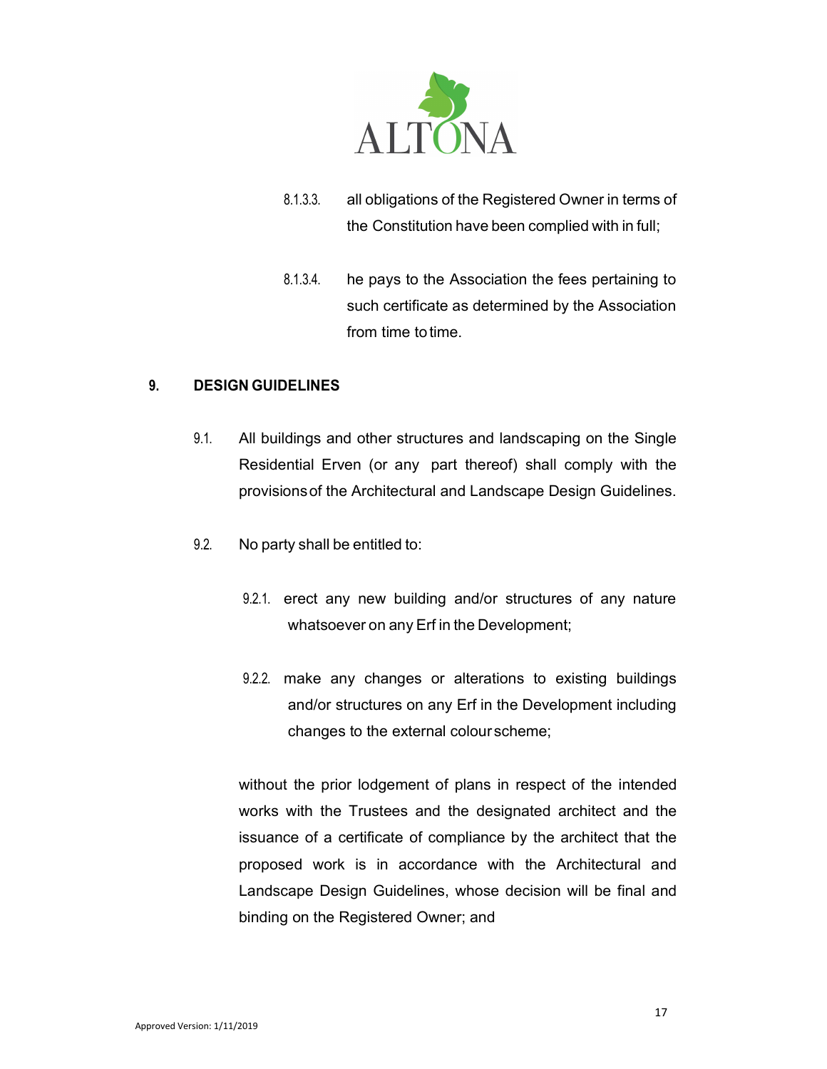8.1.3.3. all obligations of the Registered Owner in terms of the Constitution have been complied with in full;

8.1.3.4. he pays to the Association the fees pertaining to such certificate as determined by the Association from time to time.

## 9. DESIGN GUIDELINES

9.1. All buildings and other structures and landscaping on the Single Residential Erven (or any part thereof) shall comply with the provisions of the Architectural and Landscape Design Guidelines.

9.2. No party shall be entitled to:

9.2.1. erect any new building and/or structures of any nature whatsoever on any Erf in the Development;

9.2.2. make any changes or alterations to existing buildings and/or structures on any Erf in the Development including changes to the external colour scheme;

without the prior lodgement of plans in respect of the intended works with the Trustees and the designated architect and the issuance of a certificate of compliance by the architect that the proposed work is in accordance with the Architectural and Landscape Design Guidelines, whose decision will be final and binding on the Registered Owner; and

Approved Version: 1/11/2019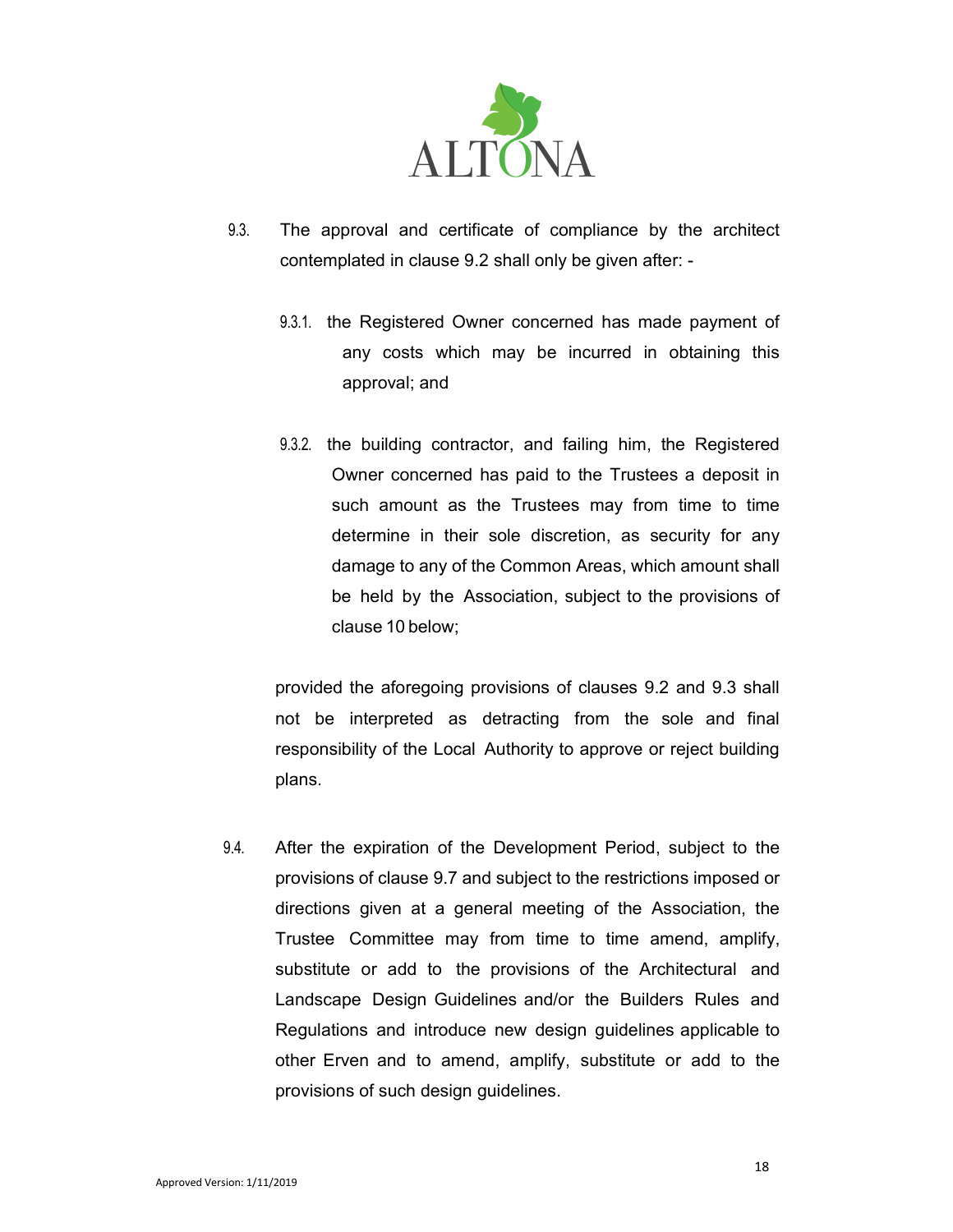9.3. The approval and certificate of compliance by the architect contemplated in clause 9.2 shall only be given after: -

9.3.1. the Registered Owner concerned has made payment of any costs which may be incurred in obtaining this approval; and

9.3.2. the building contractor, and failing him, the Registered Owner concerned has paid to the Trustees a deposit in such amount as the Trustees may from time to time determine in their sole discretion, as security for any damage to any of the Common Areas, which amount shall be held by the Association, subject to the provisions of clause 10 below;

provided the aforegoing provisions of clauses 9.2 and 9.3 shall not be interpreted as detracting from the sole and final responsibility of the Local Authority to approve or reject building plans.

9.4. After the expiration of the Development Period, subject to the provisions of clause 9.7 and subject to the restrictions imposed or directions given at a general meeting of the Association, the Trustee Committee may from time to time amend, amplify, substitute or add to the provisions of the Architectural and Landscape Design Guidelines and/or the Builders Rules and Regulations and introduce new design guidelines applicable to other Erven and to amend, amplify, substitute or add to the provisions of such design guidelines.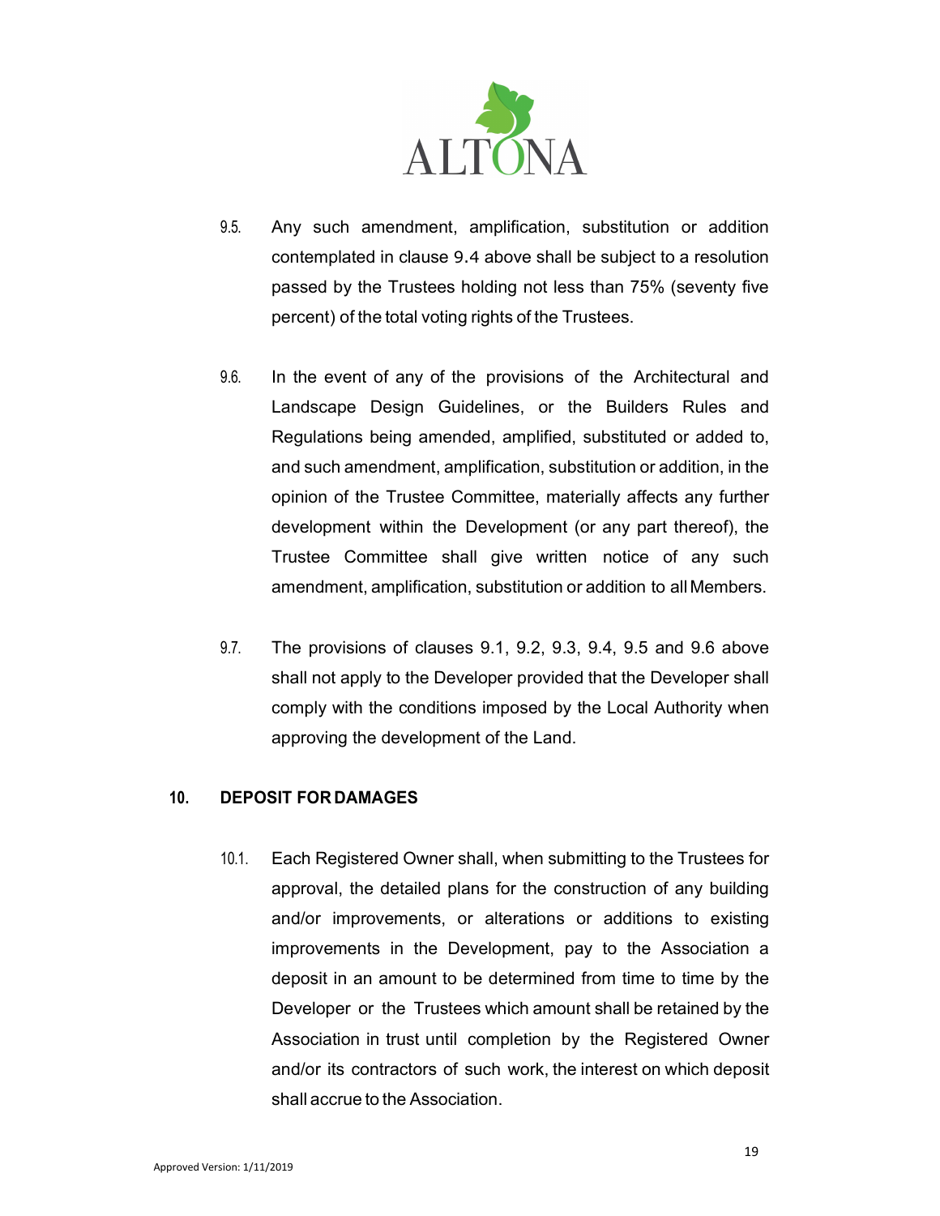9.5. Any such amendment, amplification, substitution or addition contemplated in clause 9.4 above shall be subject to a resolution passed by the Trustees holding not less than 75% (seventy five percent) of the total voting rights of the Trustees.

9.6. In the event of any of the provisions of the Architectural and Landscape Design Guidelines, or the Builders Rules and Regulations being amended, amplified, substituted or added to, and such amendment, amplification, substitution or addition, in the opinion of the Trustee Committee, materially affects any further development within the Development (or any part thereof), the Trustee Committee shall give written notice of any such amendment, amplification, substitution or addition to all Members.

9.7. The provisions of clauses 9.1, 9.2, 9.3, 9.4, 9.5 and 9.6 above shall not apply to the Developer provided that the Developer shall comply with the conditions imposed by the Local Authority when approving the development of the Land.

## 10. DEPOSIT FOR DAMAGES

10.1. Each Registered Owner shall, when submitting to the Trustees for approval, the detailed plans for the construction of any building and/or improvements, or alterations or additions to existing improvements in the Development, pay to the Association a deposit in an amount to be determined from time to time by the Developer or the Trustees which amount shall be retained by the Association in trust until completion by the Registered Owner and/or its contractors of such work, the interest on which deposit shall accrue to the Association.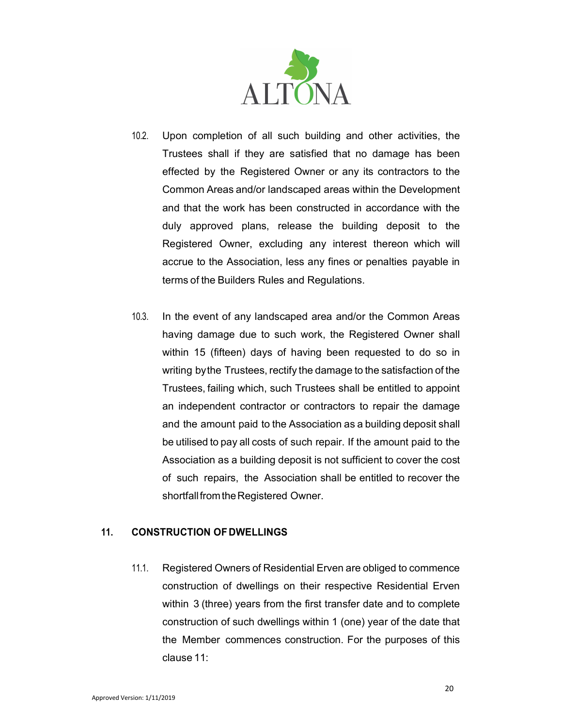10.2. Upon completion of all such building and other activities, the Trustees shall if they are satisfied that no damage has been effected by the Registered Owner or any its contractors to the Common Areas and/or landscaped areas within the Development and that the work has been constructed in accordance with the duly approved plans, release the building deposit to the Registered Owner, excluding any interest thereon which will accrue to the Association, less any fines or penalties payable in terms of the Builders Rules and Regulations.

10.3. In the event of any landscaped area and/or the Common Areas having damage due to such work, the Registered Owner shall within 15 (fifteen) days of having been requested to do so in writing by the Trustees, rectify the damage to the satisfaction of the Trustees, failing which, such Trustees shall be entitled to appoint an independent contractor or contractors to repair the damage and the amount paid to the Association as a building deposit shall be utilised to pay all costs of such repair. If the amount paid to the Association as a building deposit is not sufficient to cover the cost of such repairs, the Association shall be entitled to recover the shortfall from the Registered Owner.

## 11. CONSTRUCTION OF DWELLINGS

11.1. Registered Owners of Residential Erven are obliged to commence construction of dwellings on their respective Residential Erven within 3 (three) years from the first transfer date and to complete construction of such dwellings within 1 (one) year of the date that the Member commences construction. For the purposes of this clause 11:

Approved Version: 1/11/2019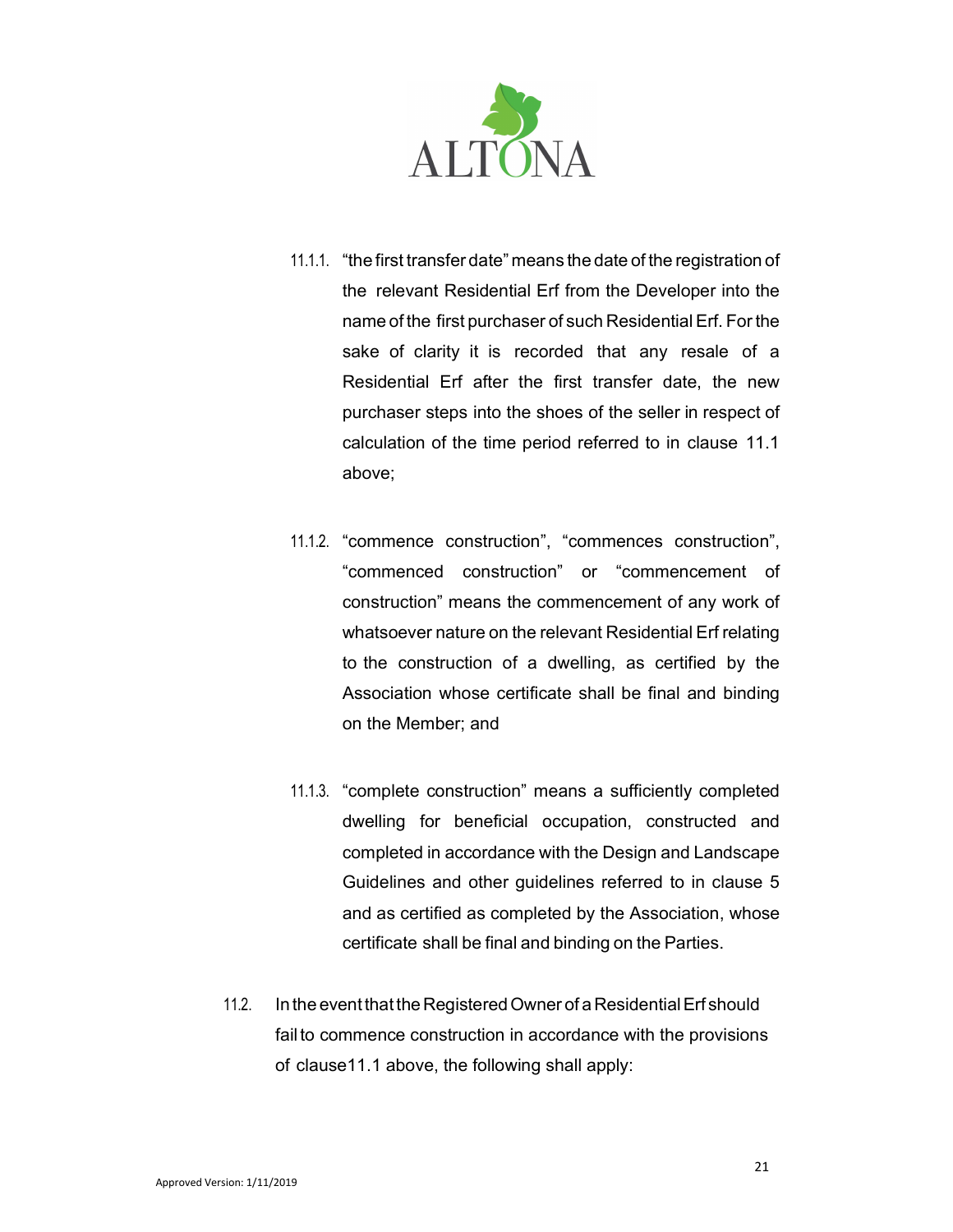11.1.1. "the first transfer date" means the date of the registration of the relevant Residential Erf from the Developer into the name of the first purchaser of such Residential Erf. For the sake of clarity it is recorded that any resale of a Residential Erf after the first transfer date, the new purchaser steps into the shoes of the seller in respect of calculation of the time period referred to in clause 11.1 above;

11.1.2. "commence construction", "commences construction", "commenced construction" or "commencement of construction" means the commencement of any work of whatsoever nature on the relevant Residential Erf relating to the construction of a dwelling, as certified by the Association whose certificate shall be final and binding on the Member; and

11.1.3. "complete construction" means a sufficiently completed dwelling for beneficial occupation, constructed and completed in accordance with the Design and Landscape Guidelines and other guidelines referred to in clause 5 and as certified as completed by the Association, whose certificate shall be final and binding on the Parties.

11.2. In the event that the Registered Owner of a Residential Erf should fail to commence construction in accordance with the provisions of clause11.1 above, the following shall apply: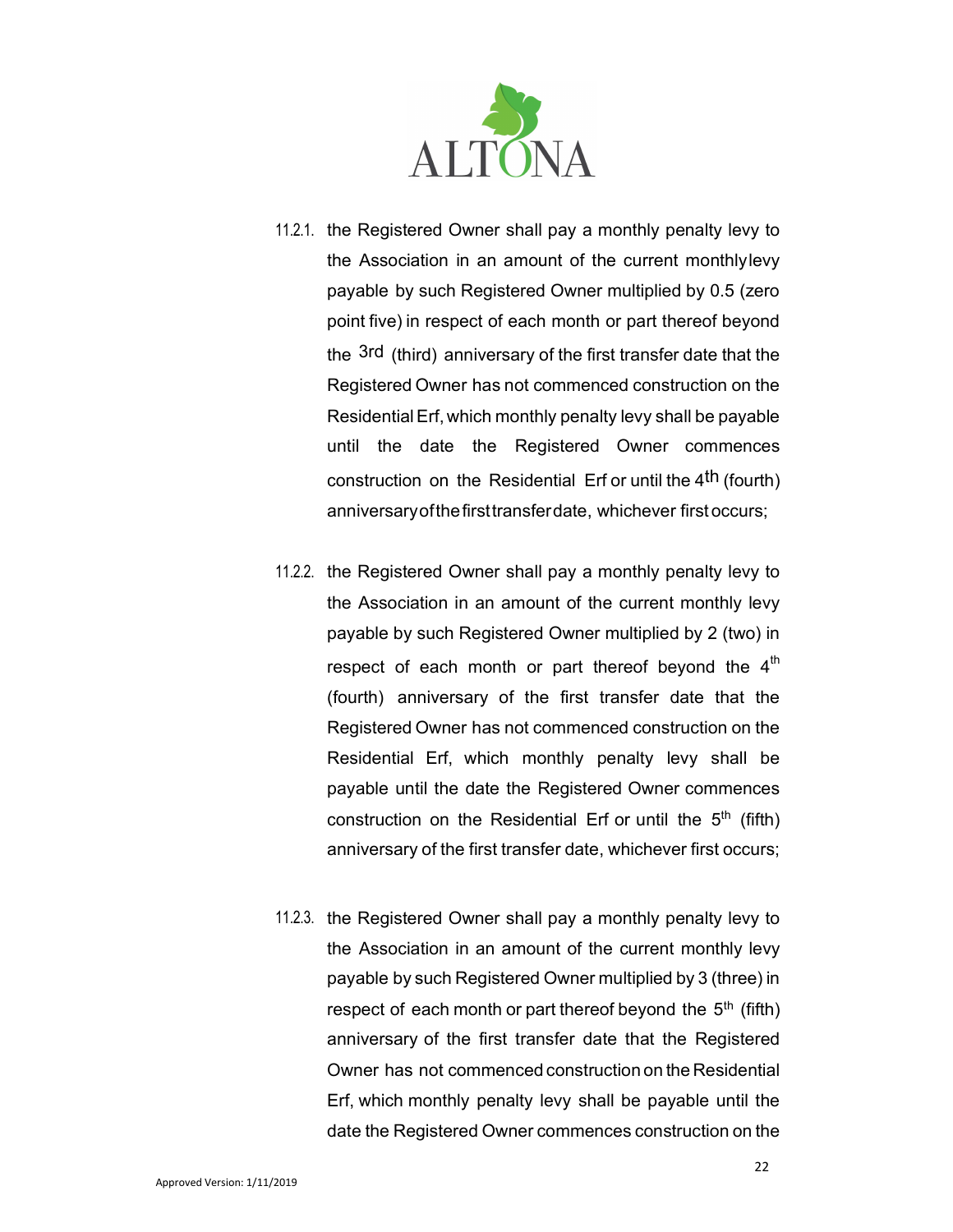11.2.1. the Registered Owner shall pay a monthly penalty levy to the Association in an amount of the current monthly levy payable by such Registered Owner multiplied by 0.5 (zero point five) in respect of each month or part thereof beyond the 3rd (third) anniversary of the first transfer date that the Registered Owner has not commenced construction on the Residential Erf, which monthly penalty levy shall be payable until the date the Registered Owner commences construction on the Residential Erf or until the 4th (fourth) anniversary of the first transfer date, whichever first occurs;

11.2.2. the Registered Owner shall pay a monthly penalty levy to the Association in an amount of the current monthly levy payable by such Registered Owner multiplied by 2 (two) in respect of each month or part thereof beyond the 4th (fourth) anniversary of the first transfer date that the Registered Owner has not commenced construction on the Residential Erf, which monthly penalty levy shall be payable until the date the Registered Owner commences construction on the Residential Erf or until the 5th (fifth) anniversary of the first transfer date, whichever first occurs;

11.2.3. the Registered Owner shall pay a monthly penalty levy to the Association in an amount of the current monthly levy payable by such Registered Owner multiplied by 3 (three) in respect of each month or part thereof beyond the 5th (fifth) anniversary of the first transfer date that the Registered Owner has not commenced construction on the Residential Erf, which monthly penalty levy shall be payable until the date the Registered Owner commences construction on the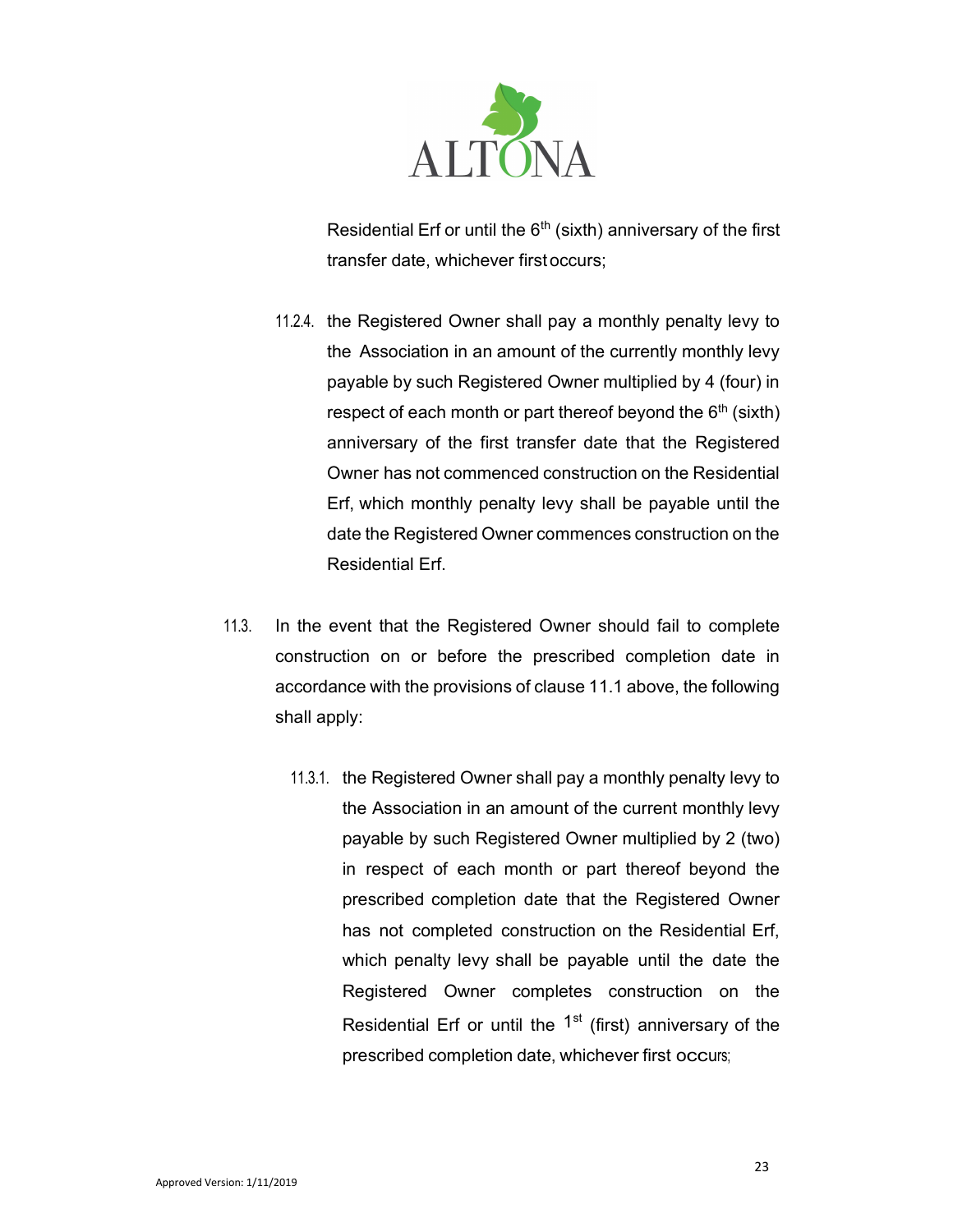Residential Erf or until the 6th (sixth) anniversary of the first transfer date, whichever first occurs;

11.2.4. the Registered Owner shall pay a monthly penalty levy to the Association in an amount of the currently monthly levy payable by such Registered Owner multiplied by 4 (four) in respect of each month or part thereof beyond the 6th (sixth) anniversary of the first transfer date that the Registered Owner has not commenced construction on the Residential Erf, which monthly penalty levy shall be payable until the date the Registered Owner commences construction on the Residential Erf.

11.3. In the event that the Registered Owner should fail to complete construction on or before the prescribed completion date in accordance with the provisions of clause 11.1 above, the following shall apply:

11.3.1. the Registered Owner shall pay a monthly penalty levy to the Association in an amount of the current monthly levy payable by such Registered Owner multiplied by 2 (two) in respect of each month or part thereof beyond the prescribed completion date that the Registered Owner has not completed construction on the Residential Erf, which penalty levy shall be payable until the date the Registered Owner completes construction on the Residential Erf or until the 1st (first) anniversary of the prescribed completion date, whichever first occurs;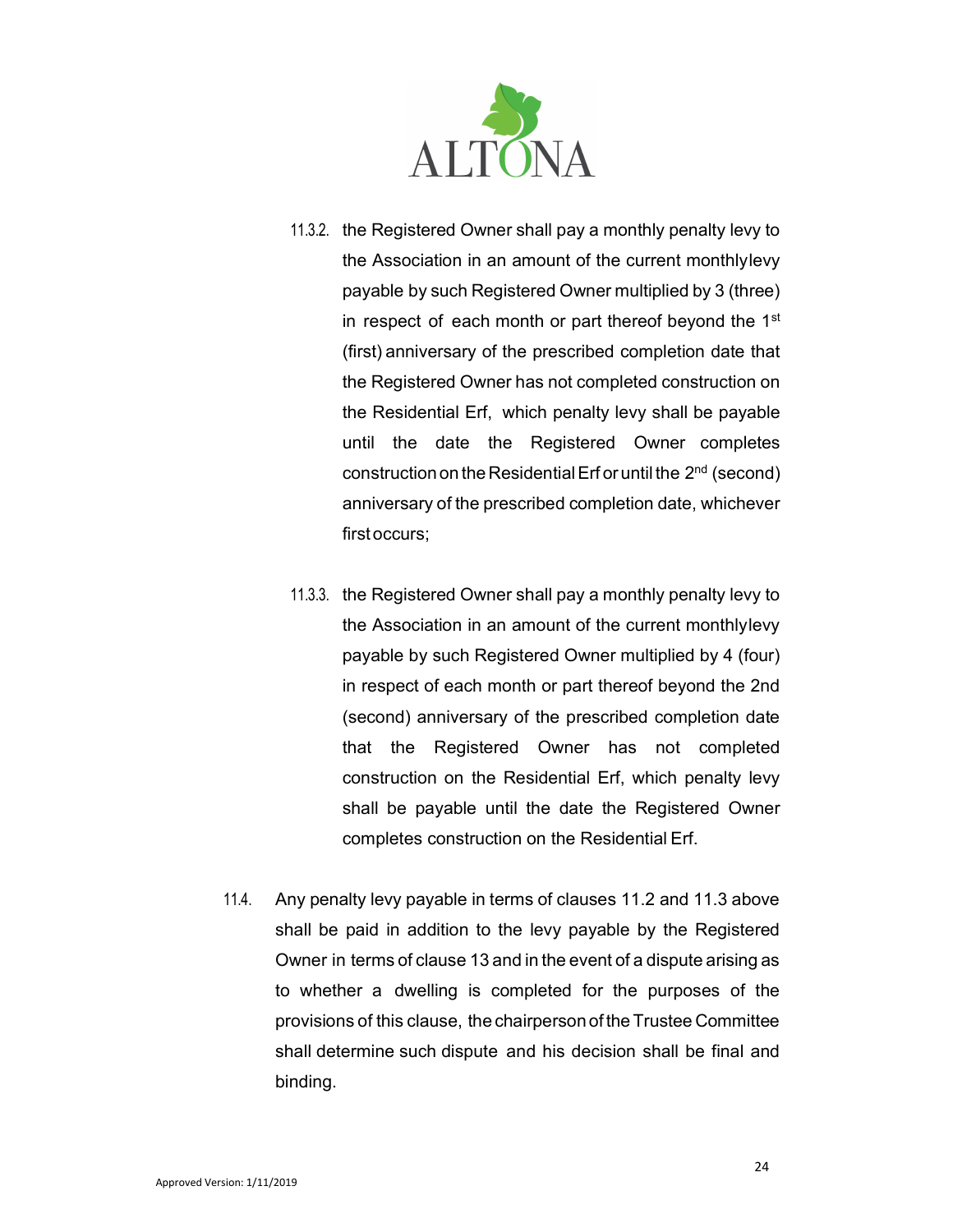11.3.2. the Registered Owner shall pay a monthly penalty levy to the Association in an amount of the current monthlylevy payable by such Registered Owner multiplied by 3 (three) in respect of each month or part thereof beyond the 1st (first) anniversary of the prescribed completion date that the Registered Owner has not completed construction on the Residential Erf, which penalty levy shall be payable until the date the Registered Owner completes construction on the Residential Erf or until the 2nd (second) anniversary of the prescribed completion date, whichever first occurs;

11.3.3. the Registered Owner shall pay a monthly penalty levy to the Association in an amount of the current monthlylevy payable by such Registered Owner multiplied by 4 (four) in respect of each month or part thereof beyond the 2nd (second) anniversary of the prescribed completion date that the Registered Owner has not completed construction on the Residential Erf, which penalty levy shall be payable until the date the Registered Owner completes construction on the Residential Erf.

11.4. Any penalty levy payable in terms of clauses 11.2 and 11.3 above shall be paid in addition to the levy payable by the Registered Owner in terms of clause 13 and in the event of a dispute arising as to whether a dwelling is completed for the purposes of the provisions of this clause, the chairperson of the Trustee Committee shall determine such dispute and his decision shall be final and binding.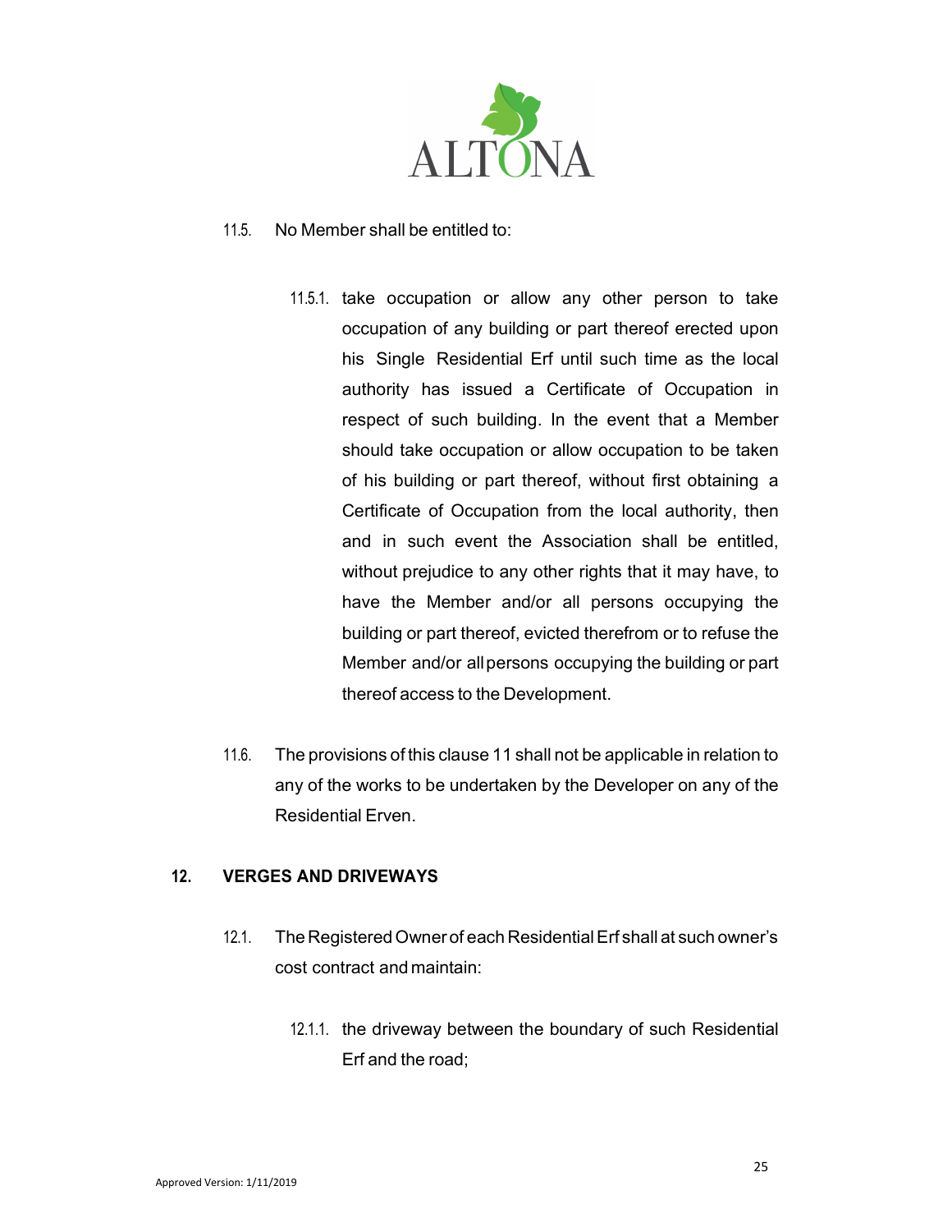11.5. No Member shall be entitled to:

11.5.1. take occupation or allow any other person to take occupation of any building or part thereof erected upon his Single Residential Erf until such time as the local authority has issued a Certificate of Occupation in respect of such building. In the event that a Member should take occupation or allow occupation to be taken of his building or part thereof, without first obtaining a Certificate of Occupation from the local authority, then and in such event the Association shall be entitled, without prejudice to any other rights that it may have, to have the Member and/or all persons occupying the building or part thereof, evicted therefrom or to refuse the Member and/or all persons occupying the building or part thereof access to the Development.

11.6. The provisions of this clause 11 shall not be applicable in relation to any of the works to be undertaken by the Developer on any of the Residential Erven.

## 12. VERGES AND DRIVEWAYS

12.1. The Registered Owner of each Residential Erf shall at such owner's cost contract and maintain:

12.1.1. the driveway between the boundary of such Residential Erf and the road;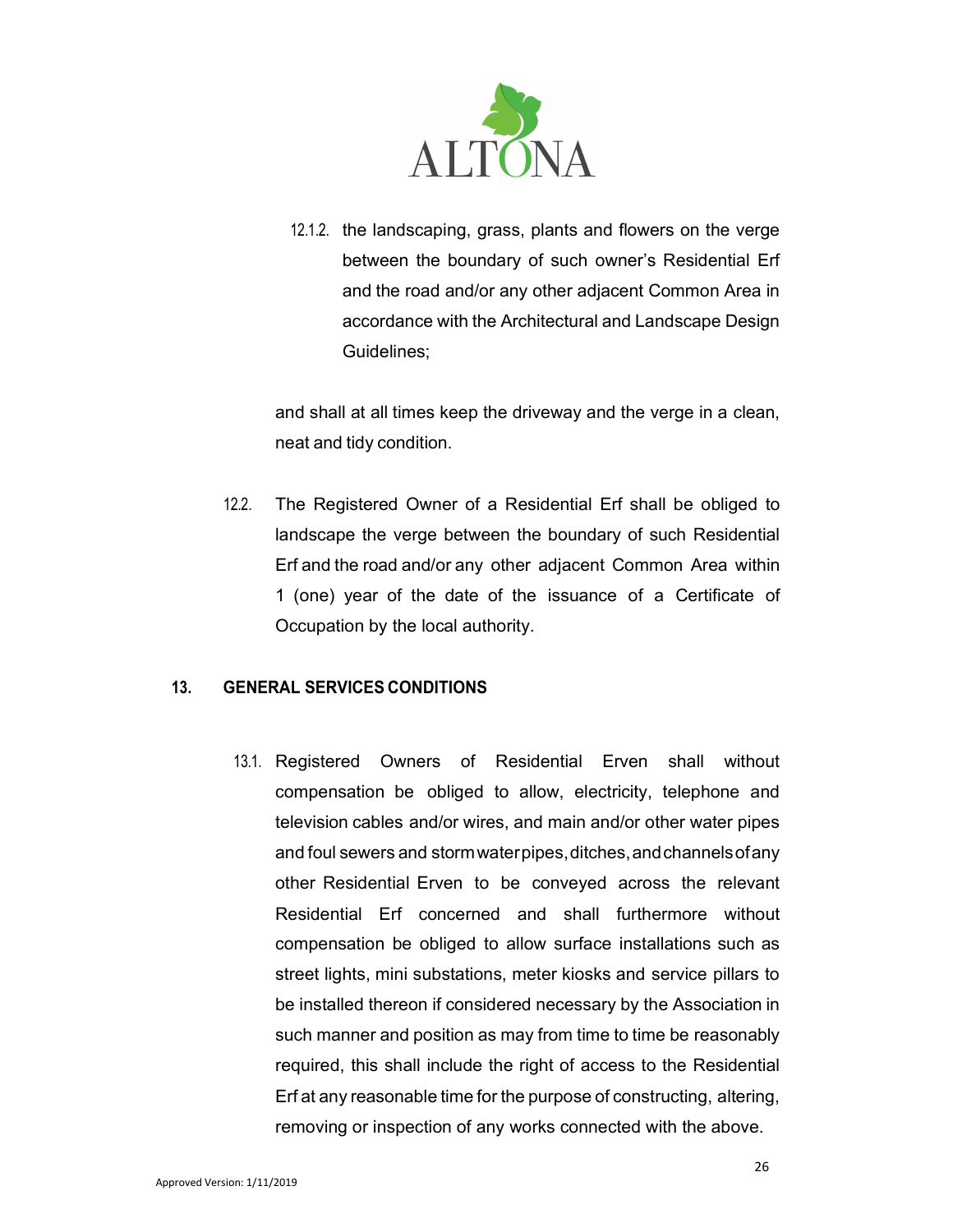12.1.2. the landscaping, grass, plants and flowers on the verge between the boundary of such owner's Residential Erf and the road and/or any other adjacent Common Area in accordance with the Architectural and Landscape Design Guidelines;

and shall at all times keep the driveway and the verge in a clean, neat and tidy condition.

12.2. The Registered Owner of a Residential Erf shall be obliged to landscape the verge between the boundary of such Residential Erf and the road and/or any other adjacent Common Area within 1 (one) year of the date of the issuance of a Certificate of Occupation by the local authority.

## 13. GENERAL SERVICES CONDITIONS

13.1. Registered Owners of Residential Erven shall without compensation be obliged to allow, electricity, telephone and television cables and/or wires, and main and/or other water pipes and foul sewers and stormwater pipes, ditches, and channels of any other Residential Erven to be conveyed across the relevant Residential Erf concerned and shall furthermore without compensation be obliged to allow surface installations such as street lights, mini substations, meter kiosks and service pillars to be installed thereon if considered necessary by the Association in such manner and position as may from time to time be reasonably required, this shall include the right of access to the Residential Erf at any reasonable time for the purpose of constructing, altering, removing or inspection of any works connected with the above.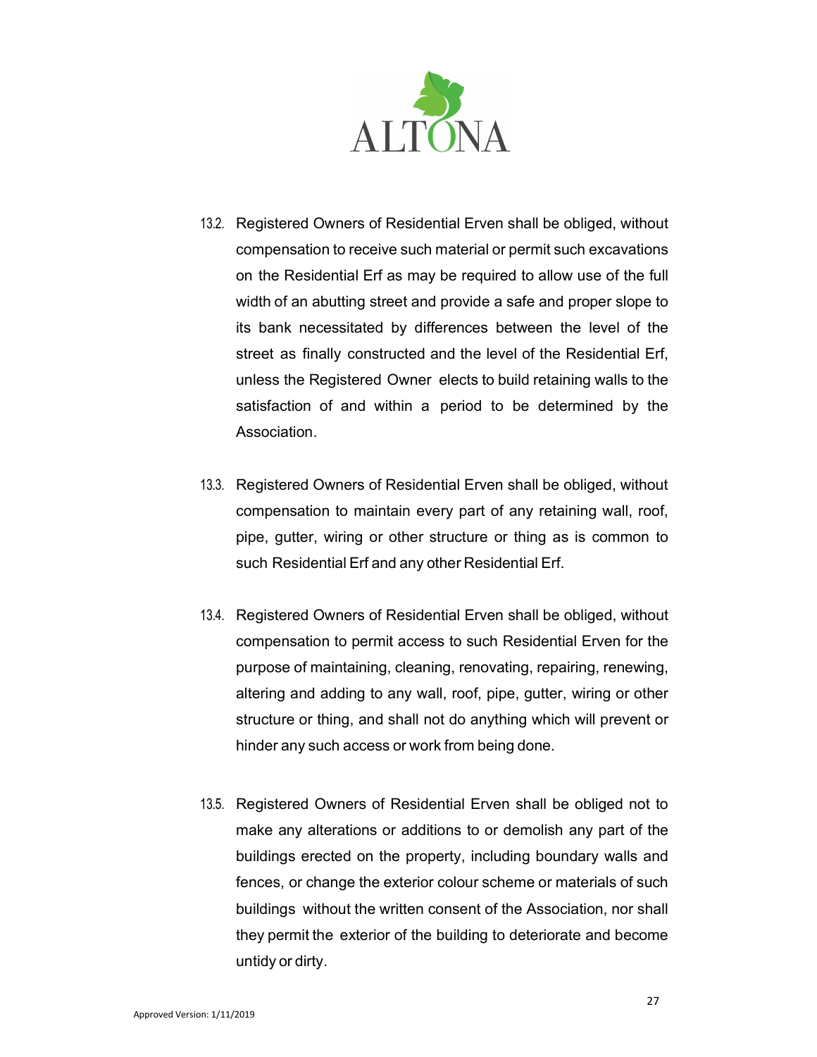13.2. Registered Owners of Residential Erven shall be obliged, without compensation to receive such material or permit such excavations on the Residential Erf as may be required to allow use of the full width of an abutting street and provide a safe and proper slope to its bank necessitated by differences between the level of the street as finally constructed and the level of the Residential Erf, unless the Registered Owner elects to build retaining walls to the satisfaction of and within a period to be determined by the Association.

13.3. Registered Owners of Residential Erven shall be obliged, without compensation to maintain every part of any retaining wall, roof, pipe, gutter, wiring or other structure or thing as is common to such Residential Erf and any other Residential Erf.

13.4. Registered Owners of Residential Erven shall be obliged, without compensation to permit access to such Residential Erven for the purpose of maintaining, cleaning, renovating, repairing, renewing, altering and adding to any wall, roof, pipe, gutter, wiring or other structure or thing, and shall not do anything which will prevent or hinder any such access or work from being done.

13.5. Registered Owners of Residential Erven shall be obliged not to make any alterations or additions to or demolish any part of the buildings erected on the property, including boundary walls and fences, or change the exterior colour scheme or materials of such buildings without the written consent of the Association, nor shall they permit the exterior of the building to deteriorate and become untidy or dirty.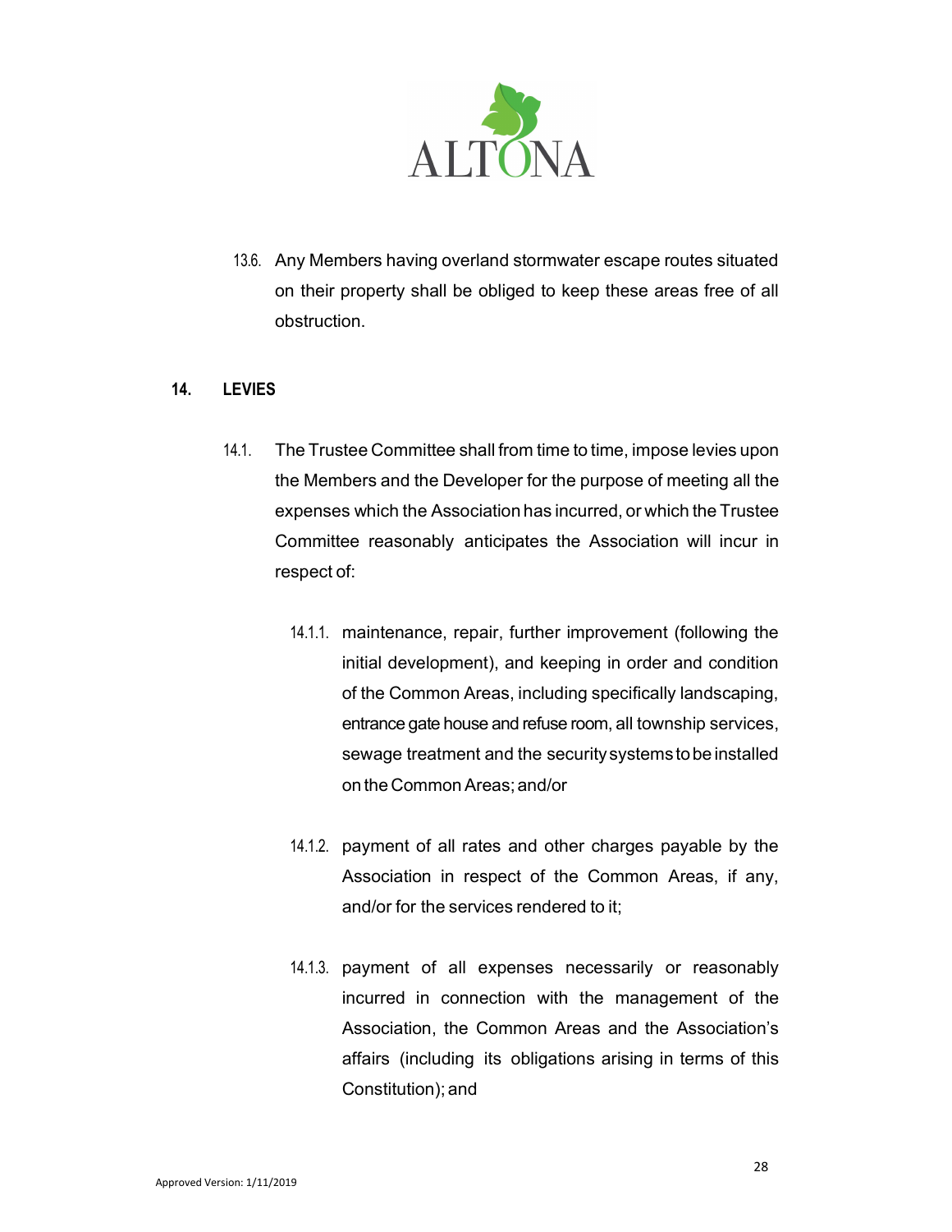13.6. Any Members having overland stormwater escape routes situated on their property shall be obliged to keep these areas free of all obstruction.

## 14. LEVIES

14.1. The Trustee Committee shall from time to time, impose levies upon the Members and the Developer for the purpose of meeting all the expenses which the Association has incurred, or which the Trustee Committee reasonably anticipates the Association will incur in respect of:

14.1.1. maintenance, repair, further improvement (following the initial development), and keeping in order and condition of the Common Areas, including specifically landscaping, entrance gate house and refuse room, all township services, sewage treatment and the security systems to be installed on the Common Areas; and/or

14.1.2. payment of all rates and other charges payable by the Association in respect of the Common Areas, if any, and/or for the services rendered to it;

14.1.3. payment of all expenses necessarily or reasonably incurred in connection with the management of the Association, the Common Areas and the Association's affairs (including its obligations arising in terms of this Constitution); and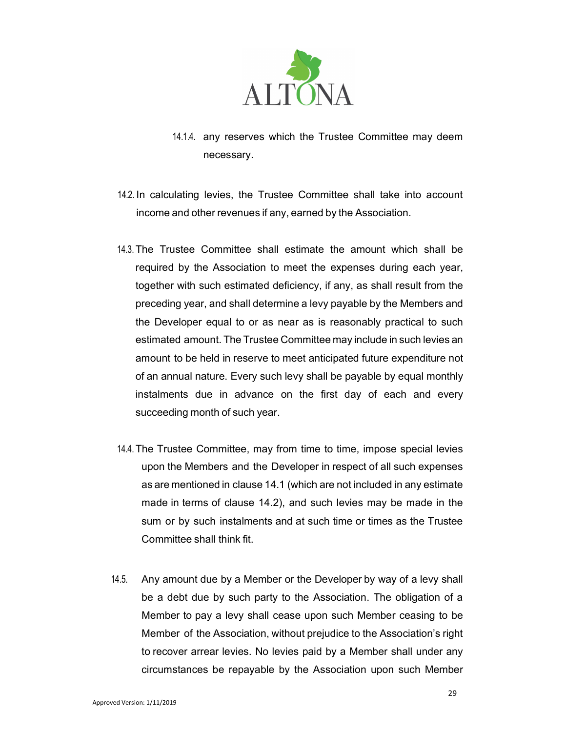14.1.4. any reserves which the Trustee Committee may deem necessary.

14.2. In calculating levies, the Trustee Committee shall take into account income and other revenues if any, earned by the Association.

14.3. The Trustee Committee shall estimate the amount which shall be required by the Association to meet the expenses during each year, together with such estimated deficiency, if any, as shall result from the preceding year, and shall determine a levy payable by the Members and the Developer equal to or as near as is reasonably practical to such estimated amount. The Trustee Committee may include in such levies an amount to be held in reserve to meet anticipated future expenditure not of an annual nature. Every such levy shall be payable by equal monthly instalments due in advance on the first day of each and every succeeding month of such year.

14.4. The Trustee Committee, may from time to time, impose special levies upon the Members and the Developer in respect of all such expenses as are mentioned in clause 14.1 (which are not included in any estimate made in terms of clause 14.2), and such levies may be made in the sum or by such instalments and at such time or times as the Trustee Committee shall think fit.

14.5. Any amount due by a Member or the Developer by way of a levy shall be a debt due by such party to the Association. The obligation of a Member to pay a levy shall cease upon such Member ceasing to be Member of the Association, without prejudice to the Association's right to recover arrear levies. No levies paid by a Member shall under any circumstances be repayable by the Association upon such Member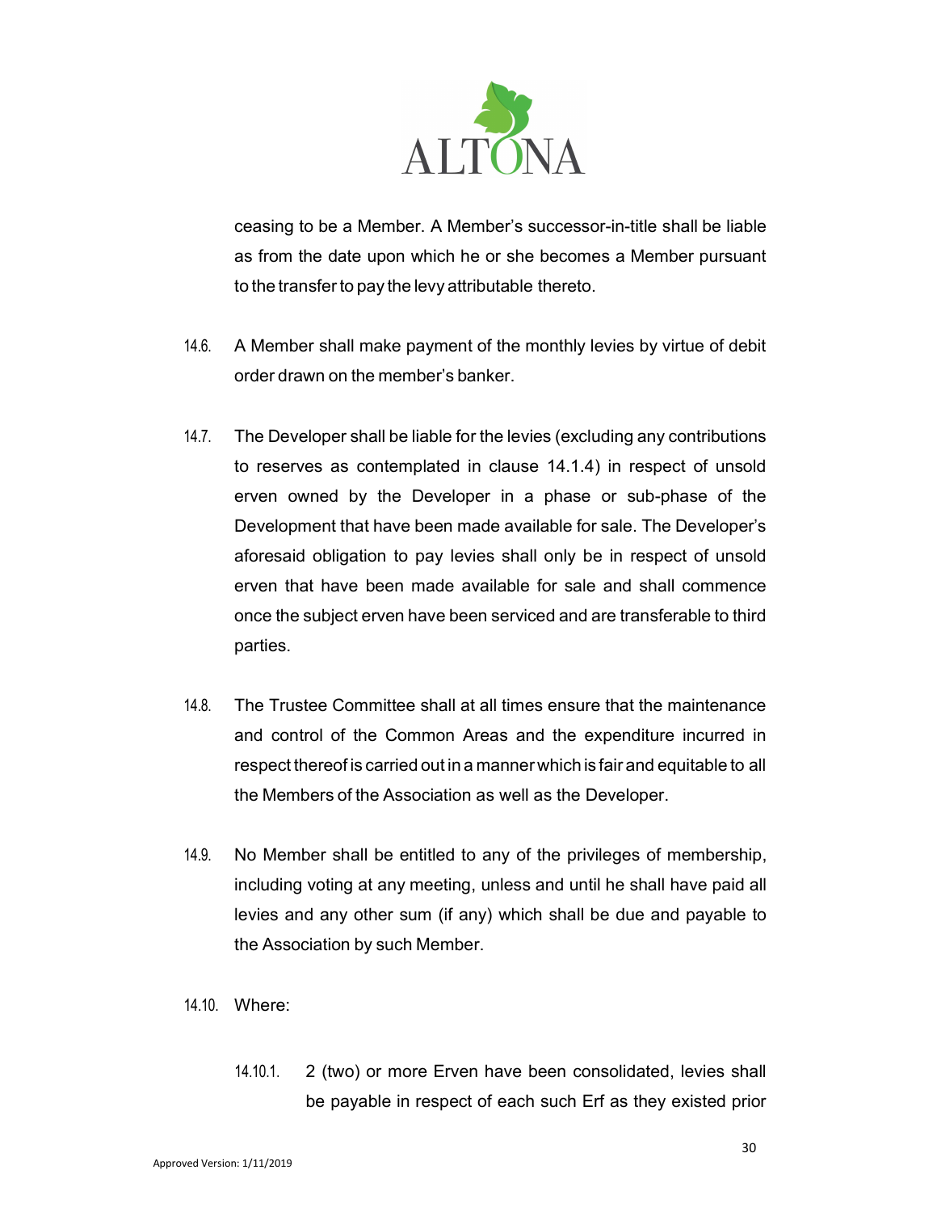ceasing to be a Member. A Member's successor-in-title shall be liable as from the date upon which he or she becomes a Member pursuant to the transfer to pay the levy attributable thereto.

14.6. A Member shall make payment of the monthly levies by virtue of debit order drawn on the member's banker.

14.7. The Developer shall be liable for the levies (excluding any contributions to reserves as contemplated in clause 14.1.4) in respect of unsold erven owned by the Developer in a phase or sub-phase of the Development that have been made available for sale. The Developer's aforesaid obligation to pay levies shall only be in respect of unsold erven that have been made available for sale and shall commence once the subject erven have been serviced and are transferable to third parties.

14.8. The Trustee Committee shall at all times ensure that the maintenance and control of the Common Areas and the expenditure incurred in respect thereof is carried out in a manner which is fair and equitable to all the Members of the Association as well as the Developer.

14.9. No Member shall be entitled to any of the privileges of membership, including voting at any meeting, unless and until he shall have paid all levies and any other sum (if any) which shall be due and payable to the Association by such Member.

14.10. Where:

14.10.1. 2 (two) or more Erven have been consolidated, levies shall be payable in respect of each such Erf as they existed prior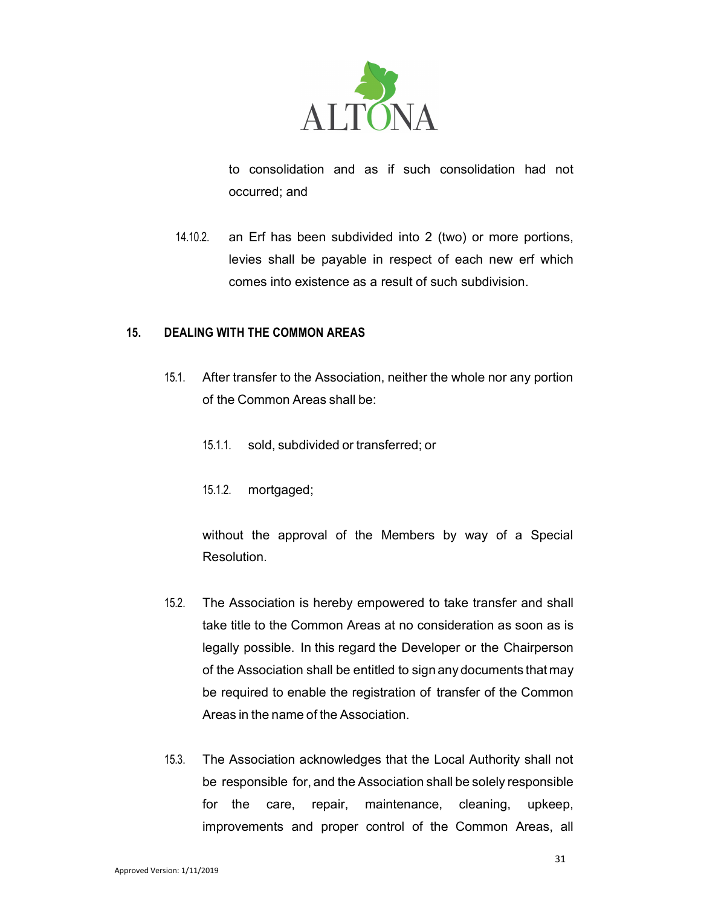to consolidation and as if such consolidation had not occurred; and

14.10.2. an Erf has been subdivided into 2 (two) or more portions, levies shall be payable in respect of each new erf which comes into existence as a result of such subdivision.

## 15. DEALING WITH THE COMMON AREAS

15.1. After transfer to the Association, neither the whole nor any portion of the Common Areas shall be:

15.1.1. sold, subdivided or transferred; or

15.1.2. mortgaged;

without the approval of the Members by way of a Special Resolution.

15.2. The Association is hereby empowered to take transfer and shall take title to the Common Areas at no consideration as soon as is legally possible. In this regard the Developer or the Chairperson of the Association shall be entitled to sign any documents that may be required to enable the registration of transfer of the Common Areas in the name of the Association.

15.3. The Association acknowledges that the Local Authority shall not be responsible for, and the Association shall be solely responsible for the care, repair, maintenance, cleaning, upkeep, improvements and proper control of the Common Areas, all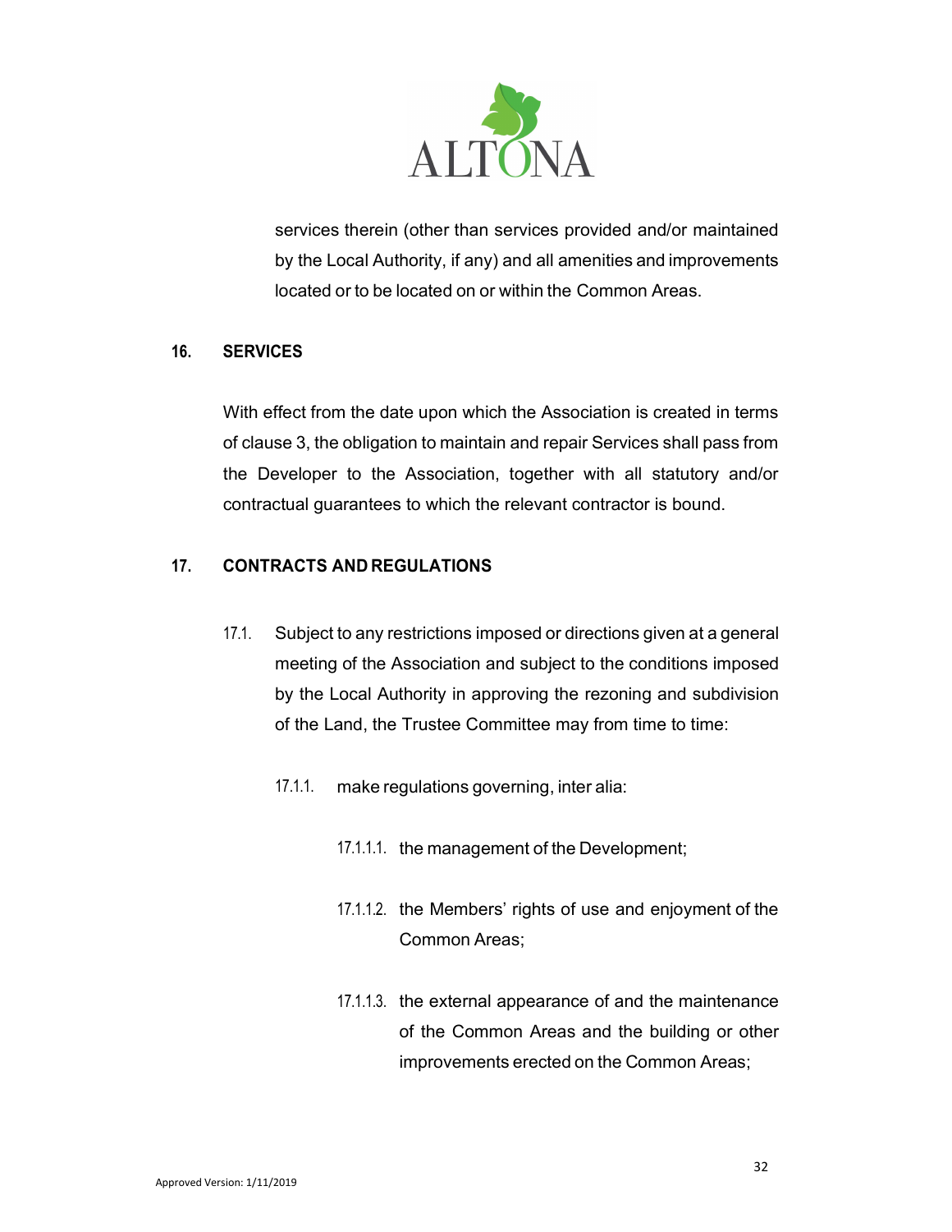services therein (other than services provided and/or maintained by the Local Authority, if any) and all amenities and improvements located or to be located on or within the Common Areas.

**16. SERVICES**

With effect from the date upon which the Association is created in terms of clause 3, the obligation to maintain and repair Services shall pass from the Developer to the Association, together with all statutory and/or contractual guarantees to which the relevant contractor is bound.

**17. CONTRACTS AND REGULATIONS**

17.1. Subject to any restrictions imposed or directions given at a general meeting of the Association and subject to the conditions imposed by the Local Authority in approving the rezoning and subdivision of the Land, the Trustee Committee may from time to time:

17.1.1. make regulations governing, inter alia:

17.1.1.1. the management of the Development;

17.1.1.2. the Members' rights of use and enjoyment of the Common Areas;

17.1.1.3. the external appearance of and the maintenance of the Common Areas and the building or other improvements erected on the Common Areas;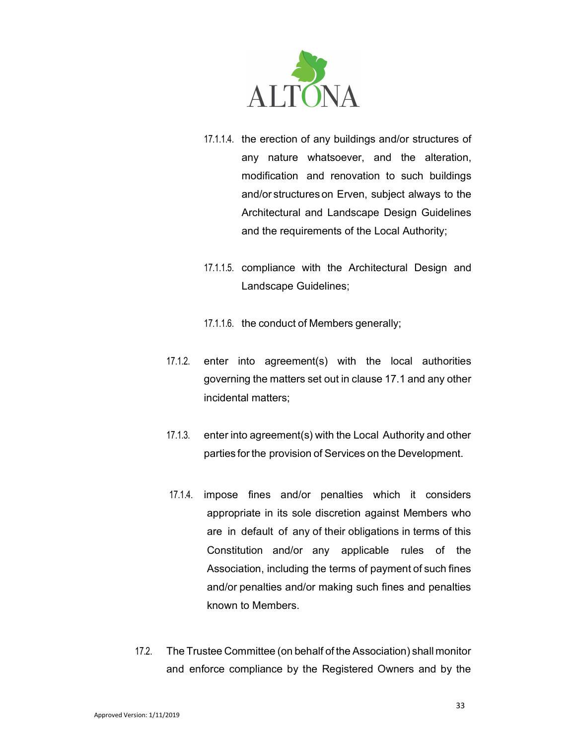17.1.1.4. the erection of any buildings and/or structures of any nature whatsoever, and the alteration, modification and renovation to such buildings and/or structures on Erven, subject always to the Architectural and Landscape Design Guidelines and the requirements of the Local Authority;

17.1.1.5. compliance with the Architectural Design and Landscape Guidelines;

17.1.1.6. the conduct of Members generally;

17.1.2. enter into agreement(s) with the local authorities governing the matters set out in clause 17.1 and any other incidental matters;

17.1.3. enter into agreement(s) with the Local Authority and other parties for the provision of Services on the Development.

17.1.4. impose fines and/or penalties which it considers appropriate in its sole discretion against Members who are in default of any of their obligations in terms of this Constitution and/or any applicable rules of the Association, including the terms of payment of such fines and/or penalties and/or making such fines and penalties known to Members.

17.2. The Trustee Committee (on behalf of the Association) shall monitor and enforce compliance by the Registered Owners and by the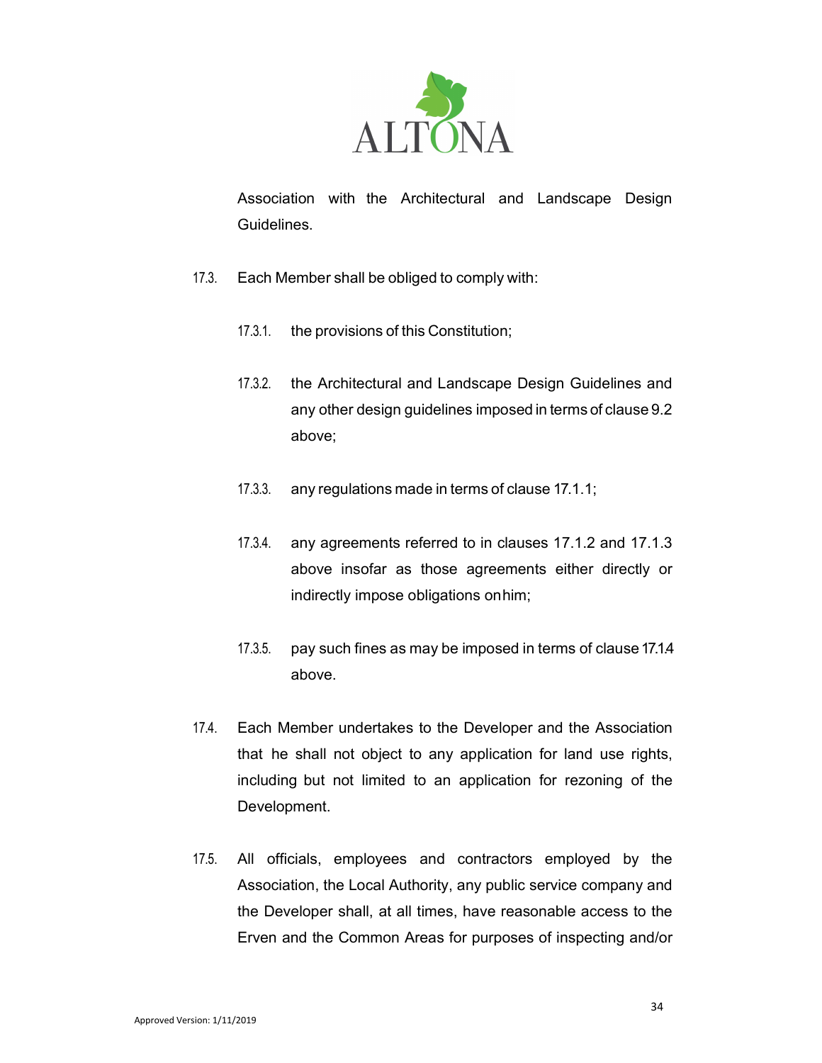Association with the Architectural and Landscape Design Guidelines.

17.3. Each Member shall be obliged to comply with:

17.3.1. the provisions of this Constitution;

17.3.2. the Architectural and Landscape Design Guidelines and any other design guidelines imposed in terms of clause 9.2 above;

17.3.3. any regulations made in terms of clause 17.1.1;

17.3.4. any agreements referred to in clauses 17.1.2 and 17.1.3 above insofar as those agreements either directly or indirectly impose obligations on him;

17.3.5. pay such fines as may be imposed in terms of clause 17.1.4 above.

17.4. Each Member undertakes to the Developer and the Association that he shall not object to any application for land use rights, including but not limited to an application for rezoning of the Development.

17.5. All officials, employees and contractors employed by the Association, the Local Authority, any public service company and the Developer shall, at all times, have reasonable access to the Erven and the Common Areas for purposes of inspecting and/or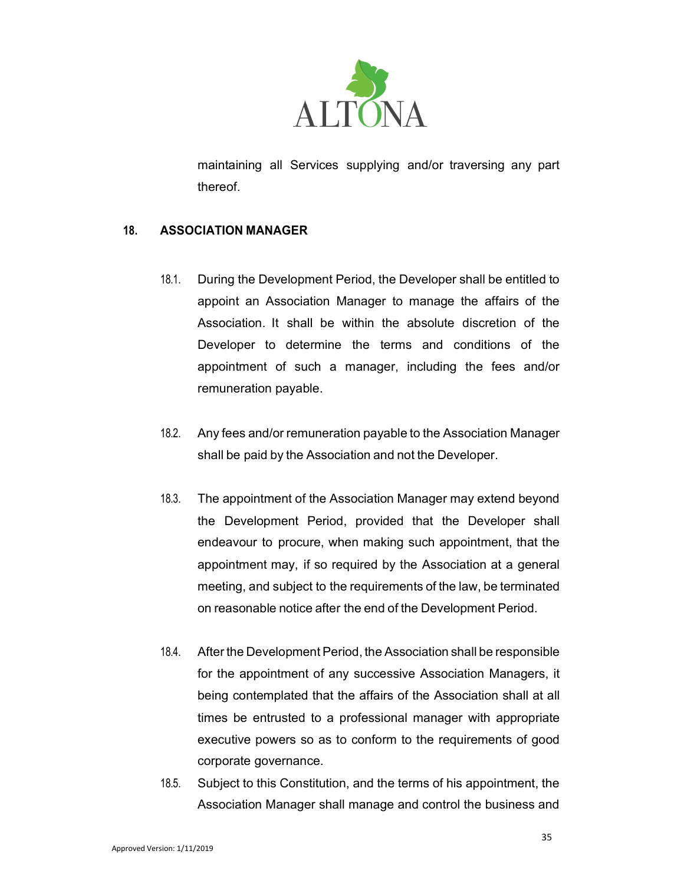maintaining all Services supplying and/or traversing any part thereof.

## 18. ASSOCIATION MANAGER

18.1. During the Development Period, the Developer shall be entitled to appoint an Association Manager to manage the affairs of the Association. It shall be within the absolute discretion of the Developer to determine the terms and conditions of the appointment of such a manager, including the fees and/or remuneration payable.

18.2. Any fees and/or remuneration payable to the Association Manager shall be paid by the Association and not the Developer.

18.3. The appointment of the Association Manager may extend beyond the Development Period, provided that the Developer shall endeavour to procure, when making such appointment, that the appointment may, if so required by the Association at a general meeting, and subject to the requirements of the law, be terminated on reasonable notice after the end of the Development Period.

18.4. After the Development Period, the Association shall be responsible for the appointment of any successive Association Managers, it being contemplated that the affairs of the Association shall at all times be entrusted to a professional manager with appropriate executive powers so as to conform to the requirements of good corporate governance.

18.5. Subject to this Constitution, and the terms of his appointment, the Association Manager shall manage and control the business and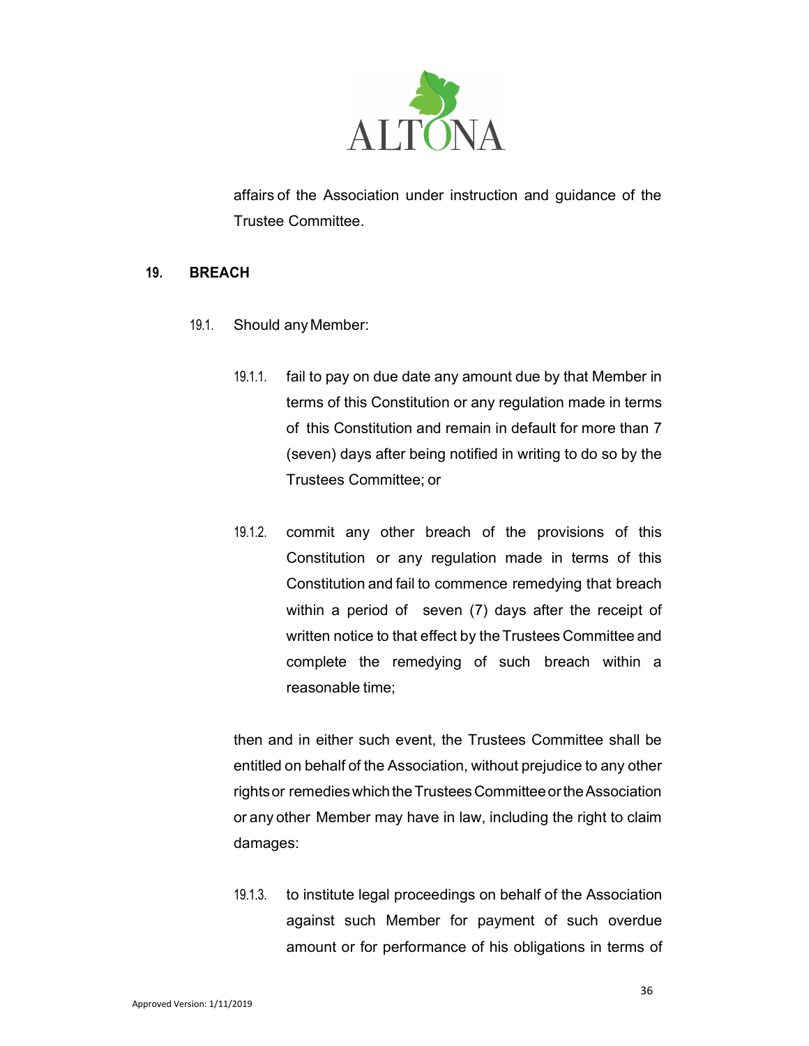affairs of the Association under instruction and guidance of the Trustee Committee.

## 19. BREACH

19.1. Should any Member:

19.1.1. fail to pay on due date any amount due by that Member in terms of this Constitution or any regulation made in terms of this Constitution and remain in default for more than 7 (seven) days after being notified in writing to do so by the Trustees Committee; or

19.1.2. commit any other breach of the provisions of this Constitution or any regulation made in terms of this Constitution and fail to commence remedying that breach within a period of seven (7) days after the receipt of written notice to that effect by the Trustees Committee and complete the remedying of such breach within a reasonable time;

then and in either such event, the Trustees Committee shall be entitled on behalf of the Association, without prejudice to any other rights or remedies which the Trustees Committee or the Association or any other Member may have in law, including the right to claim damages:

19.1.3. to institute legal proceedings on behalf of the Association against such Member for payment of such overdue amount or for performance of his obligations in terms of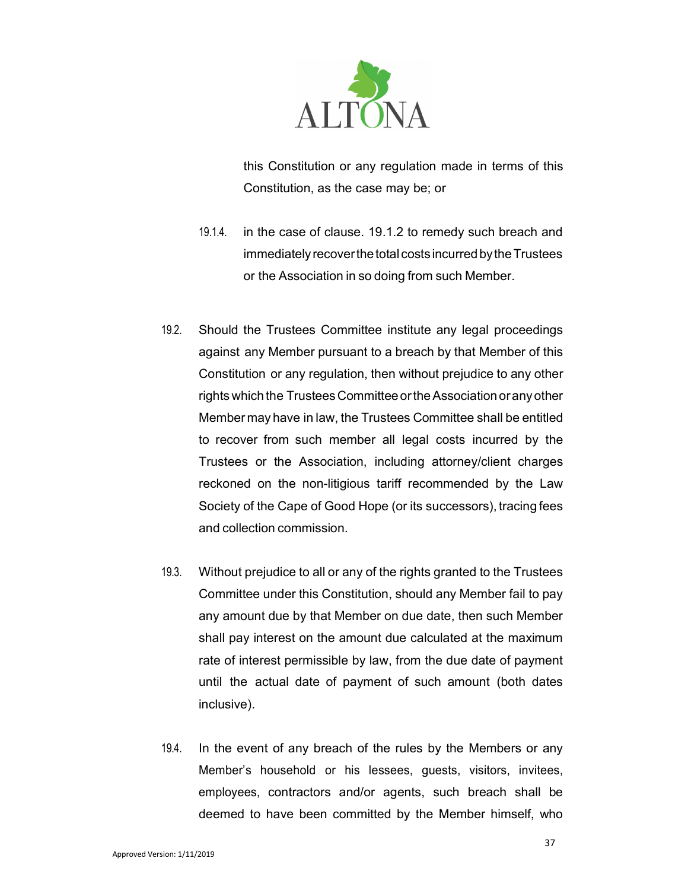this Constitution or any regulation made in terms of this Constitution, as the case may be; or

19.1.4. in the case of clause. 19.1.2 to remedy such breach and immediately recover the total costs incurred by the Trustees or the Association in so doing from such Member.

19.2. Should the Trustees Committee institute any legal proceedings against any Member pursuant to a breach by that Member of this Constitution or any regulation, then without prejudice to any other rights which the Trustees Committee or the Association or any other Member may have in law, the Trustees Committee shall be entitled to recover from such member all legal costs incurred by the Trustees or the Association, including attorney/client charges reckoned on the non-litigious tariff recommended by the Law Society of the Cape of Good Hope (or its successors), tracing fees and collection commission.

19.3. Without prejudice to all or any of the rights granted to the Trustees Committee under this Constitution, should any Member fail to pay any amount due by that Member on due date, then such Member shall pay interest on the amount due calculated at the maximum rate of interest permissible by law, from the due date of payment until the actual date of payment of such amount (both dates inclusive).

19.4. In the event of any breach of the rules by the Members or any Member's household or his lessees, guests, visitors, invitees, employees, contractors and/or agents, such breach shall be deemed to have been committed by the Member himself, who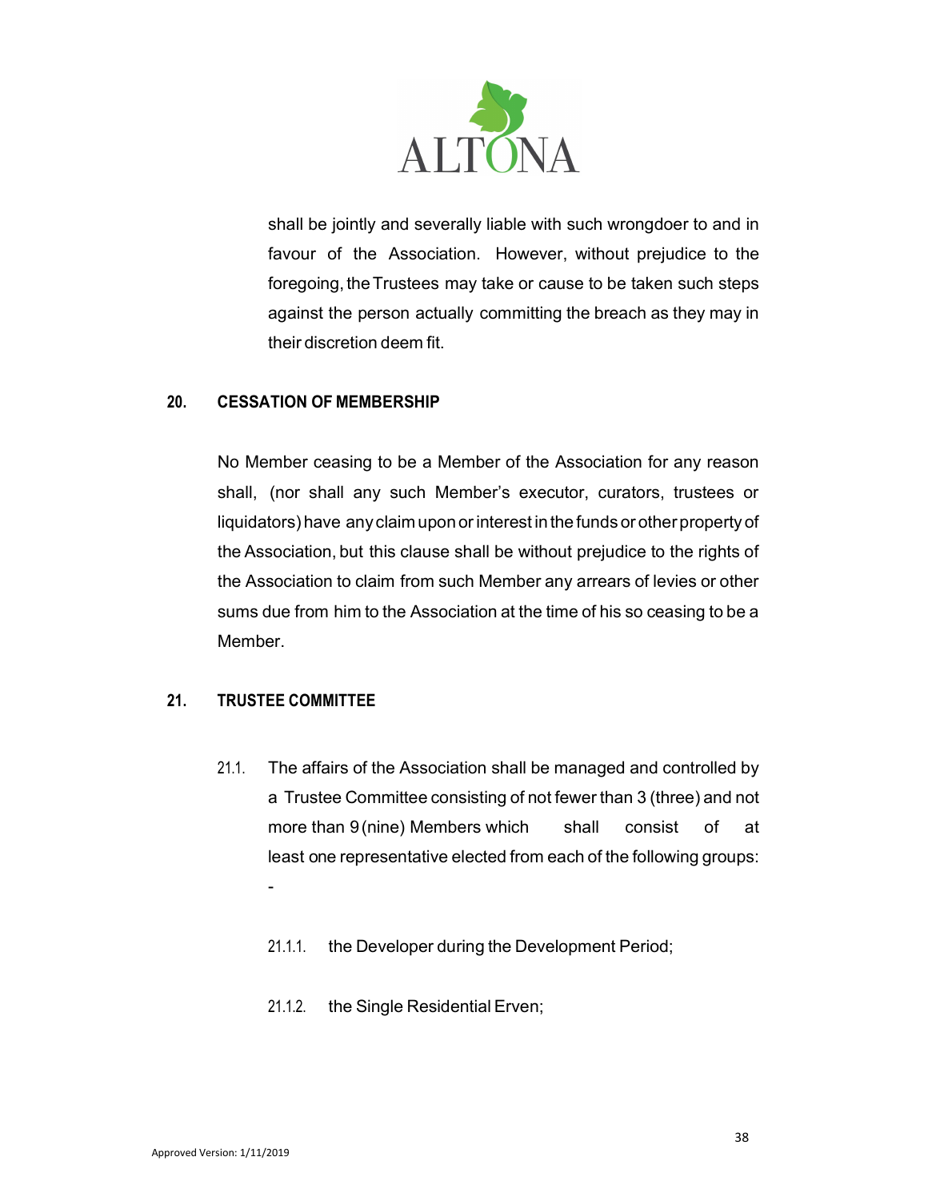shall be jointly and severally liable with such wrongdoer to and in favour of the Association. However, without prejudice to the foregoing, the Trustees may take or cause to be taken such steps against the person actually committing the breach as they may in their discretion deem fit.

## 20. CESSATION OF MEMBERSHIP

No Member ceasing to be a Member of the Association for any reason shall, (nor shall any such Member's executor, curators, trustees or liquidators) have any claim upon or interest in the funds or other property of the Association, but this clause shall be without prejudice to the rights of the Association to claim from such Member any arrears of levies or other sums due from him to the Association at the time of his so ceasing to be a Member.

## 21. TRUSTEE COMMITTEE

21.1. The affairs of the Association shall be managed and controlled by a Trustee Committee consisting of not fewer than 3 (three) and not more than 9 (nine) Members which shall consist of at least one representative elected from each of the following groups: -

21.1.1. the Developer during the Development Period;

21.1.2. the Single Residential Erven;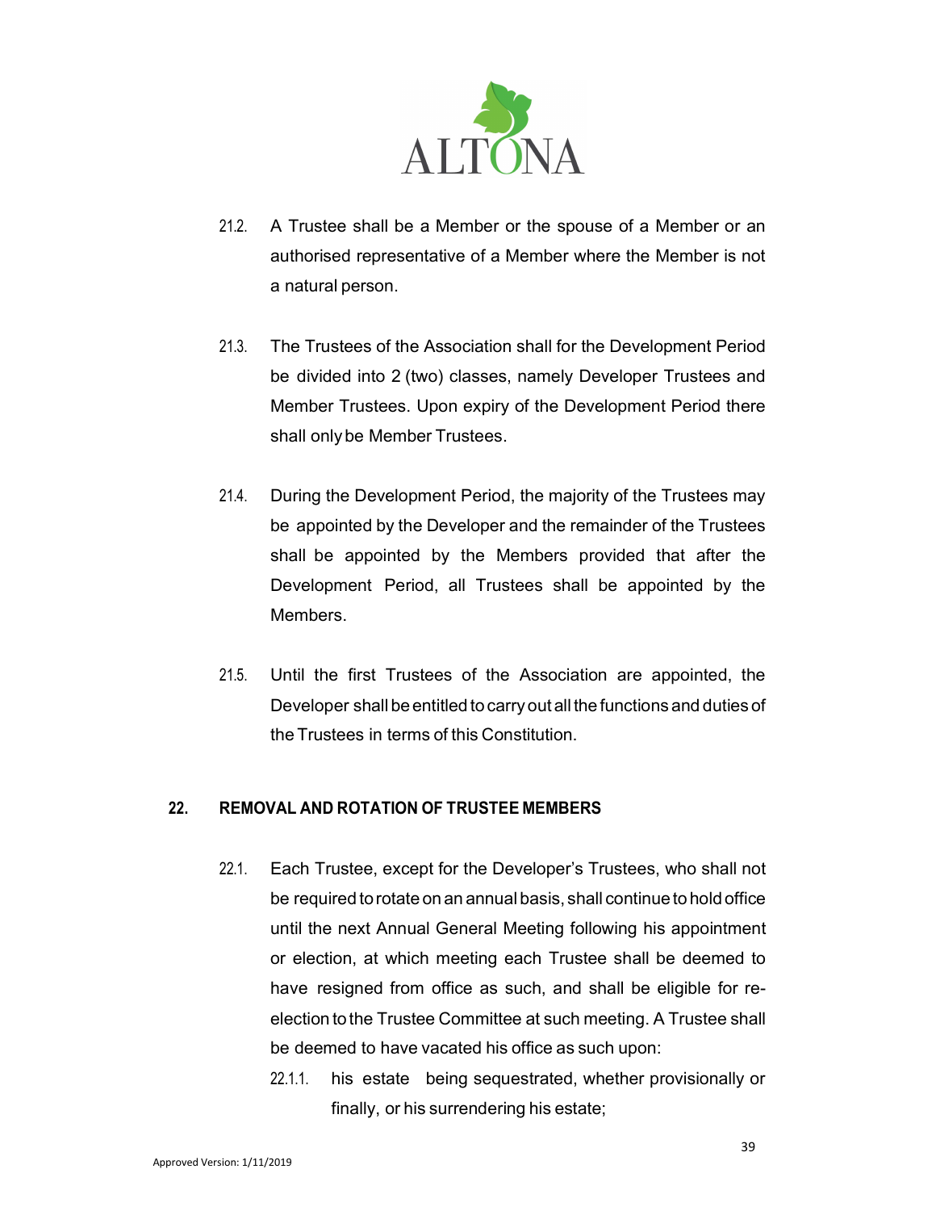21.2. A Trustee shall be a Member or the spouse of a Member or an authorised representative of a Member where the Member is not a natural person.

21.3. The Trustees of the Association shall for the Development Period be divided into 2 (two) classes, namely Developer Trustees and Member Trustees. Upon expiry of the Development Period there shall only be Member Trustees.

21.4. During the Development Period, the majority of the Trustees may be appointed by the Developer and the remainder of the Trustees shall be appointed by the Members provided that after the Development Period, all Trustees shall be appointed by the Members.

21.5. Until the first Trustees of the Association are appointed, the Developer shall be entitled to carry out all the functions and duties of the Trustees in terms of this Constitution.

## 22. REMOVAL AND ROTATION OF TRUSTEE MEMBERS

22.1. Each Trustee, except for the Developer's Trustees, who shall not be required to rotate on an annual basis, shall continue to hold office until the next Annual General Meeting following his appointment or election, at which meeting each Trustee shall be deemed to have resigned from office as such, and shall be eligible for re-election to the Trustee Committee at such meeting. A Trustee shall be deemed to have vacated his office as such upon:

22.1.1. his estate being sequestrated, whether provisionally or finally, or his surrendering his estate;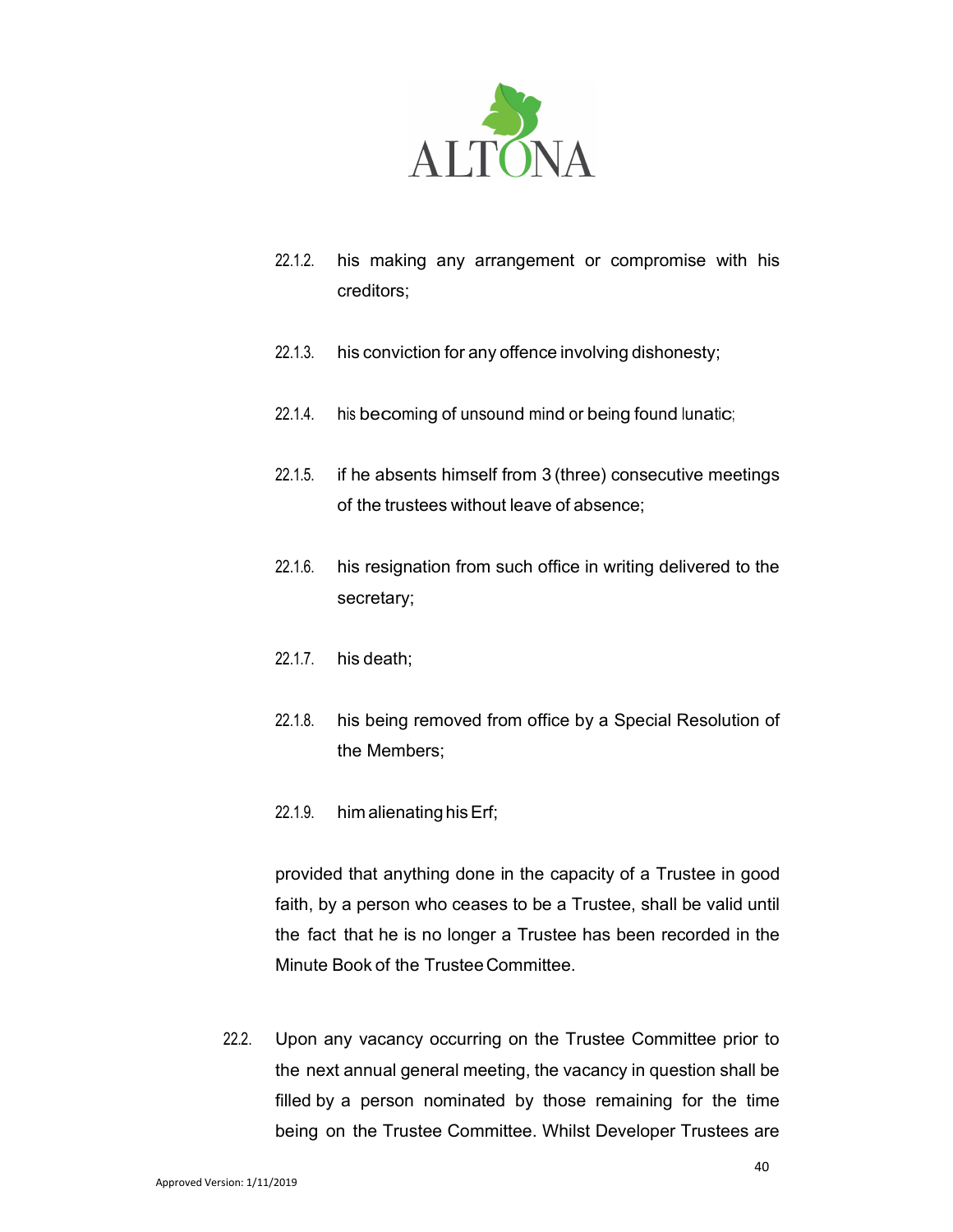22.1.2. his making any arrangement or compromise with his creditors;

22.1.3. his conviction for any offence involving dishonesty;

22.1.4. his becoming of unsound mind or being found lunatic;

22.1.5. if he absents himself from 3 (three) consecutive meetings of the trustees without leave of absence;

22.1.6. his resignation from such office in writing delivered to the secretary;

22.1.7. his death;

22.1.8. his being removed from office by a Special Resolution of the Members;

22.1.9. him alienating his Erf;

provided that anything done in the capacity of a Trustee in good faith, by a person who ceases to be a Trustee, shall be valid until the fact that he is no longer a Trustee has been recorded in the Minute Book of the Trustee Committee.

22.2. Upon any vacancy occurring on the Trustee Committee prior to the next annual general meeting, the vacancy in question shall be filled by a person nominated by those remaining for the time being on the Trustee Committee. Whilst Developer Trustees are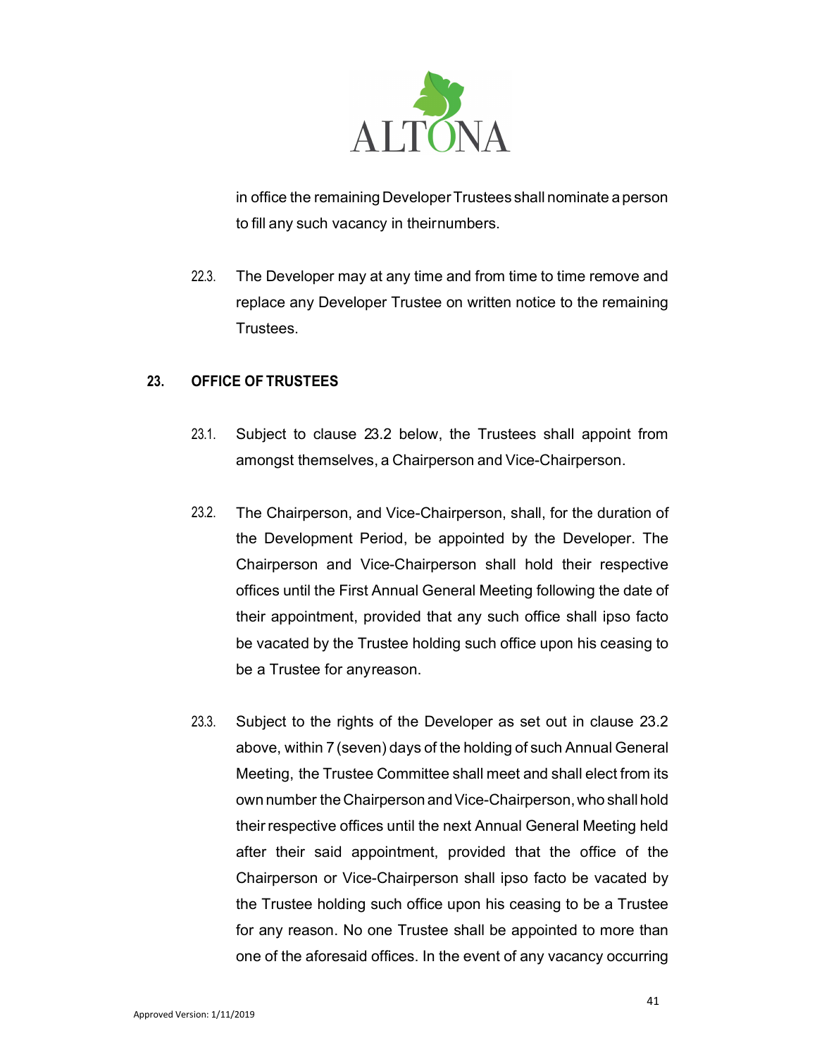in office the remaining Developer Trustees shall nominate a person to fill any such vacancy in their numbers.

22.3. The Developer may at any time and from time to time remove and replace any Developer Trustee on written notice to the remaining Trustees.

## 23. OFFICE OF TRUSTEES

23.1. Subject to clause 23.2 below, the Trustees shall appoint from amongst themselves, a Chairperson and Vice-Chairperson.

23.2. The Chairperson, and Vice-Chairperson, shall, for the duration of the Development Period, be appointed by the Developer. The Chairperson and Vice-Chairperson shall hold their respective offices until the First Annual General Meeting following the date of their appointment, provided that any such office shall ipso facto be vacated by the Trustee holding such office upon his ceasing to be a Trustee for any reason.

23.3. Subject to the rights of the Developer as set out in clause 23.2 above, within 7 (seven) days of the holding of such Annual General Meeting, the Trustee Committee shall meet and shall elect from its own number the Chairperson and Vice-Chairperson, who shall hold their respective offices until the next Annual General Meeting held after their said appointment, provided that the office of the Chairperson or Vice-Chairperson shall ipso facto be vacated by the Trustee holding such office upon his ceasing to be a Trustee for any reason. No one Trustee shall be appointed to more than one of the aforesaid offices. In the event of any vacancy occurring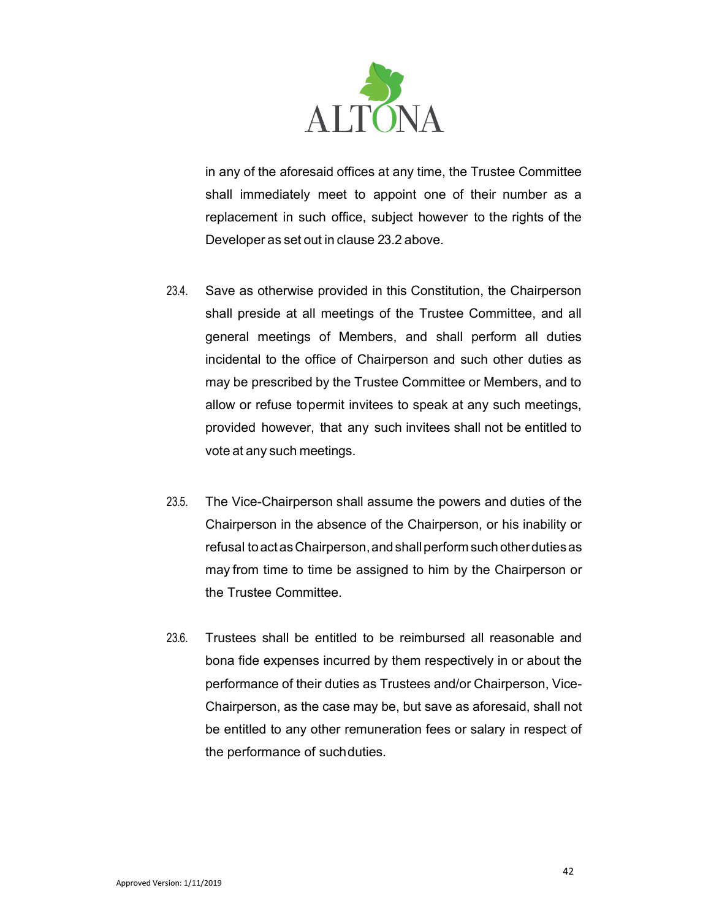in any of the aforesaid offices at any time, the Trustee Committee shall immediately meet to appoint one of their number as a replacement in such office, subject however to the rights of the Developer as set out in clause 23.2 above.

23.4. Save as otherwise provided in this Constitution, the Chairperson shall preside at all meetings of the Trustee Committee, and all general meetings of Members, and shall perform all duties incidental to the office of Chairperson and such other duties as may be prescribed by the Trustee Committee or Members, and to allow or refuse topermit invitees to speak at any such meetings, provided however, that any such invitees shall not be entitled to vote at any such meetings.

23.5. The Vice-Chairperson shall assume the powers and duties of the Chairperson in the absence of the Chairperson, or his inability or refusal to act as Chairperson, and shall perform such other duties as may from time to time be assigned to him by the Chairperson or the Trustee Committee.

23.6. Trustees shall be entitled to be reimbursed all reasonable and bona fide expenses incurred by them respectively in or about the performance of their duties as Trustees and/or Chairperson, Vice-Chairperson, as the case may be, but save as aforesaid, shall not be entitled to any other remuneration fees or salary in respect of the performance of suchduties.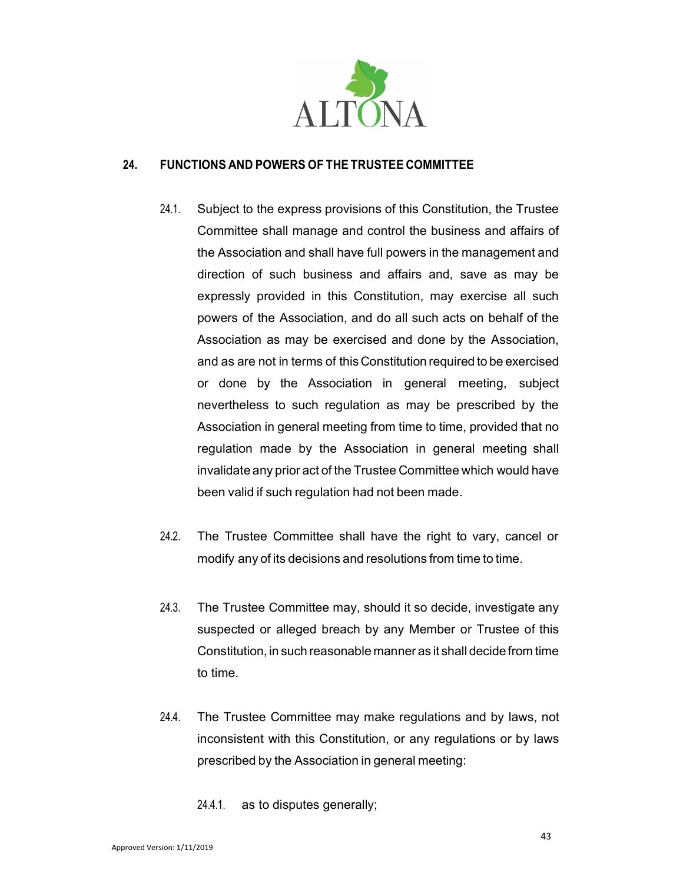## 24. FUNCTIONS AND POWERS OF THE TRUSTEE COMMITTEE

24.1. Subject to the express provisions of this Constitution, the Trustee Committee shall manage and control the business and affairs of the Association and shall have full powers in the management and direction of such business and affairs and, save as may be expressly provided in this Constitution, may exercise all such powers of the Association, and do all such acts on behalf of the Association as may be exercised and done by the Association, and as are not in terms of this Constitution required to be exercised or done by the Association in general meeting, subject nevertheless to such regulation as may be prescribed by the Association in general meeting from time to time, provided that no regulation made by the Association in general meeting shall invalidate any prior act of the Trustee Committee which would have been valid if such regulation had not been made.

24.2. The Trustee Committee shall have the right to vary, cancel or modify any of its decisions and resolutions from time to time.

24.3. The Trustee Committee may, should it so decide, investigate any suspected or alleged breach by any Member or Trustee of this Constitution, in such reasonable manner as it shall decide from time to time.

24.4. The Trustee Committee may make regulations and by laws, not inconsistent with this Constitution, or any regulations or by laws prescribed by the Association in general meeting:

24.4.1. as to disputes generally;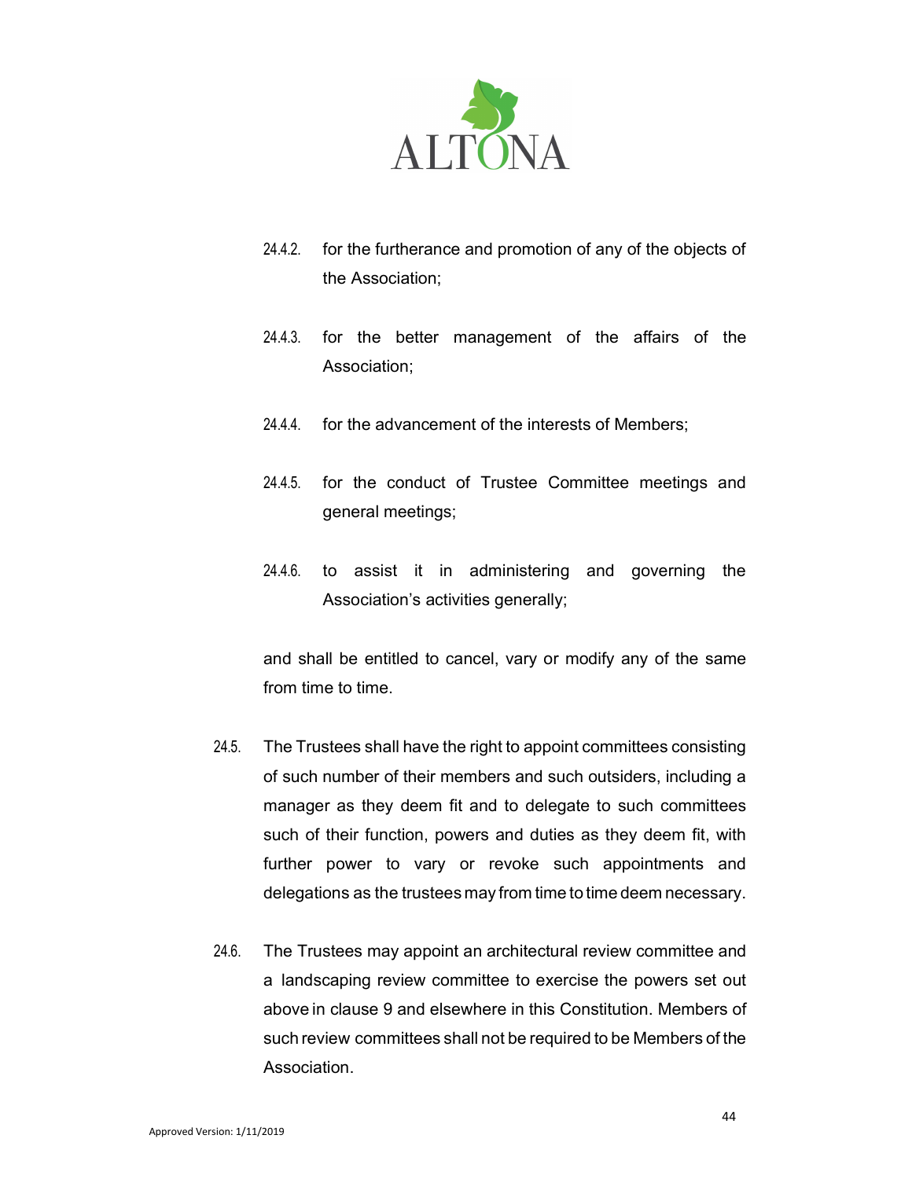24.4.2. for the furtherance and promotion of any of the objects of the Association;

24.4.3. for the better management of the affairs of the Association;

24.4.4. for the advancement of the interests of Members;

24.4.5. for the conduct of Trustee Committee meetings and general meetings;

24.4.6. to assist it in administering and governing the Association's activities generally;

and shall be entitled to cancel, vary or modify any of the same from time to time.

24.5. The Trustees shall have the right to appoint committees consisting of such number of their members and such outsiders, including a manager as they deem fit and to delegate to such committees such of their function, powers and duties as they deem fit, with further power to vary or revoke such appointments and delegations as the trustees may from time to time deem necessary.

24.6. The Trustees may appoint an architectural review committee and a landscaping review committee to exercise the powers set out above in clause 9 and elsewhere in this Constitution. Members of such review committees shall not be required to be Members of the Association.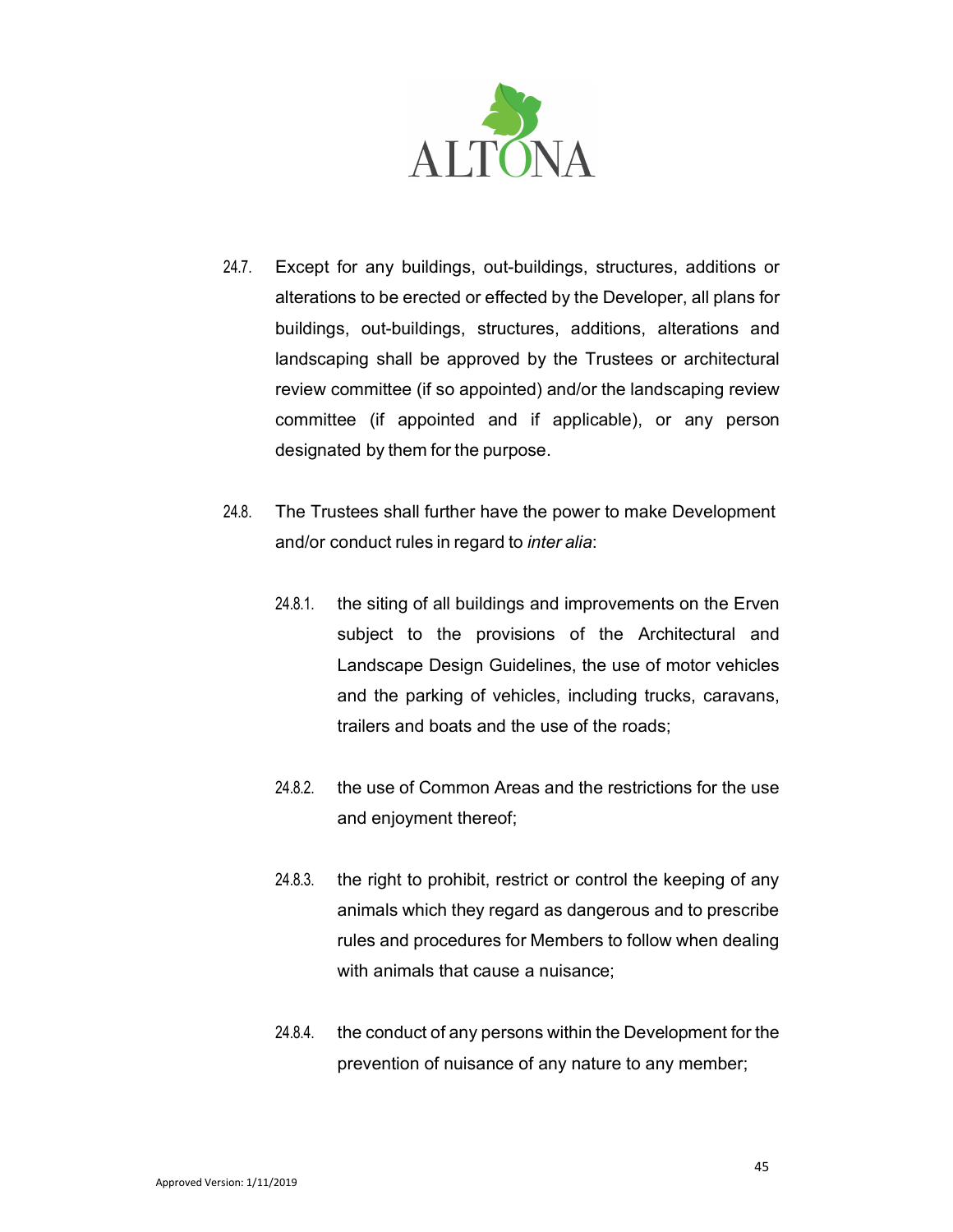24.7. Except for any buildings, out-buildings, structures, additions or alterations to be erected or effected by the Developer, all plans for buildings, out-buildings, structures, additions, alterations and landscaping shall be approved by the Trustees or architectural review committee (if so appointed) and/or the landscaping review committee (if appointed and if applicable), or any person designated by them for the purpose.

24.8. The Trustees shall further have the power to make Development and/or conduct rules in regard to *inter alia*:

24.8.1. the siting of all buildings and improvements on the Erven subject to the provisions of the Architectural and Landscape Design Guidelines, the use of motor vehicles and the parking of vehicles, including trucks, caravans, trailers and boats and the use of the roads;

24.8.2. the use of Common Areas and the restrictions for the use and enjoyment thereof;

24.8.3. the right to prohibit, restrict or control the keeping of any animals which they regard as dangerous and to prescribe rules and procedures for Members to follow when dealing with animals that cause a nuisance;

24.8.4. the conduct of any persons within the Development for the prevention of nuisance of any nature to any member;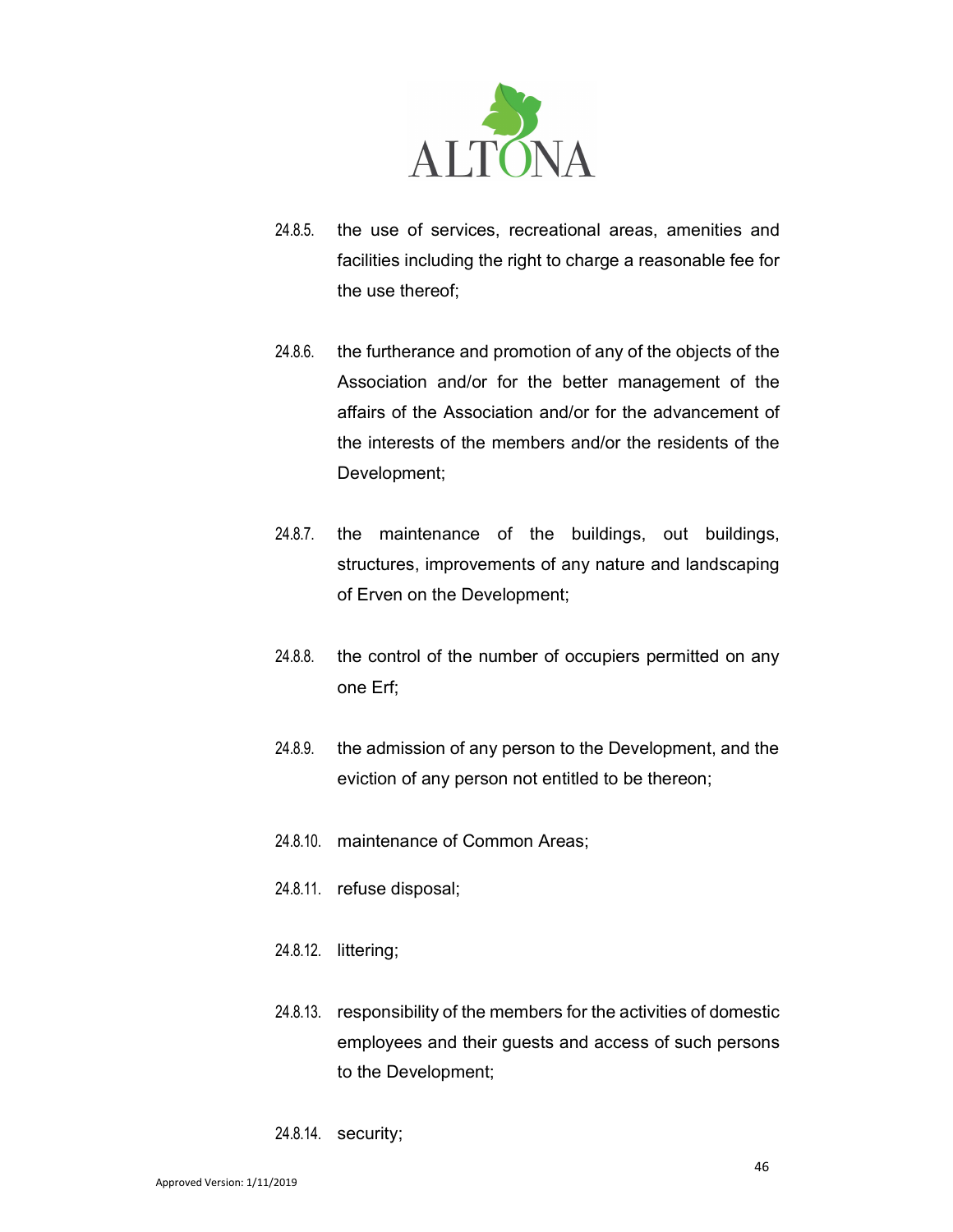24.8.5. the use of services, recreational areas, amenities and facilities including the right to charge a reasonable fee for the use thereof;

24.8.6. the furtherance and promotion of any of the objects of the Association and/or for the better management of the affairs of the Association and/or for the advancement of the interests of the members and/or the residents of the Development;

24.8.7. the maintenance of the buildings, out buildings, structures, improvements of any nature and landscaping of Erven on the Development;

24.8.8. the control of the number of occupiers permitted on any one Erf;

24.8.9. the admission of any person to the Development, and the eviction of any person not entitled to be thereon;

24.8.10. maintenance of Common Areas;

24.8.11. refuse disposal;

24.8.12. littering;

24.8.13. responsibility of the members for the activities of domestic employees and their guests and access of such persons to the Development;

24.8.14. security;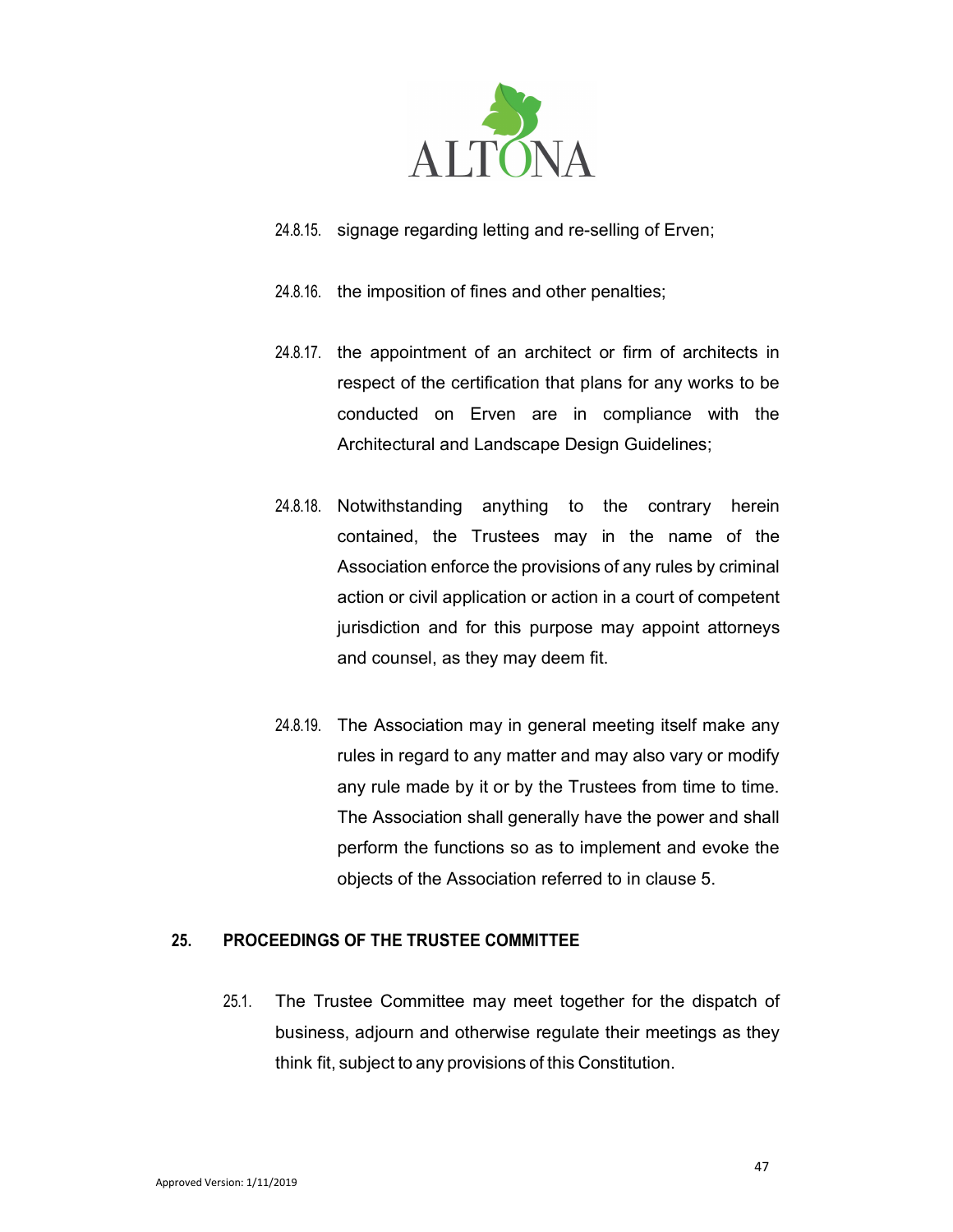24.8.15. signage regarding letting and re-selling of Erven;

24.8.16. the imposition of fines and other penalties;

24.8.17. the appointment of an architect or firm of architects in respect of the certification that plans for any works to be conducted on Erven are in compliance with the Architectural and Landscape Design Guidelines;

24.8.18. Notwithstanding anything to the contrary herein contained, the Trustees may in the name of the Association enforce the provisions of any rules by criminal action or civil application or action in a court of competent jurisdiction and for this purpose may appoint attorneys and counsel, as they may deem fit.

24.8.19. The Association may in general meeting itself make any rules in regard to any matter and may also vary or modify any rule made by it or by the Trustees from time to time. The Association shall generally have the power and shall perform the functions so as to implement and evoke the objects of the Association referred to in clause 5.

## 25. PROCEEDINGS OF THE TRUSTEE COMMITTEE

25.1. The Trustee Committee may meet together for the dispatch of business, adjourn and otherwise regulate their meetings as they think fit, subject to any provisions of this Constitution.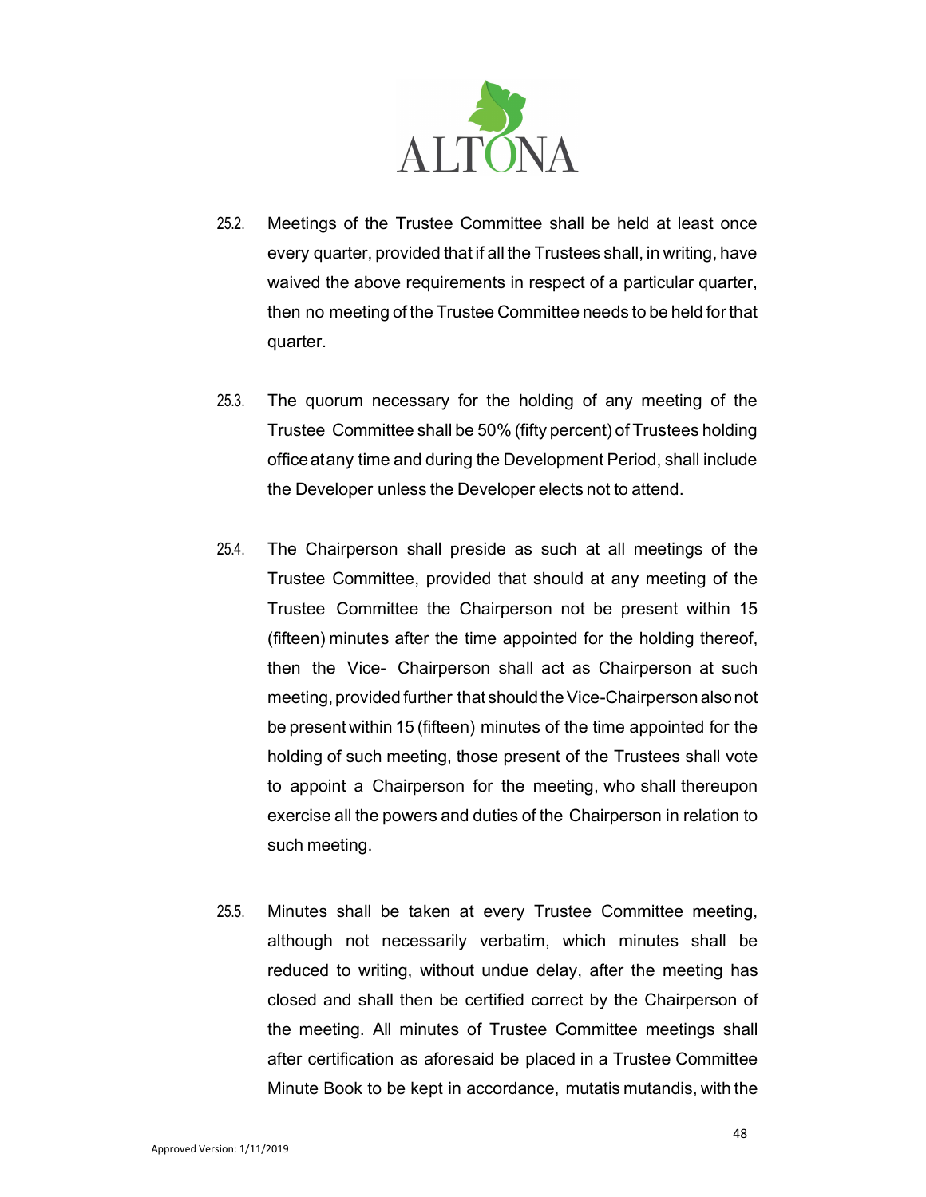25.2. Meetings of the Trustee Committee shall be held at least once every quarter, provided that if all the Trustees shall, in writing, have waived the above requirements in respect of a particular quarter, then no meeting of the Trustee Committee needs to be held for that quarter.

25.3. The quorum necessary for the holding of any meeting of the Trustee Committee shall be 50% (fifty percent) of Trustees holding office at any time and during the Development Period, shall include the Developer unless the Developer elects not to attend.

25.4. The Chairperson shall preside as such at all meetings of the Trustee Committee, provided that should at any meeting of the Trustee Committee the Chairperson not be present within 15 (fifteen) minutes after the time appointed for the holding thereof, then the Vice- Chairperson shall act as Chairperson at such meeting, provided further that should the Vice-Chairperson also not be present within 15 (fifteen) minutes of the time appointed for the holding of such meeting, those present of the Trustees shall vote to appoint a Chairperson for the meeting, who shall thereupon exercise all the powers and duties of the Chairperson in relation to such meeting.

25.5. Minutes shall be taken at every Trustee Committee meeting, although not necessarily verbatim, which minutes shall be reduced to writing, without undue delay, after the meeting has closed and shall then be certified correct by the Chairperson of the meeting. All minutes of Trustee Committee meetings shall after certification as aforesaid be placed in a Trustee Committee Minute Book to be kept in accordance, mutatis mutandis, with the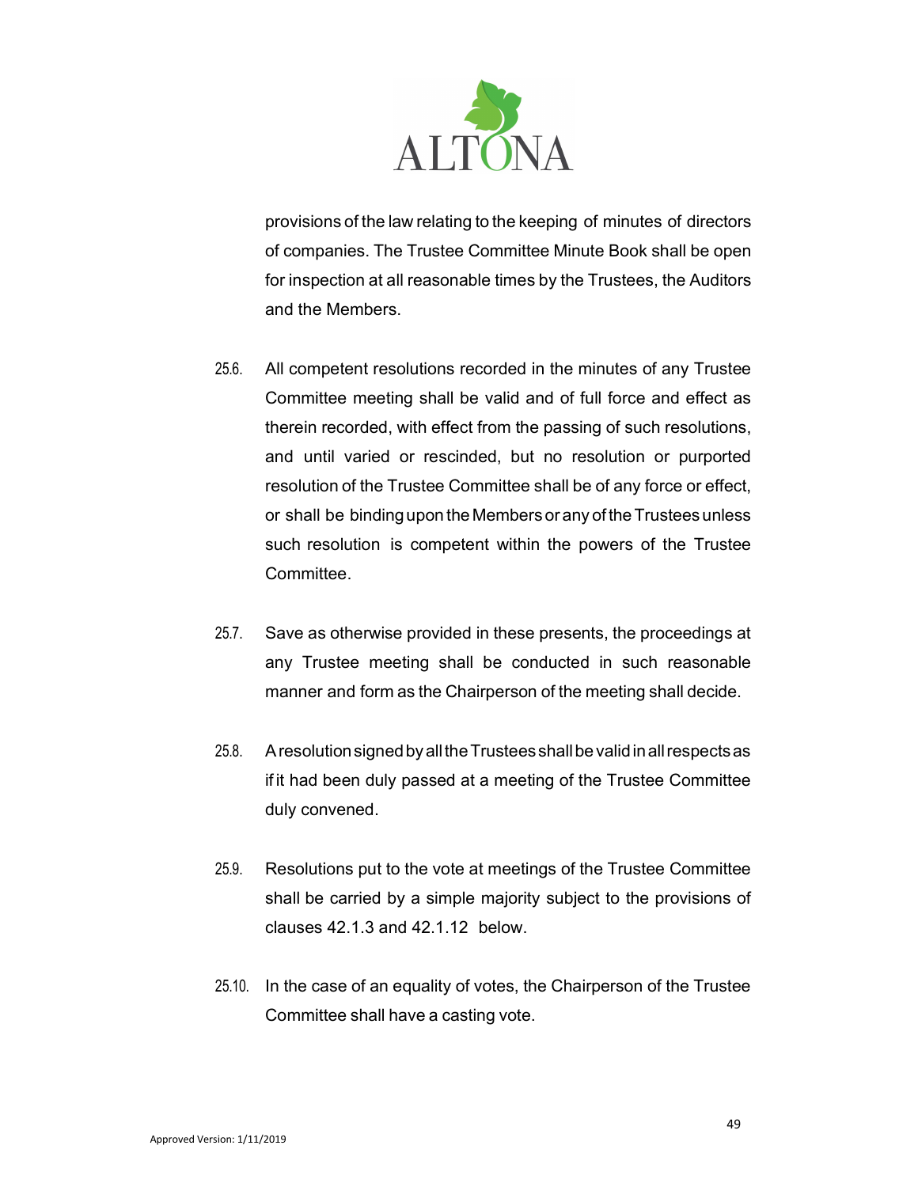provisions of the law relating to the keeping of minutes of directors of companies. The Trustee Committee Minute Book shall be open for inspection at all reasonable times by the Trustees, the Auditors and the Members.

25.6. All competent resolutions recorded in the minutes of any Trustee Committee meeting shall be valid and of full force and effect as therein recorded, with effect from the passing of such resolutions, and until varied or rescinded, but no resolution or purported resolution of the Trustee Committee shall be of any force or effect, or shall be binding upon the Members or any of the Trustees unless such resolution is competent within the powers of the Trustee Committee.

25.7. Save as otherwise provided in these presents, the proceedings at any Trustee meeting shall be conducted in such reasonable manner and form as the Chairperson of the meeting shall decide.

25.8. A resolution signed by all the Trustees shall be valid in all respects as if it had been duly passed at a meeting of the Trustee Committee duly convened.

25.9. Resolutions put to the vote at meetings of the Trustee Committee shall be carried by a simple majority subject to the provisions of clauses 42.1.3 and 42.1.12 below.

25.10. In the case of an equality of votes, the Chairperson of the Trustee Committee shall have a casting vote.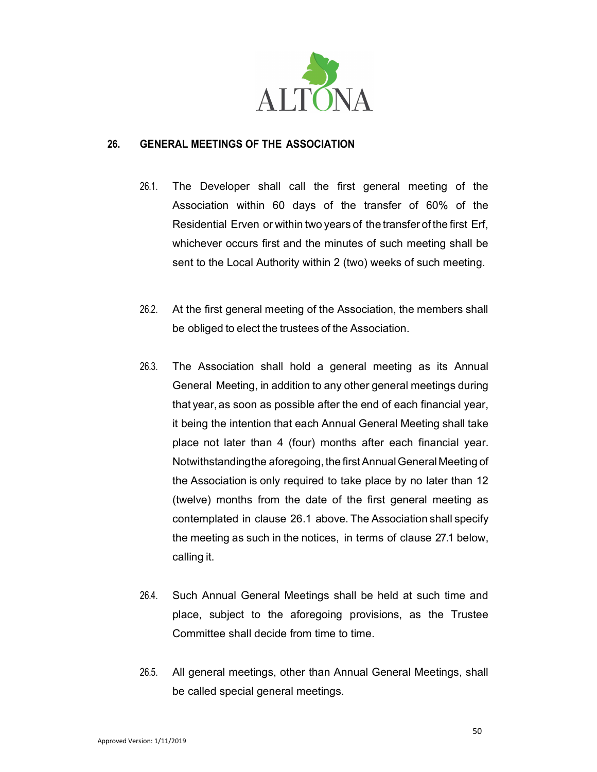## 26. GENERAL MEETINGS OF THE ASSOCIATION

26.1. The Developer shall call the first general meeting of the Association within 60 days of the transfer of 60% of the Residential Erven or within two years of the transfer of the first Erf, whichever occurs first and the minutes of such meeting shall be sent to the Local Authority within 2 (two) weeks of such meeting.

26.2. At the first general meeting of the Association, the members shall be obliged to elect the trustees of the Association.

26.3. The Association shall hold a general meeting as its Annual General Meeting, in addition to any other general meetings during that year, as soon as possible after the end of each financial year, it being the intention that each Annual General Meeting shall take place not later than 4 (four) months after each financial year. Notwithstanding the aforegoing, the first Annual General Meeting of the Association is only required to take place by no later than 12 (twelve) months from the date of the first general meeting as contemplated in clause 26.1 above. The Association shall specify the meeting as such in the notices, in terms of clause 27.1 below, calling it.

26.4. Such Annual General Meetings shall be held at such time and place, subject to the aforegoing provisions, as the Trustee Committee shall decide from time to time.

26.5. All general meetings, other than Annual General Meetings, shall be called special general meetings.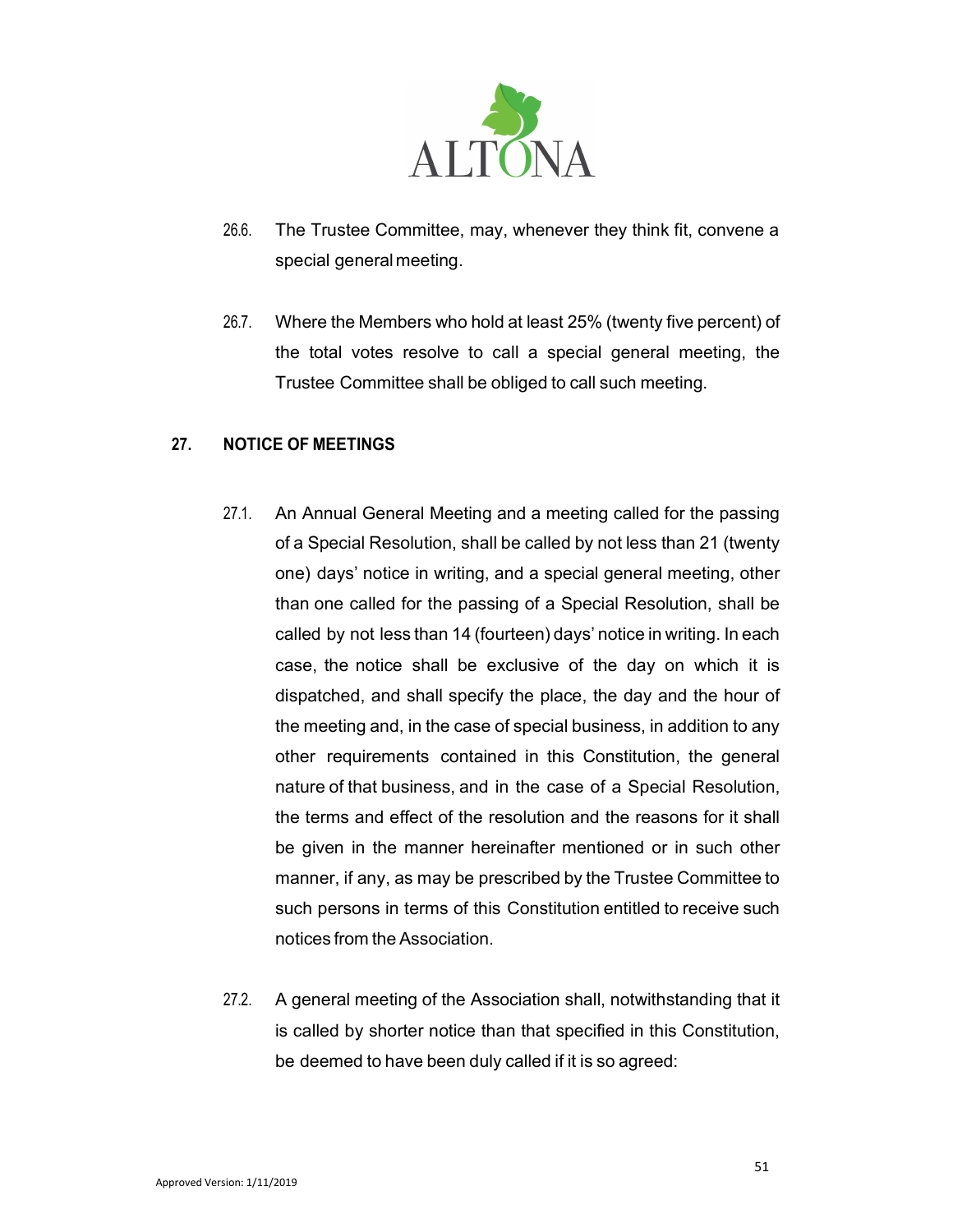26.6. The Trustee Committee, may, whenever they think fit, convene a special general meeting.

26.7. Where the Members who hold at least 25% (twenty five percent) of the total votes resolve to call a special general meeting, the Trustee Committee shall be obliged to call such meeting.

## 27. NOTICE OF MEETINGS

27.1. An Annual General Meeting and a meeting called for the passing of a Special Resolution, shall be called by not less than 21 (twenty one) days' notice in writing, and a special general meeting, other than one called for the passing of a Special Resolution, shall be called by not less than 14 (fourteen) days' notice in writing. In each case, the notice shall be exclusive of the day on which it is dispatched, and shall specify the place, the day and the hour of the meeting and, in the case of special business, in addition to any other requirements contained in this Constitution, the general nature of that business, and in the case of a Special Resolution, the terms and effect of the resolution and the reasons for it shall be given in the manner hereinafter mentioned or in such other manner, if any, as may be prescribed by the Trustee Committee to such persons in terms of this Constitution entitled to receive such notices from the Association.

27.2. A general meeting of the Association shall, notwithstanding that it is called by shorter notice than that specified in this Constitution, be deemed to have been duly called if it is so agreed: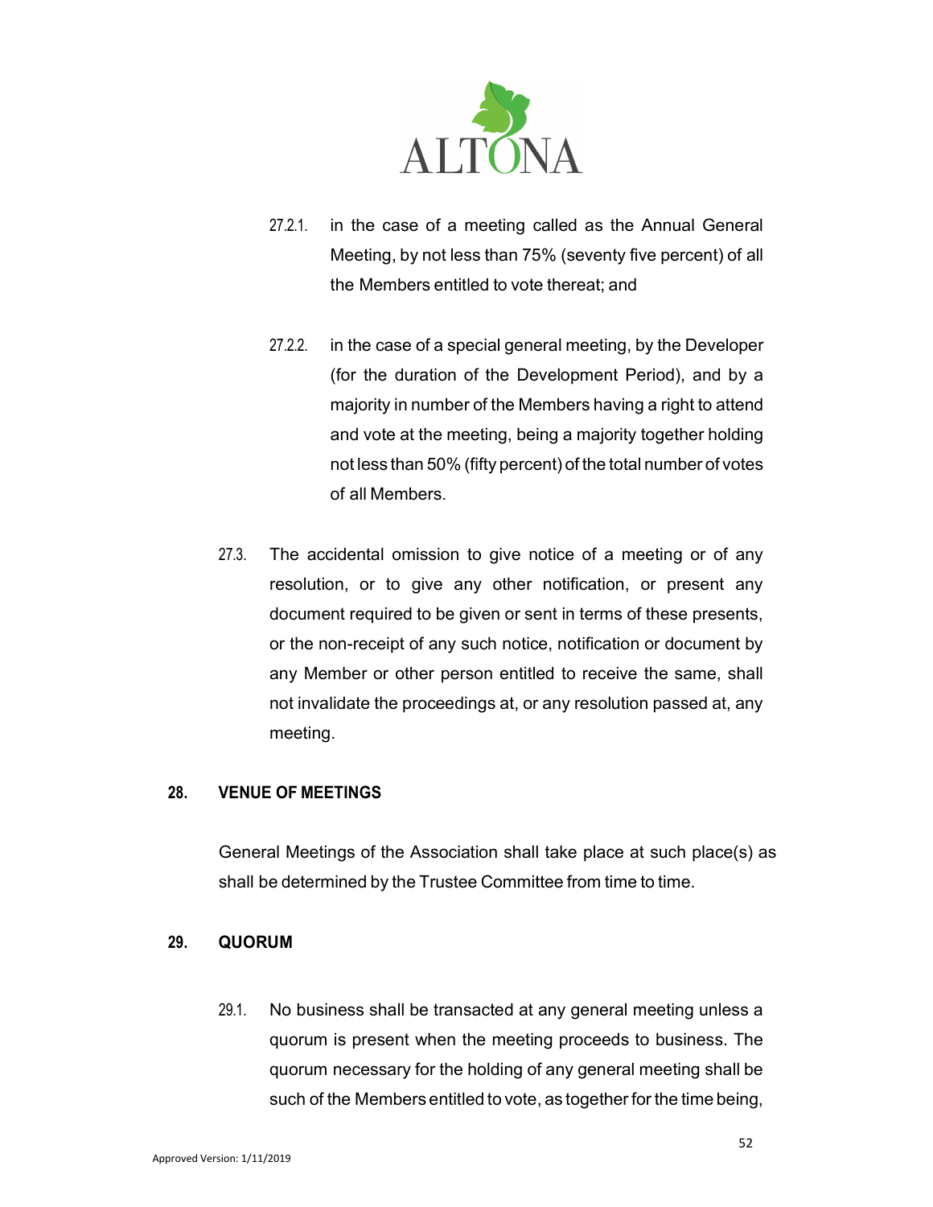27.2.1. in the case of a meeting called as the Annual General Meeting, by not less than 75% (seventy five percent) of all the Members entitled to vote thereat; and

27.2.2. in the case of a special general meeting, by the Developer (for the duration of the Development Period), and by a majority in number of the Members having a right to attend and vote at the meeting, being a majority together holding not less than 50% (fifty percent) of the total number of votes of all Members.

27.3. The accidental omission to give notice of a meeting or of any resolution, or to give any other notification, or present any document required to be given or sent in terms of these presents, or the non-receipt of any such notice, notification or document by any Member or other person entitled to receive the same, shall not invalidate the proceedings at, or any resolution passed at, any meeting.

## 28. VENUE OF MEETINGS

General Meetings of the Association shall take place at such place(s) as shall be determined by the Trustee Committee from time to time.

## 29. QUORUM

29.1. No business shall be transacted at any general meeting unless a quorum is present when the meeting proceeds to business. The quorum necessary for the holding of any general meeting shall be such of the Members entitled to vote, as together for the time being,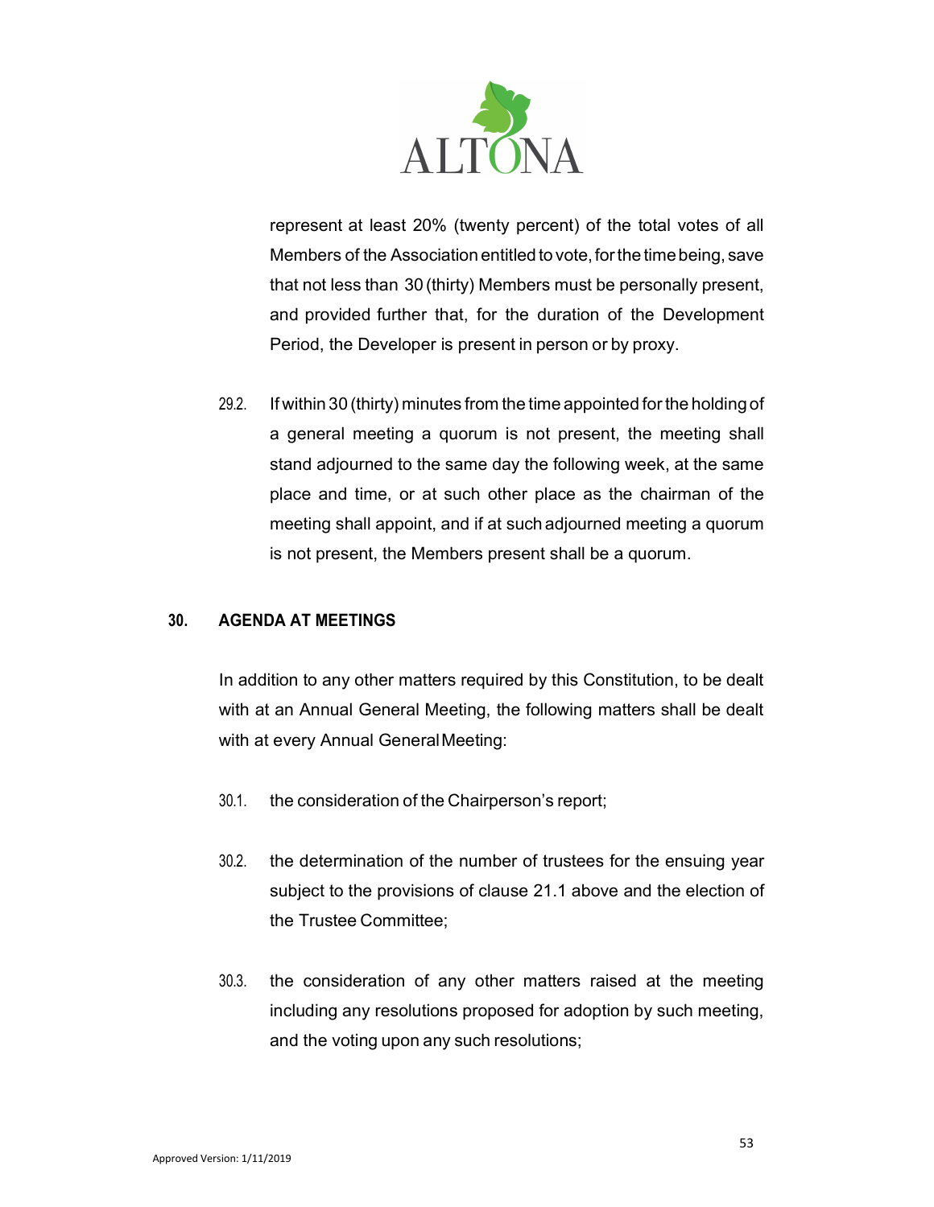represent at least 20% (twenty percent) of the total votes of all Members of the Association entitled to vote, for the time being, save that not less than 30 (thirty) Members must be personally present, and provided further that, for the duration of the Development Period, the Developer is present in person or by proxy.

29.2. If within 30 (thirty) minutes from the time appointed for the holding of a general meeting a quorum is not present, the meeting shall stand adjourned to the same day the following week, at the same place and time, or at such other place as the chairman of the meeting shall appoint, and if at such adjourned meeting a quorum is not present, the Members present shall be a quorum.

## 30. AGENDA AT MEETINGS

In addition to any other matters required by this Constitution, to be dealt with at an Annual General Meeting, the following matters shall be dealt with at every Annual General Meeting:

30.1. the consideration of the Chairperson's report;

30.2. the determination of the number of trustees for the ensuing year subject to the provisions of clause 21.1 above and the election of the Trustee Committee;

30.3. the consideration of any other matters raised at the meeting including any resolutions proposed for adoption by such meeting, and the voting upon any such resolutions;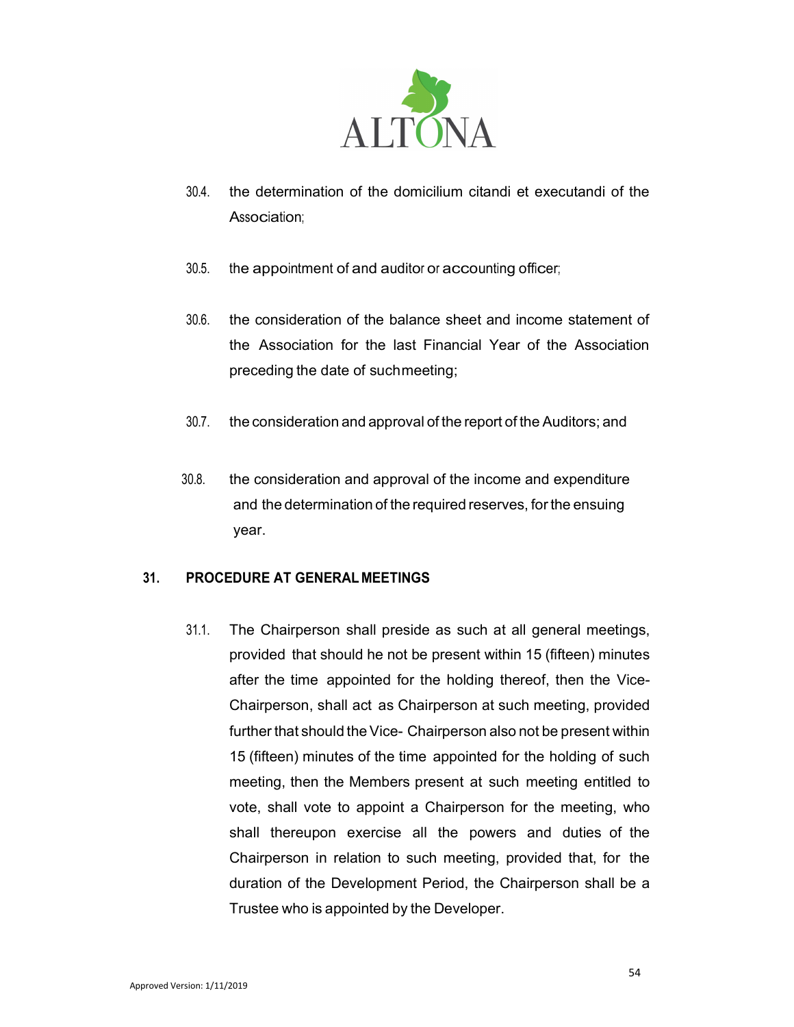30.4. the determination of the domicilium citandi et executandi of the Association;

30.5. the appointment of and auditor or accounting officer;

30.6. the consideration of the balance sheet and income statement of the Association for the last Financial Year of the Association preceding the date of suchmeeting;

30.7. the consideration and approval of the report of the Auditors; and

30.8. the consideration and approval of the income and expenditure and the determination of the required reserves, for the ensuing year.

## 31. PROCEDURE AT GENERAL MEETINGS

31.1. The Chairperson shall preside as such at all general meetings, provided that should he not be present within 15 (fifteen) minutes after the time appointed for the holding thereof, then the Vice-Chairperson, shall act as Chairperson at such meeting, provided further that should the Vice- Chairperson also not be present within 15 (fifteen) minutes of the time appointed for the holding of such meeting, then the Members present at such meeting entitled to vote, shall vote to appoint a Chairperson for the meeting, who shall thereupon exercise all the powers and duties of the Chairperson in relation to such meeting, provided that, for the duration of the Development Period, the Chairperson shall be a Trustee who is appointed by the Developer.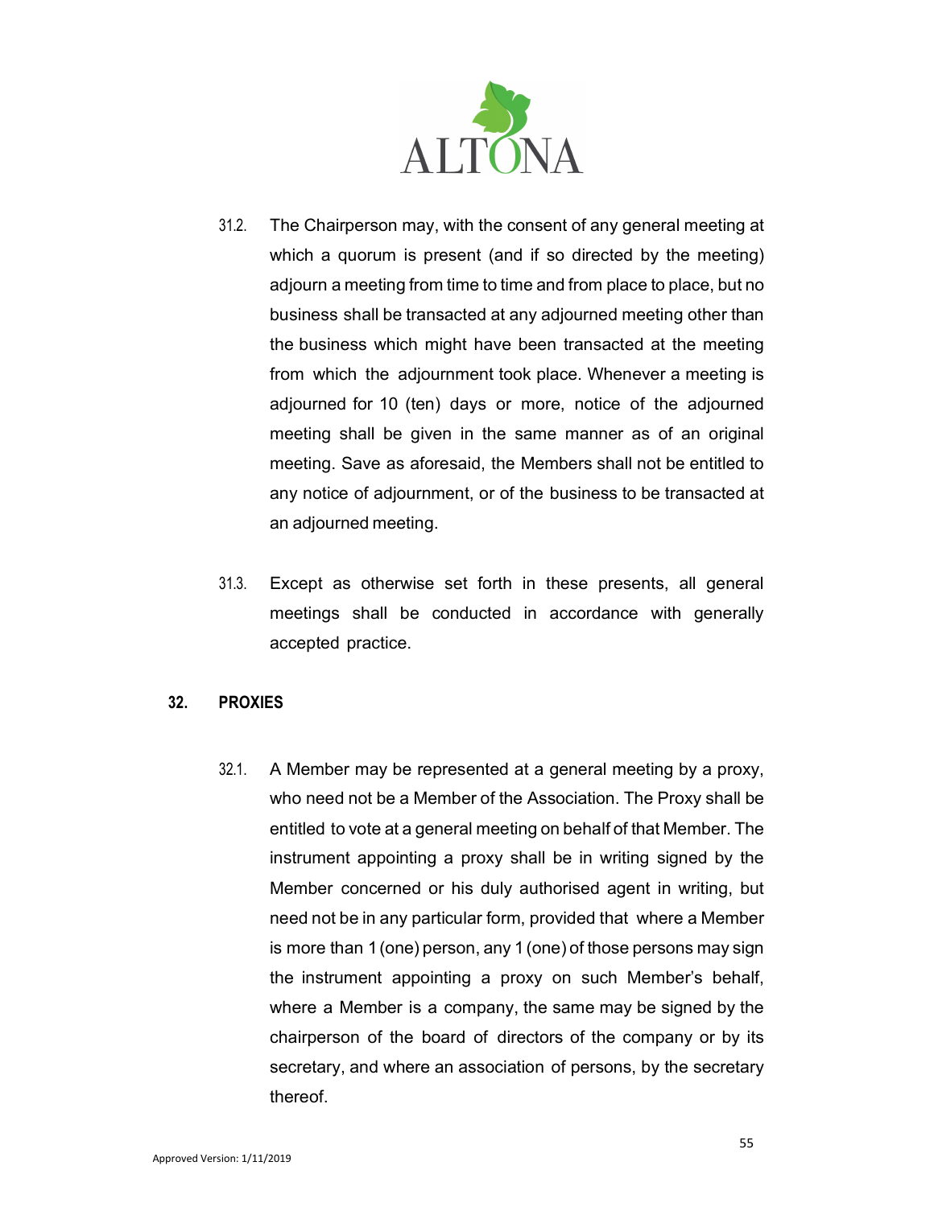31.2. The Chairperson may, with the consent of any general meeting at which a quorum is present (and if so directed by the meeting) adjourn a meeting from time to time and from place to place, but no business shall be transacted at any adjourned meeting other than the business which might have been transacted at the meeting from which the adjournment took place. Whenever a meeting is adjourned for 10 (ten) days or more, notice of the adjourned meeting shall be given in the same manner as of an original meeting. Save as aforesaid, the Members shall not be entitled to any notice of adjournment, or of the business to be transacted at an adjourned meeting.

31.3. Except as otherwise set forth in these presents, all general meetings shall be conducted in accordance with generally accepted practice.

## 32. PROXIES

32.1. A Member may be represented at a general meeting by a proxy, who need not be a Member of the Association. The Proxy shall be entitled to vote at a general meeting on behalf of that Member. The instrument appointing a proxy shall be in writing signed by the Member concerned or his duly authorised agent in writing, but need not be in any particular form, provided that where a Member is more than 1 (one) person, any 1 (one) of those persons may sign the instrument appointing a proxy on such Member's behalf, where a Member is a company, the same may be signed by the chairperson of the board of directors of the company or by its secretary, and where an association of persons, by the secretary thereof.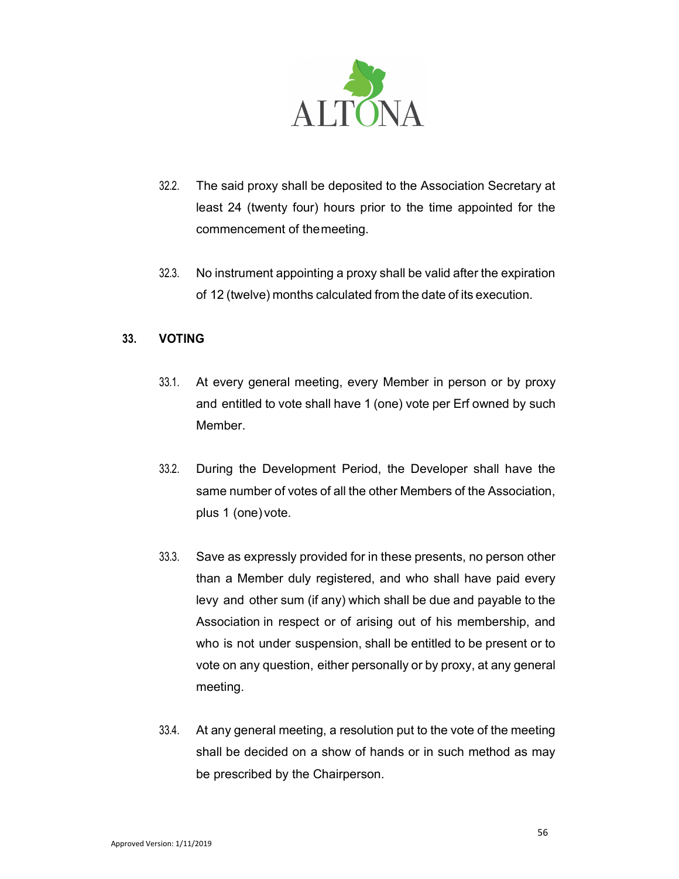32.2. The said proxy shall be deposited to the Association Secretary at least 24 (twenty four) hours prior to the time appointed for the commencement of the meeting.

32.3. No instrument appointing a proxy shall be valid after the expiration of 12 (twelve) months calculated from the date of its execution.

## 33. VOTING

33.1. At every general meeting, every Member in person or by proxy and entitled to vote shall have 1 (one) vote per Erf owned by such Member.

33.2. During the Development Period, the Developer shall have the same number of votes of all the other Members of the Association, plus 1 (one) vote.

33.3. Save as expressly provided for in these presents, no person other than a Member duly registered, and who shall have paid every levy and other sum (if any) which shall be due and payable to the Association in respect or of arising out of his membership, and who is not under suspension, shall be entitled to be present or to vote on any question, either personally or by proxy, at any general meeting.

33.4. At any general meeting, a resolution put to the vote of the meeting shall be decided on a show of hands or in such method as may be prescribed by the Chairperson.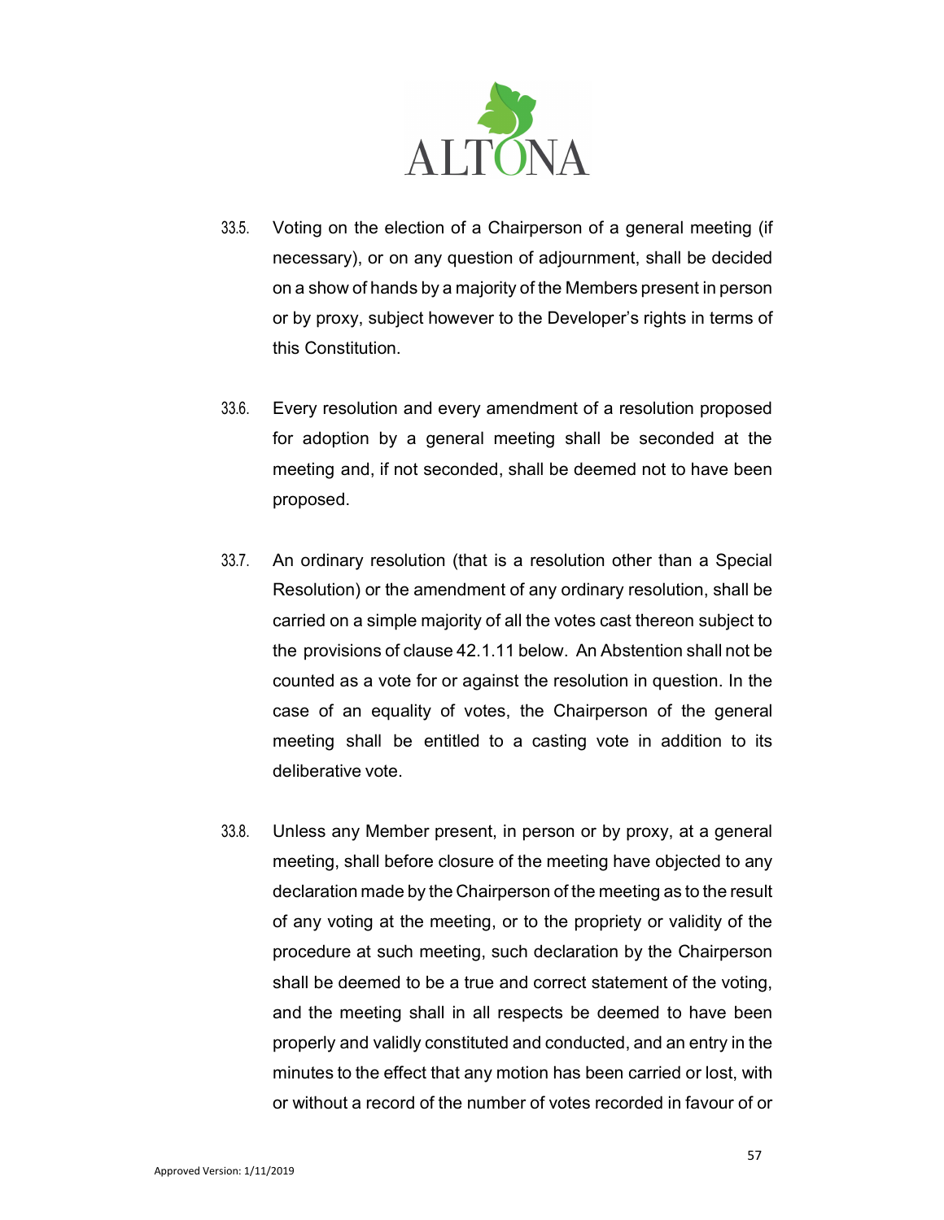33.5. Voting on the election of a Chairperson of a general meeting (if necessary), or on any question of adjournment, shall be decided on a show of hands by a majority of the Members present in person or by proxy, subject however to the Developer's rights in terms of this Constitution.

33.6. Every resolution and every amendment of a resolution proposed for adoption by a general meeting shall be seconded at the meeting and, if not seconded, shall be deemed not to have been proposed.

33.7. An ordinary resolution (that is a resolution other than a Special Resolution) or the amendment of any ordinary resolution, shall be carried on a simple majority of all the votes cast thereon subject to the provisions of clause 42.1.11 below. An Abstention shall not be counted as a vote for or against the resolution in question. In the case of an equality of votes, the Chairperson of the general meeting shall be entitled to a casting vote in addition to its deliberative vote.

33.8. Unless any Member present, in person or by proxy, at a general meeting, shall before closure of the meeting have objected to any declaration made by the Chairperson of the meeting as to the result of any voting at the meeting, or to the propriety or validity of the procedure at such meeting, such declaration by the Chairperson shall be deemed to be a true and correct statement of the voting, and the meeting shall in all respects be deemed to have been properly and validly constituted and conducted, and an entry in the minutes to the effect that any motion has been carried or lost, with or without a record of the number of votes recorded in favour of or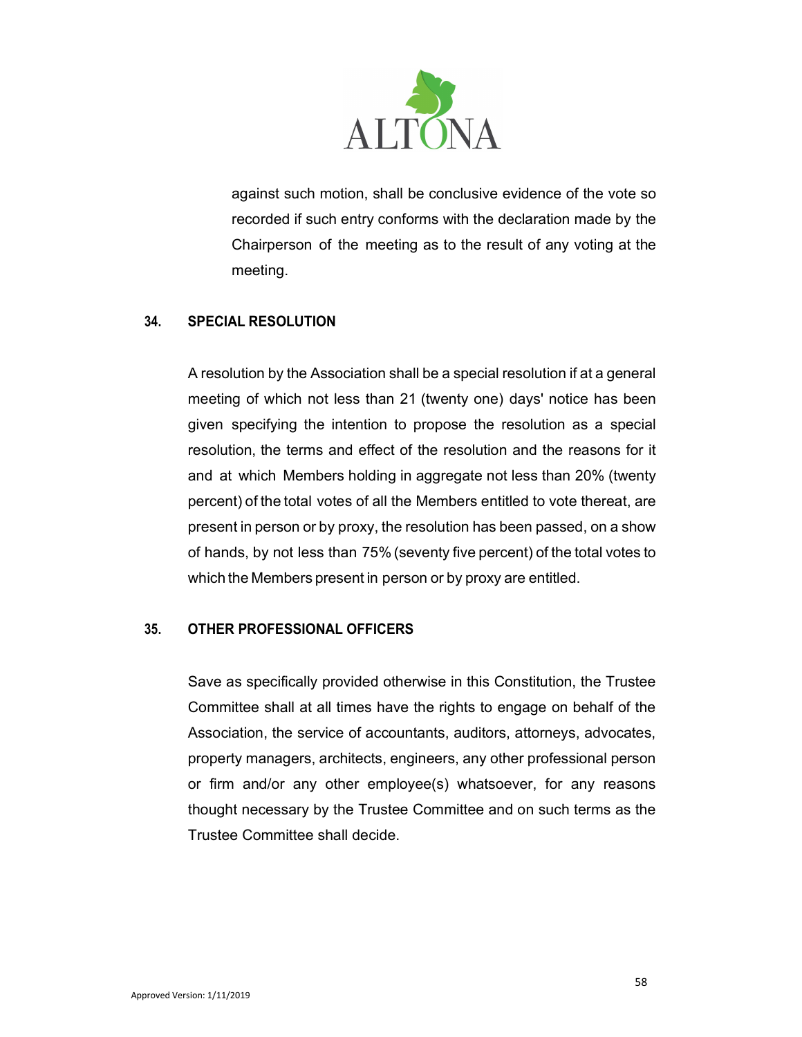against such motion, shall be conclusive evidence of the vote so recorded if such entry conforms with the declaration made by the Chairperson of the meeting as to the result of any voting at the meeting.

## 34. SPECIAL RESOLUTION

A resolution by the Association shall be a special resolution if at a general meeting of which not less than 21 (twenty one) days' notice has been given specifying the intention to propose the resolution as a special resolution, the terms and effect of the resolution and the reasons for it and at which Members holding in aggregate not less than 20% (twenty percent) of the total votes of all the Members entitled to vote thereat, are present in person or by proxy, the resolution has been passed, on a show of hands, by not less than 75% (seventy five percent) of the total votes to which the Members present in person or by proxy are entitled.

## 35. OTHER PROFESSIONAL OFFICERS

Save as specifically provided otherwise in this Constitution, the Trustee Committee shall at all times have the rights to engage on behalf of the Association, the service of accountants, auditors, attorneys, advocates, property managers, architects, engineers, any other professional person or firm and/or any other employee(s) whatsoever, for any reasons thought necessary by the Trustee Committee and on such terms as the Trustee Committee shall decide.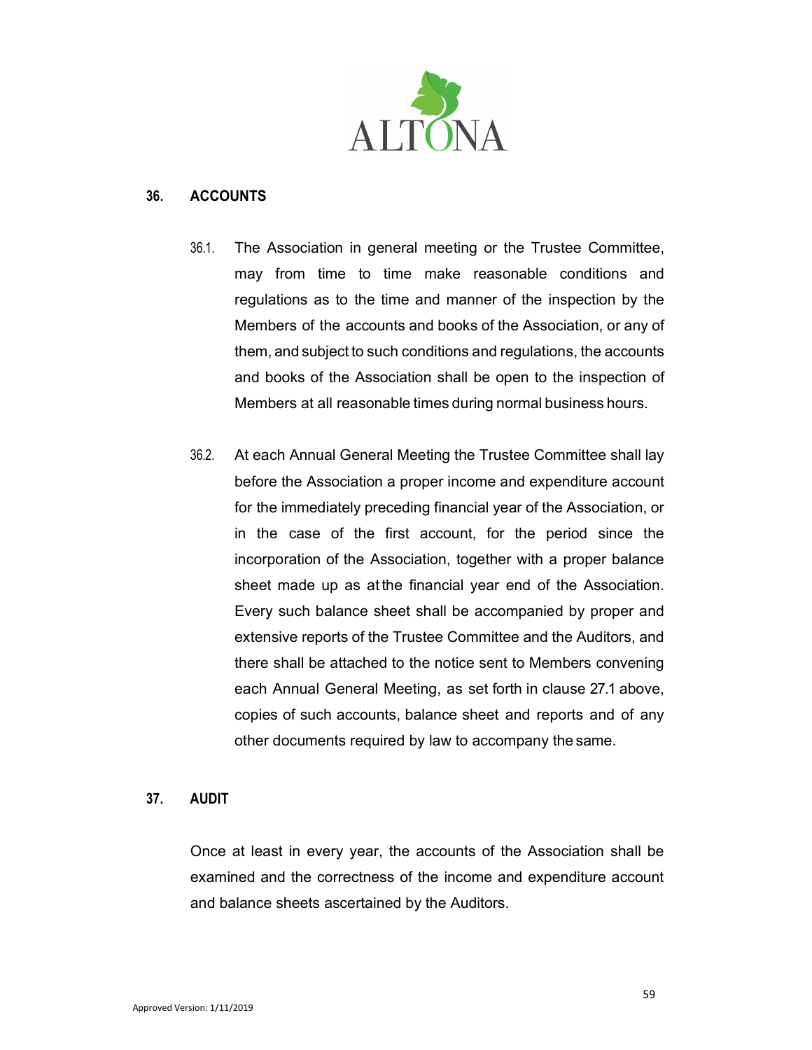## 36. ACCOUNTS

36.1. The Association in general meeting or the Trustee Committee, may from time to time make reasonable conditions and regulations as to the time and manner of the inspection by the Members of the accounts and books of the Association, or any of them, and subject to such conditions and regulations, the accounts and books of the Association shall be open to the inspection of Members at all reasonable times during normal business hours.

36.2. At each Annual General Meeting the Trustee Committee shall lay before the Association a proper income and expenditure account for the immediately preceding financial year of the Association, or in the case of the first account, for the period since the incorporation of the Association, together with a proper balance sheet made up as at the financial year end of the Association. Every such balance sheet shall be accompanied by proper and extensive reports of the Trustee Committee and the Auditors, and there shall be attached to the notice sent to Members convening each Annual General Meeting, as set forth in clause 27.1 above, copies of such accounts, balance sheet and reports and of any other documents required by law to accompany the same.

## 37. AUDIT

Once at least in every year, the accounts of the Association shall be examined and the correctness of the income and expenditure account and balance sheets ascertained by the Auditors.

Approved Version: 1/11/2019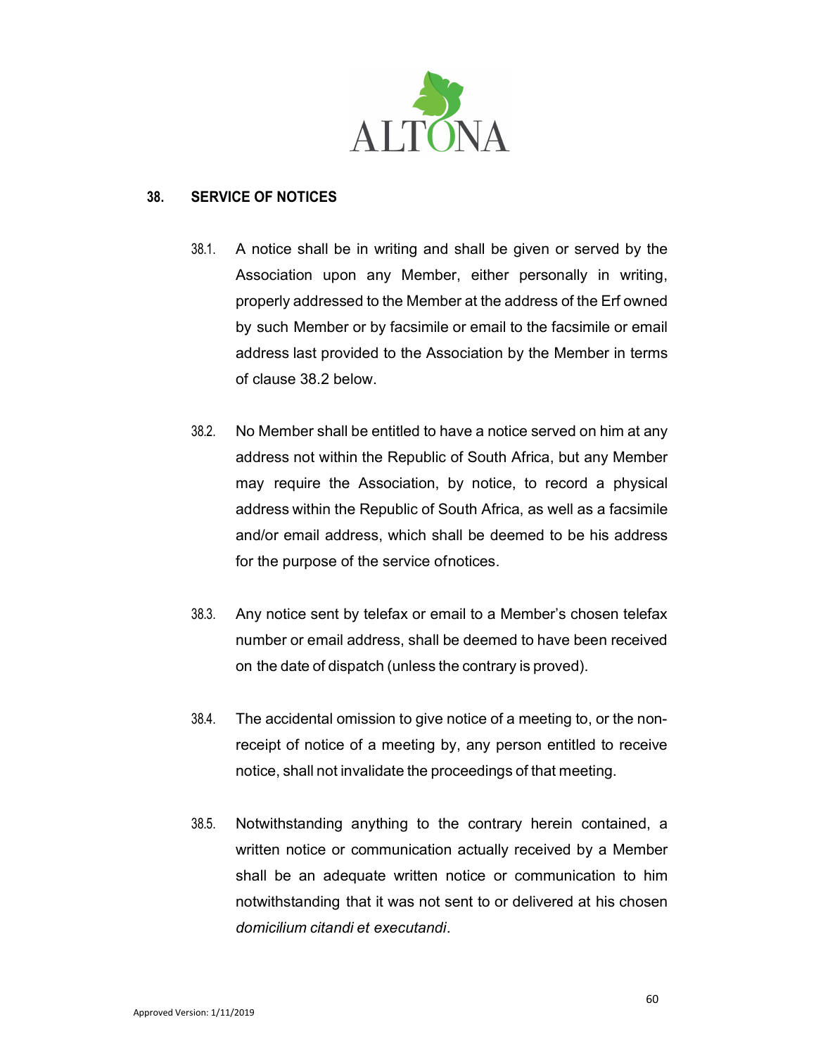## 38. SERVICE OF NOTICES

38.1. A notice shall be in writing and shall be given or served by the Association upon any Member, either personally in writing, properly addressed to the Member at the address of the Erf owned by such Member or by facsimile or email to the facsimile or email address last provided to the Association by the Member in terms of clause 38.2 below.

38.2. No Member shall be entitled to have a notice served on him at any address not within the Republic of South Africa, but any Member may require the Association, by notice, to record a physical address within the Republic of South Africa, as well as a facsimile and/or email address, which shall be deemed to be his address for the purpose of the service ofnotices.

38.3. Any notice sent by telefax or email to a Member's chosen telefax number or email address, shall be deemed to have been received on the date of dispatch (unless the contrary is proved).

38.4. The accidental omission to give notice of a meeting to, or the non-receipt of notice of a meeting by, any person entitled to receive notice, shall not invalidate the proceedings of that meeting.

38.5. Notwithstanding anything to the contrary herein contained, a written notice or communication actually received by a Member shall be an adequate written notice or communication to him notwithstanding that it was not sent to or delivered at his chosen *domicilium citandi et executandi*.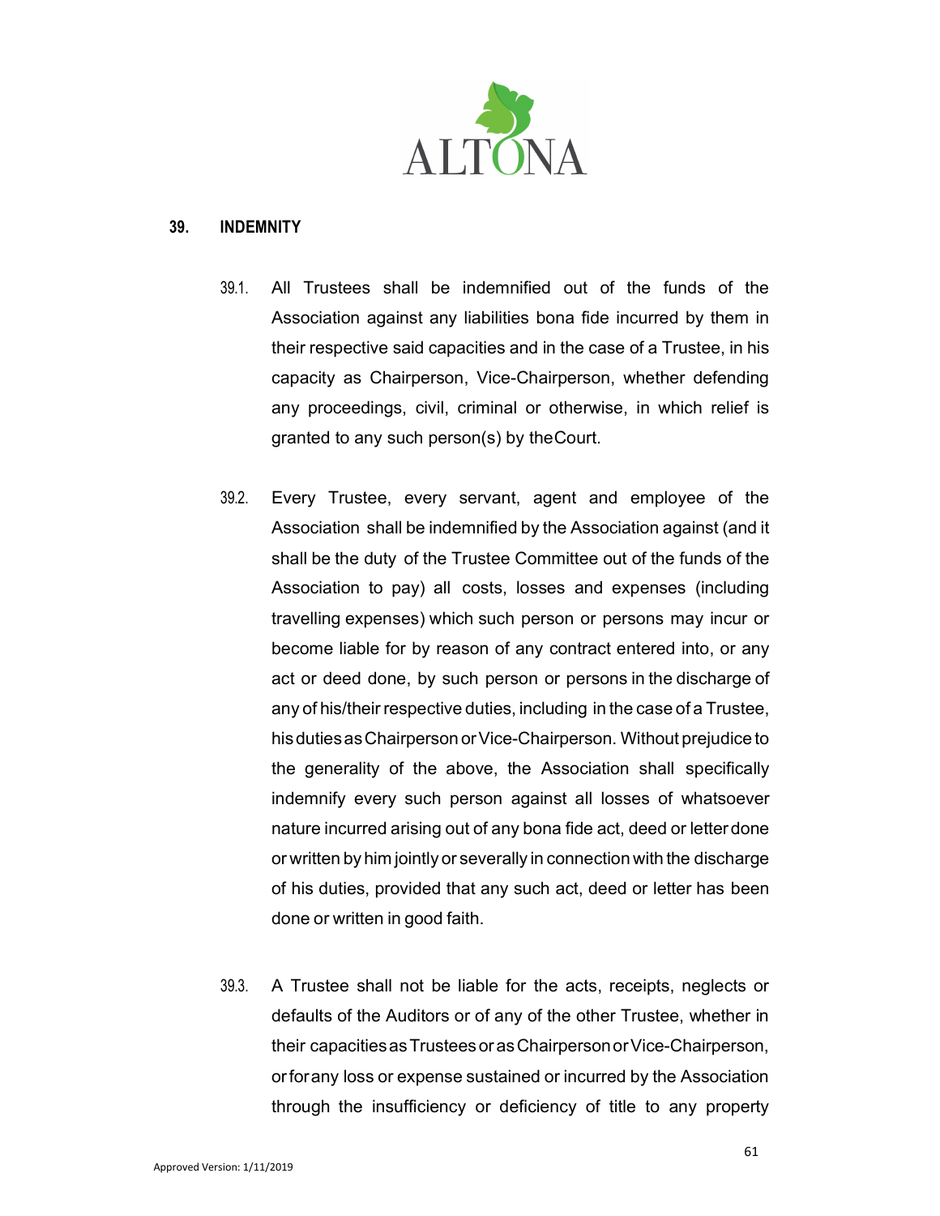## 39. INDEMNITY

39.1. All Trustees shall be indemnified out of the funds of the Association against any liabilities bona fide incurred by them in their respective said capacities and in the case of a Trustee, in his capacity as Chairperson, Vice-Chairperson, whether defending any proceedings, civil, criminal or otherwise, in which relief is granted to any such person(s) by the Court.

39.2. Every Trustee, every servant, agent and employee of the Association shall be indemnified by the Association against (and it shall be the duty of the Trustee Committee out of the funds of the Association to pay) all costs, losses and expenses (including travelling expenses) which such person or persons may incur or become liable for by reason of any contract entered into, or any act or deed done, by such person or persons in the discharge of any of his/their respective duties, including in the case of a Trustee, his duties as Chairperson or Vice-Chairperson. Without prejudice to the generality of the above, the Association shall specifically indemnify every such person against all losses of whatsoever nature incurred arising out of any bona fide act, deed or letter done or written by him jointly or severally in connection with the discharge of his duties, provided that any such act, deed or letter has been done or written in good faith.

39.3. A Trustee shall not be liable for the acts, receipts, neglects or defaults of the Auditors or of any of the other Trustee, whether in their capacities as Trustees or as Chairperson or Vice-Chairperson, or for any loss or expense sustained or incurred by the Association through the insufficiency or deficiency of title to any property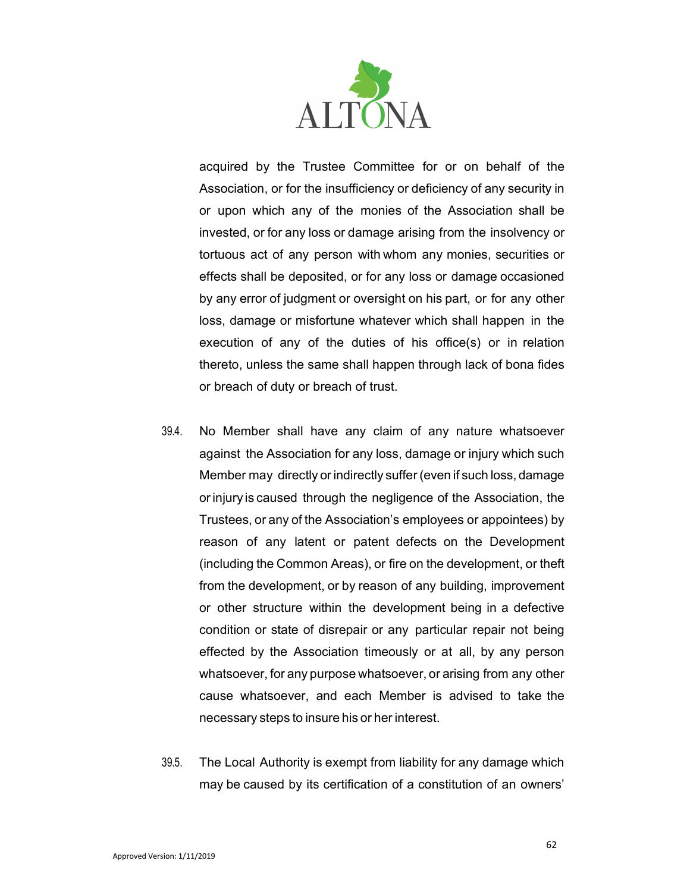acquired by the Trustee Committee for or on behalf of the Association, or for the insufficiency or deficiency of any security in or upon which any of the monies of the Association shall be invested, or for any loss or damage arising from the insolvency or tortuous act of any person with whom any monies, securities or effects shall be deposited, or for any loss or damage occasioned by any error of judgment or oversight on his part, or for any other loss, damage or misfortune whatever which shall happen in the execution of any of the duties of his office(s) or in relation thereto, unless the same shall happen through lack of bona fides or breach of duty or breach of trust.

39.4. No Member shall have any claim of any nature whatsoever against the Association for any loss, damage or injury which such Member may directly or indirectly suffer (even if such loss, damage or injury is caused through the negligence of the Association, the Trustees, or any of the Association's employees or appointees) by reason of any latent or patent defects on the Development (including the Common Areas), or fire on the development, or theft from the development, or by reason of any building, improvement or other structure within the development being in a defective condition or state of disrepair or any particular repair not being effected by the Association timeously or at all, by any person whatsoever, for any purpose whatsoever, or arising from any other cause whatsoever, and each Member is advised to take the necessary steps to insure his or her interest.

39.5. The Local Authority is exempt from liability for any damage which may be caused by its certification of a constitution of an owners'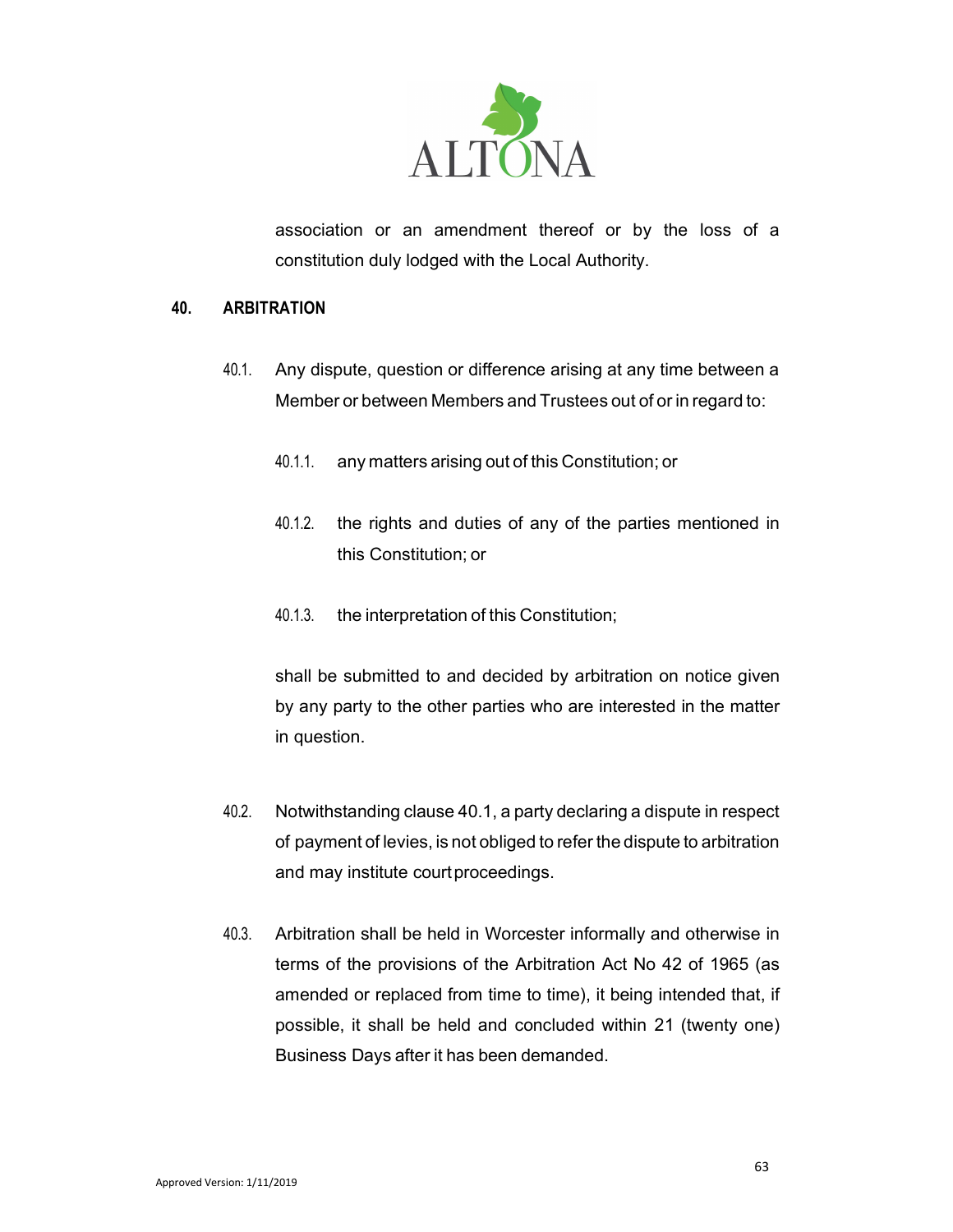association or an amendment thereof or by the loss of a constitution duly lodged with the Local Authority.

## 40. ARBITRATION

40.1. Any dispute, question or difference arising at any time between a Member or between Members and Trustees out of or in regard to:

40.1.1. any matters arising out of this Constitution; or

40.1.2. the rights and duties of any of the parties mentioned in this Constitution; or

40.1.3. the interpretation of this Constitution;

shall be submitted to and decided by arbitration on notice given by any party to the other parties who are interested in the matter in question.

40.2. Notwithstanding clause 40.1, a party declaring a dispute in respect of payment of levies, is not obliged to refer the dispute to arbitration and may institute court proceedings.

40.3. Arbitration shall be held in Worcester informally and otherwise in terms of the provisions of the Arbitration Act No 42 of 1965 (as amended or replaced from time to time), it being intended that, if possible, it shall be held and concluded within 21 (twenty one) Business Days after it has been demanded.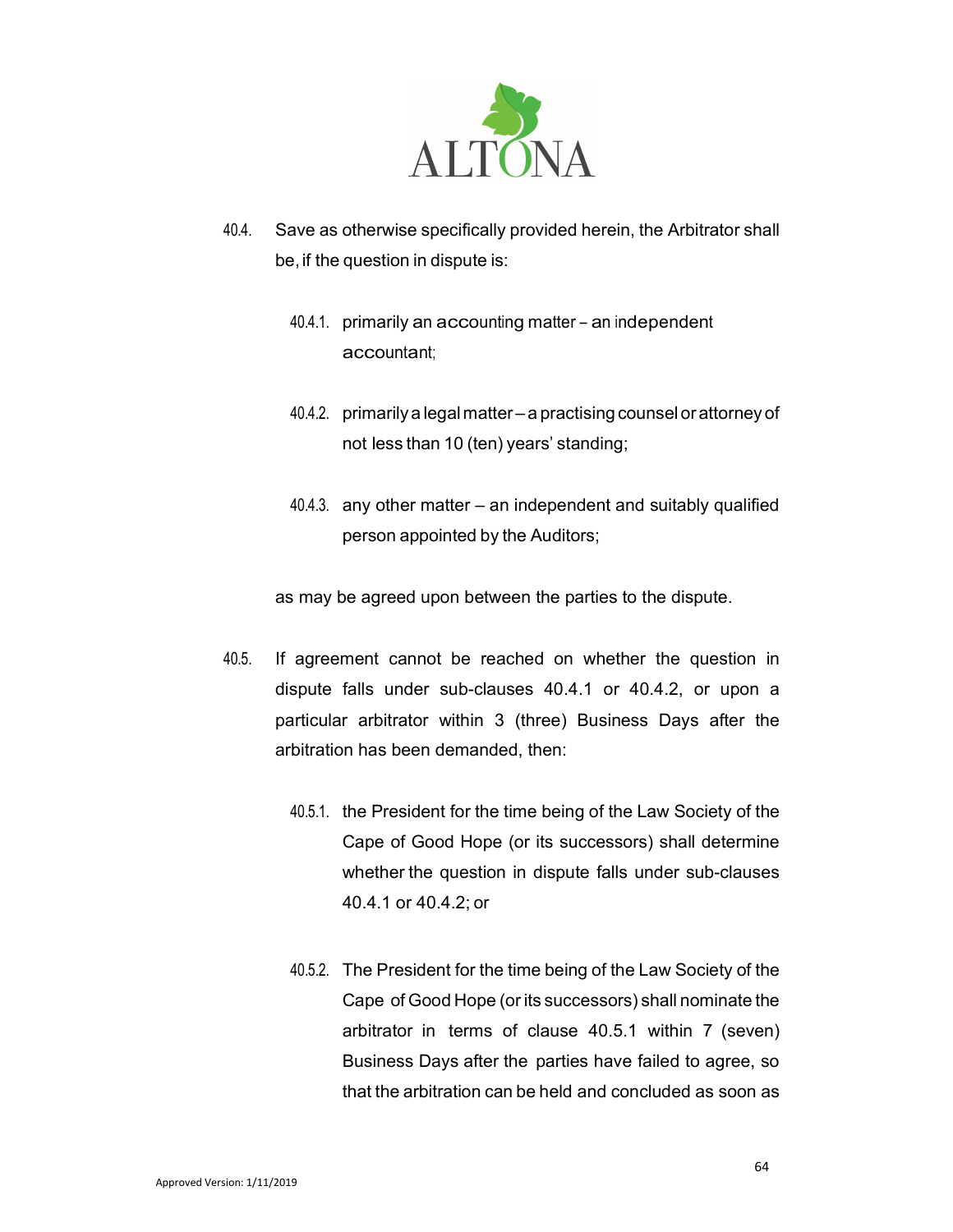40.4. Save as otherwise specifically provided herein, the Arbitrator shall be, if the question in dispute is:

40.4.1. primarily an accounting matter – an independent accountant;

40.4.2. primarily a legal matter – a practising counsel or attorney of not less than 10 (ten) years' standing;

40.4.3. any other matter – an independent and suitably qualified person appointed by the Auditors;

as may be agreed upon between the parties to the dispute.

40.5. If agreement cannot be reached on whether the question in dispute falls under sub-clauses 40.4.1 or 40.4.2, or upon a particular arbitrator within 3 (three) Business Days after the arbitration has been demanded, then:

40.5.1. the President for the time being of the Law Society of the Cape of Good Hope (or its successors) shall determine whether the question in dispute falls under sub-clauses 40.4.1 or 40.4.2; or

40.5.2. The President for the time being of the Law Society of the Cape of Good Hope (or its successors) shall nominate the arbitrator in terms of clause 40.5.1 within 7 (seven) Business Days after the parties have failed to agree, so that the arbitration can be held and concluded as soon as

Approved Version: 1/11/2019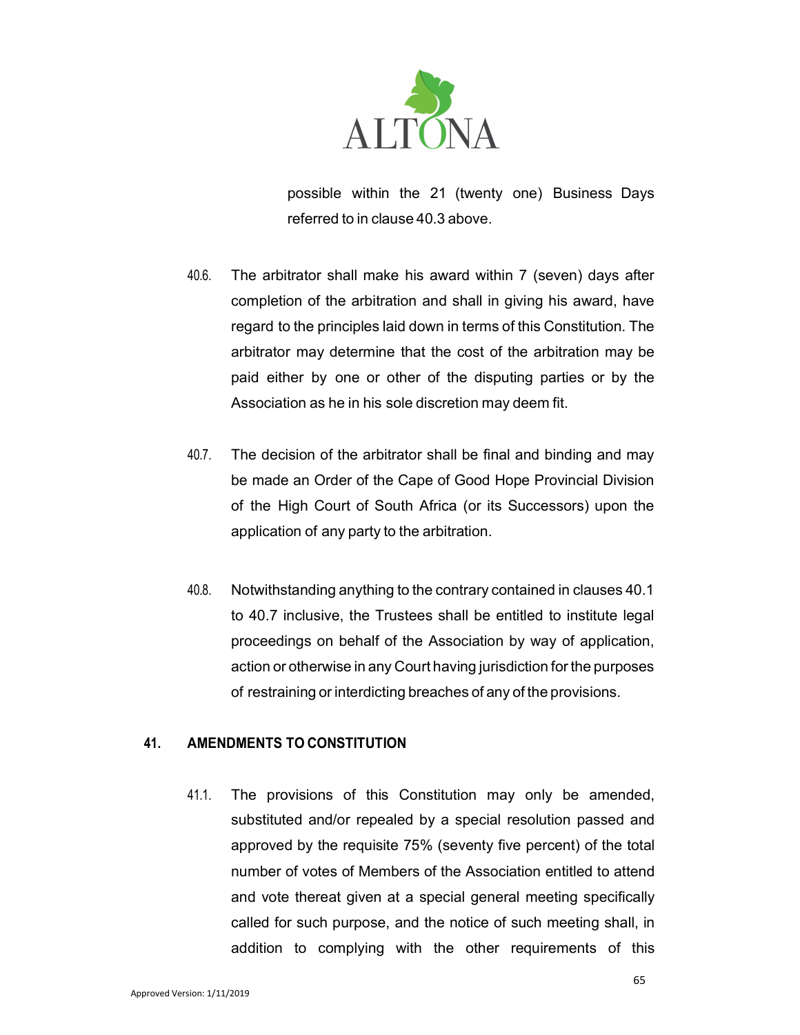possible within the 21 (twenty one) Business Days referred to in clause 40.3 above.

40.6. The arbitrator shall make his award within 7 (seven) days after completion of the arbitration and shall in giving his award, have regard to the principles laid down in terms of this Constitution. The arbitrator may determine that the cost of the arbitration may be paid either by one or other of the disputing parties or by the Association as he in his sole discretion may deem fit.

40.7. The decision of the arbitrator shall be final and binding and may be made an Order of the Cape of Good Hope Provincial Division of the High Court of South Africa (or its Successors) upon the application of any party to the arbitration.

40.8. Notwithstanding anything to the contrary contained in clauses 40.1 to 40.7 inclusive, the Trustees shall be entitled to institute legal proceedings on behalf of the Association by way of application, action or otherwise in any Court having jurisdiction for the purposes of restraining or interdicting breaches of any of the provisions.

## 41. AMENDMENTS TO CONSTITUTION

41.1. The provisions of this Constitution may only be amended, substituted and/or repealed by a special resolution passed and approved by the requisite 75% (seventy five percent) of the total number of votes of Members of the Association entitled to attend and vote thereat given at a special general meeting specifically called for such purpose, and the notice of such meeting shall, in addition to complying with the other requirements of this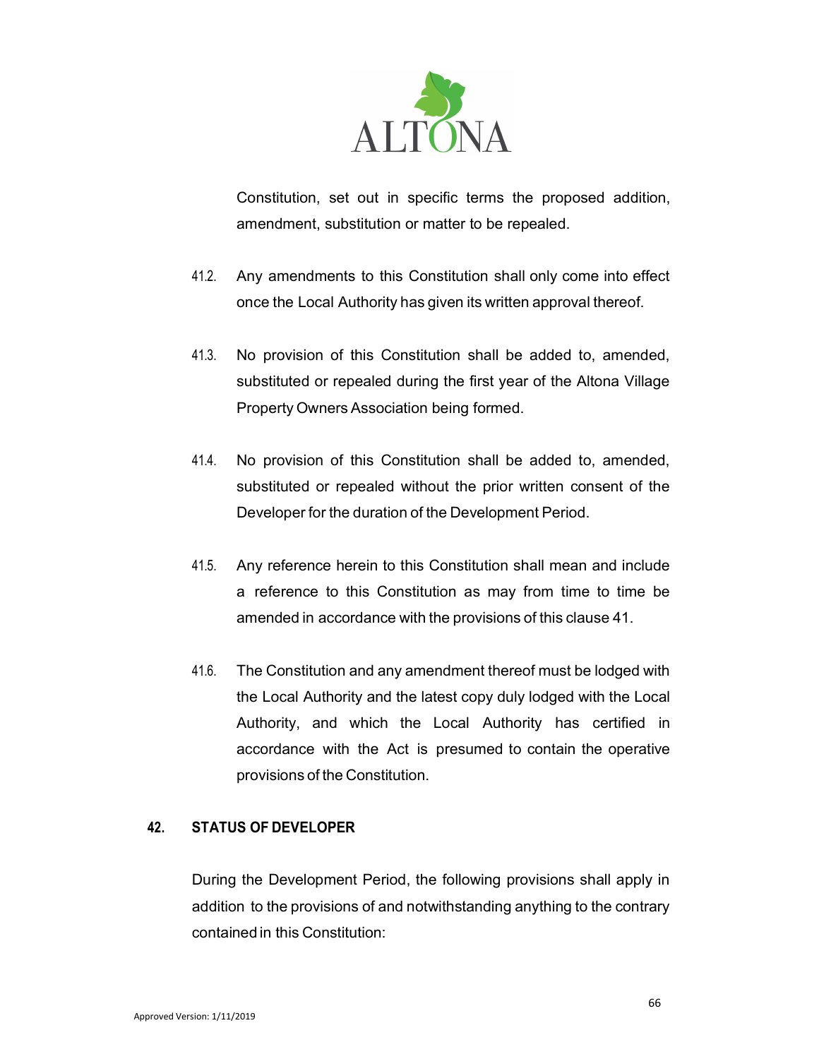Constitution, set out in specific terms the proposed addition, amendment, substitution or matter to be repealed.

41.2. Any amendments to this Constitution shall only come into effect once the Local Authority has given its written approval thereof.

41.3. No provision of this Constitution shall be added to, amended, substituted or repealed during the first year of the Altona Village Property Owners Association being formed.

41.4. No provision of this Constitution shall be added to, amended, substituted or repealed without the prior written consent of the Developer for the duration of the Development Period.

41.5. Any reference herein to this Constitution shall mean and include a reference to this Constitution as may from time to time be amended in accordance with the provisions of this clause 41.

41.6. The Constitution and any amendment thereof must be lodged with the Local Authority and the latest copy duly lodged with the Local Authority, and which the Local Authority has certified in accordance with the Act is presumed to contain the operative provisions of the Constitution.

## 42. STATUS OF DEVELOPER

During the Development Period, the following provisions shall apply in addition to the provisions of and notwithstanding anything to the contrary contained in this Constitution: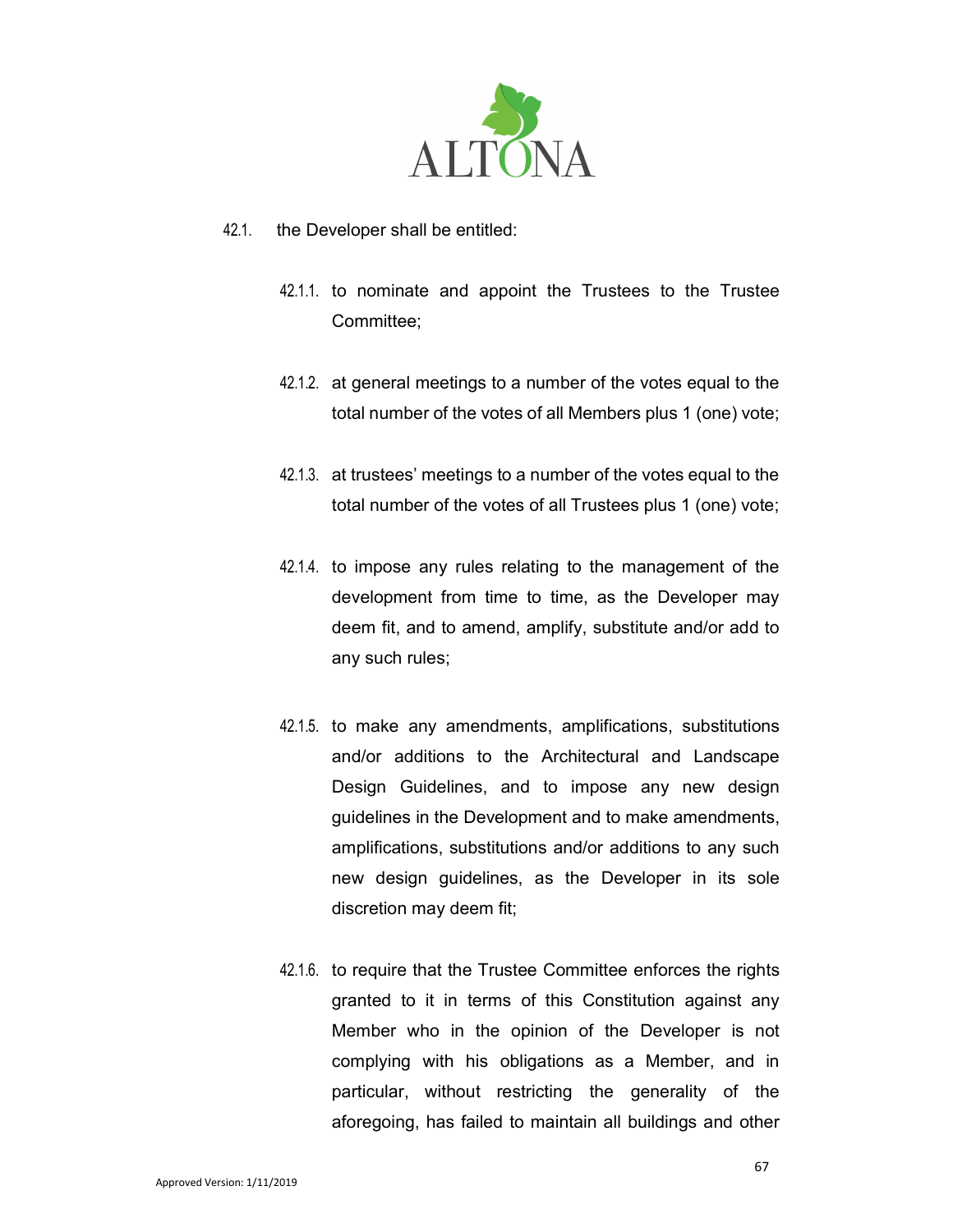42.1. the Developer shall be entitled:

42.1.1. to nominate and appoint the Trustees to the Trustee Committee;

42.1.2. at general meetings to a number of the votes equal to the total number of the votes of all Members plus 1 (one) vote;

42.1.3. at trustees' meetings to a number of the votes equal to the total number of the votes of all Trustees plus 1 (one) vote;

42.1.4. to impose any rules relating to the management of the development from time to time, as the Developer may deem fit, and to amend, amplify, substitute and/or add to any such rules;

42.1.5. to make any amendments, amplifications, substitutions and/or additions to the Architectural and Landscape Design Guidelines, and to impose any new design guidelines in the Development and to make amendments, amplifications, substitutions and/or additions to any such new design guidelines, as the Developer in its sole discretion may deem fit;

42.1.6. to require that the Trustee Committee enforces the rights granted to it in terms of this Constitution against any Member who in the opinion of the Developer is not complying with his obligations as a Member, and in particular, without restricting the generality of the aforegoing, has failed to maintain all buildings and other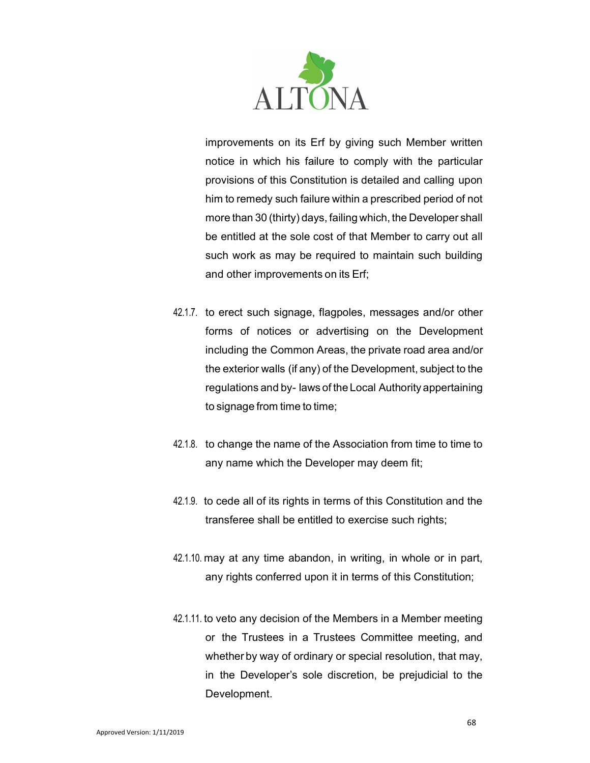improvements on its Erf by giving such Member written notice in which his failure to comply with the particular provisions of this Constitution is detailed and calling upon him to remedy such failure within a prescribed period of not more than 30 (thirty) days, failing which, the Developer shall be entitled at the sole cost of that Member to carry out all such work as may be required to maintain such building and other improvements on its Erf;

42.1.7. to erect such signage, flagpoles, messages and/or other forms of notices or advertising on the Development including the Common Areas, the private road area and/or the exterior walls (if any) of the Development, subject to the regulations and by- laws of the Local Authority appertaining to signage from time to time;

42.1.8. to change the name of the Association from time to time to any name which the Developer may deem fit;

42.1.9. to cede all of its rights in terms of this Constitution and the transferee shall be entitled to exercise such rights;

42.1.10. may at any time abandon, in writing, in whole or in part, any rights conferred upon it in terms of this Constitution;

42.1.11. to veto any decision of the Members in a Member meeting or the Trustees in a Trustees Committee meeting, and whether by way of ordinary or special resolution, that may, in the Developer's sole discretion, be prejudicial to the Development.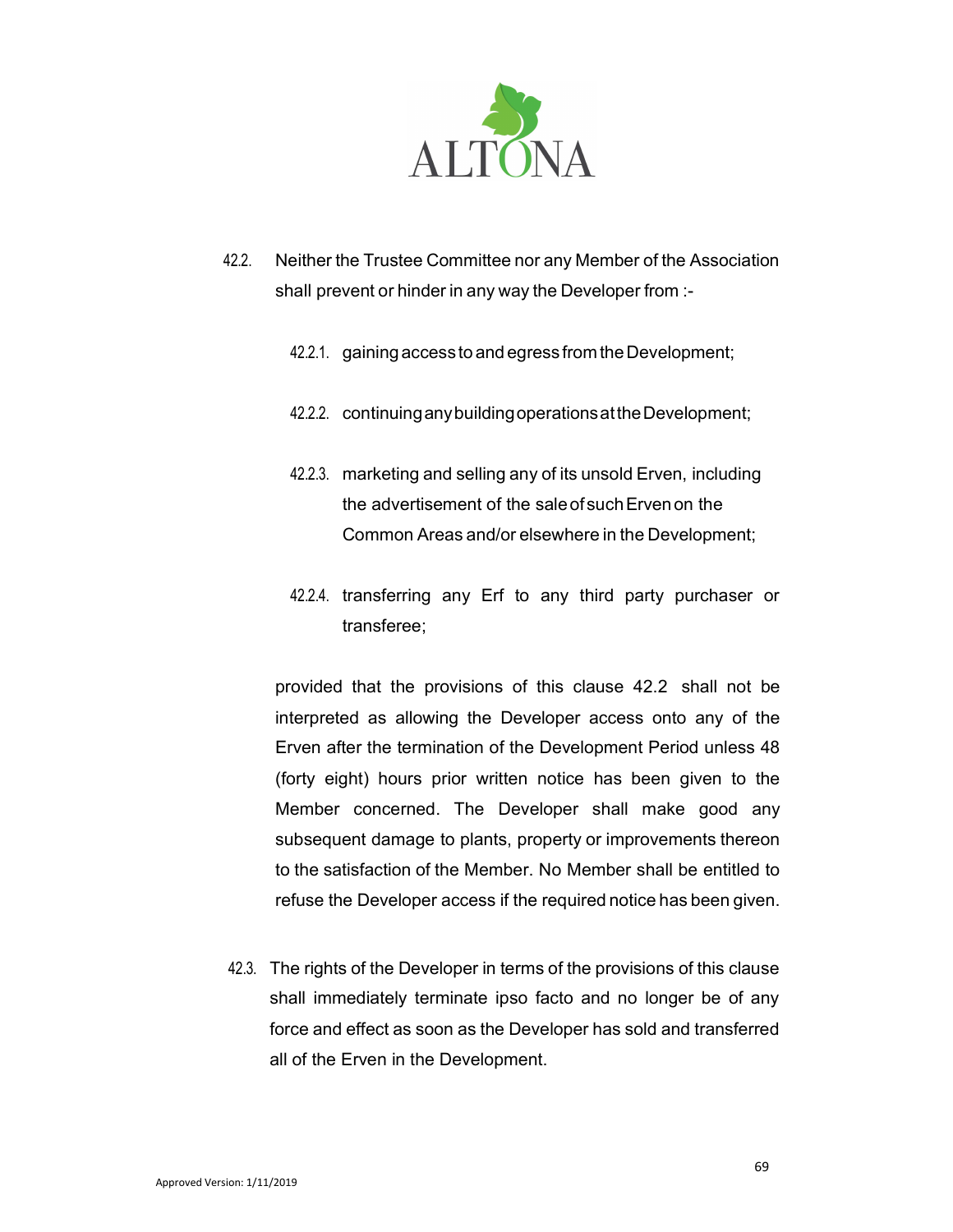42.2. Neither the Trustee Committee nor any Member of the Association shall prevent or hinder in any way the Developer from :-

42.2.1. gaining access to and egress from the Development;

42.2.2. continuing any building operations at the Development;

42.2.3. marketing and selling any of its unsold Erven, including the advertisement of the sale of such Erven on the Common Areas and/or elsewhere in the Development;

42.2.4. transferring any Erf to any third party purchaser or transferee;

provided that the provisions of this clause 42.2 shall not be interpreted as allowing the Developer access onto any of the Erven after the termination of the Development Period unless 48 (forty eight) hours prior written notice has been given to the Member concerned. The Developer shall make good any subsequent damage to plants, property or improvements thereon to the satisfaction of the Member. No Member shall be entitled to refuse the Developer access if the required notice has been given.

42.3. The rights of the Developer in terms of the provisions of this clause shall immediately terminate ipso facto and no longer be of any force and effect as soon as the Developer has sold and transferred all of the Erven in the Development.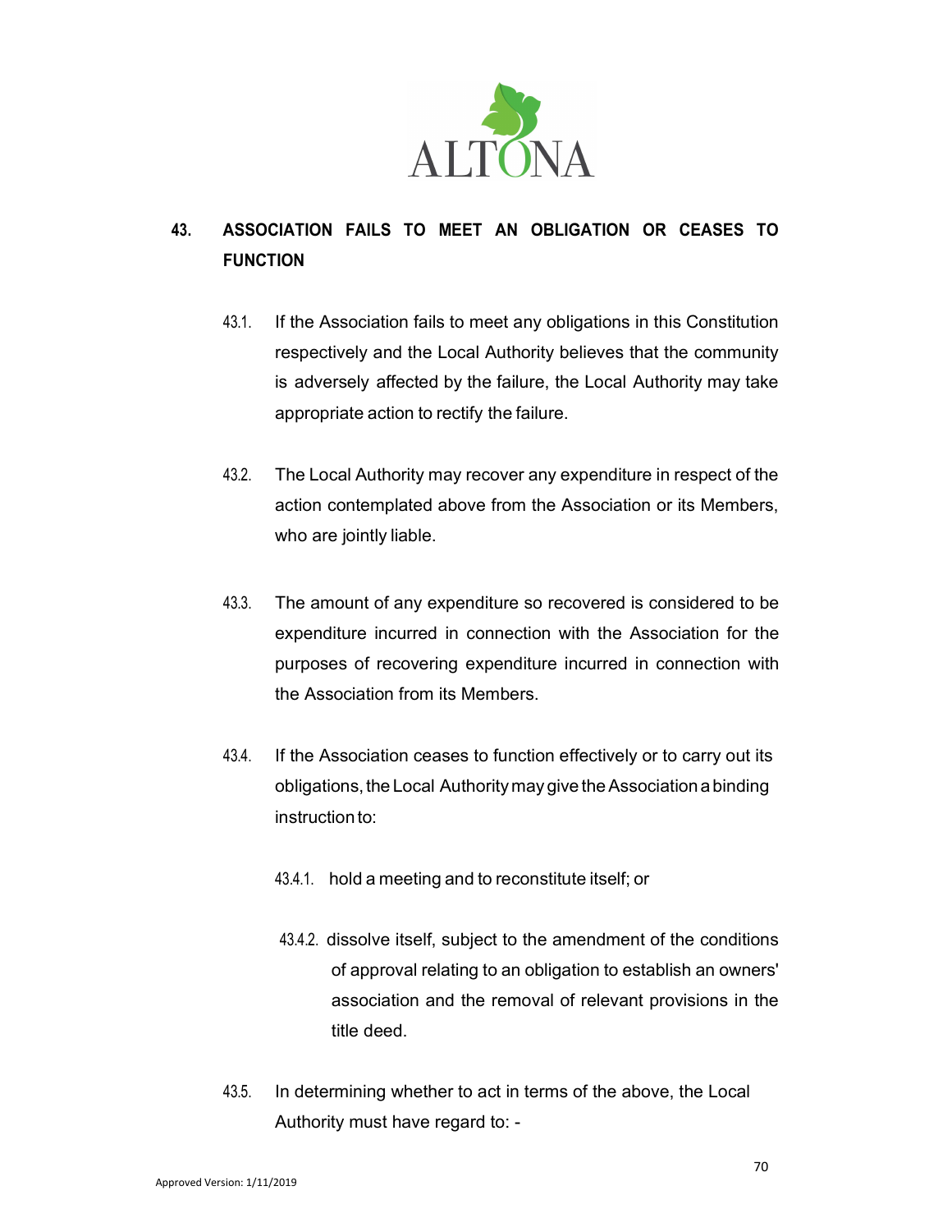## 43. ASSOCIATION FAILS TO MEET AN OBLIGATION OR CEASES TO FUNCTION

43.1. If the Association fails to meet any obligations in this Constitution respectively and the Local Authority believes that the community is adversely affected by the failure, the Local Authority may take appropriate action to rectify the failure.

43.2. The Local Authority may recover any expenditure in respect of the action contemplated above from the Association or its Members, who are jointly liable.

43.3. The amount of any expenditure so recovered is considered to be expenditure incurred in connection with the Association for the purposes of recovering expenditure incurred in connection with the Association from its Members.

43.4. If the Association ceases to function effectively or to carry out its obligations, the Local Authority may give the Association a binding instruction to:

43.4.1. hold a meeting and to reconstitute itself; or

43.4.2. dissolve itself, subject to the amendment of the conditions of approval relating to an obligation to establish an owners' association and the removal of relevant provisions in the title deed.

43.5. In determining whether to act in terms of the above, the Local Authority must have regard to: -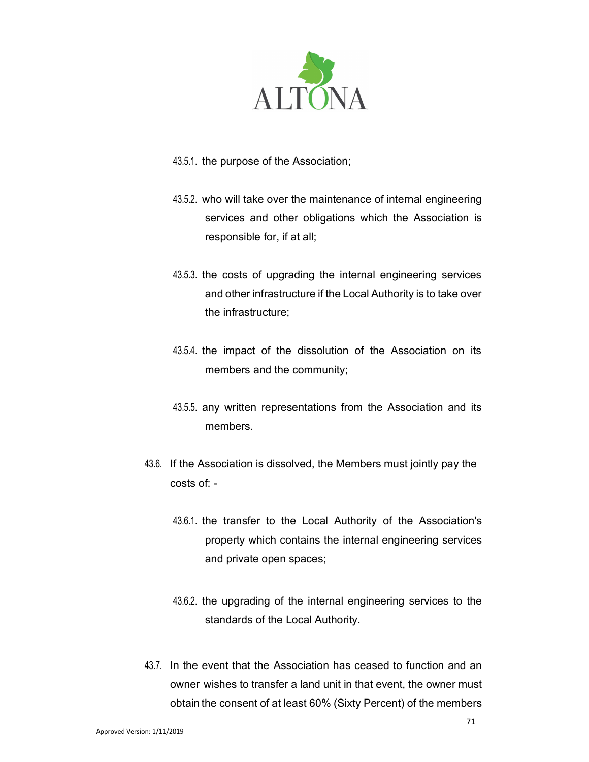43.5.1. the purpose of the Association;

43.5.2. who will take over the maintenance of internal engineering services and other obligations which the Association is responsible for, if at all;

43.5.3. the costs of upgrading the internal engineering services and other infrastructure if the Local Authority is to take over the infrastructure;

43.5.4. the impact of the dissolution of the Association on its members and the community;

43.5.5. any written representations from the Association and its members.

43.6. If the Association is dissolved, the Members must jointly pay the costs of: -

43.6.1. the transfer to the Local Authority of the Association's property which contains the internal engineering services and private open spaces;

43.6.2. the upgrading of the internal engineering services to the standards of the Local Authority.

43.7. In the event that the Association has ceased to function and an owner wishes to transfer a land unit in that event, the owner must obtain the consent of at least 60% (Sixty Percent) of the members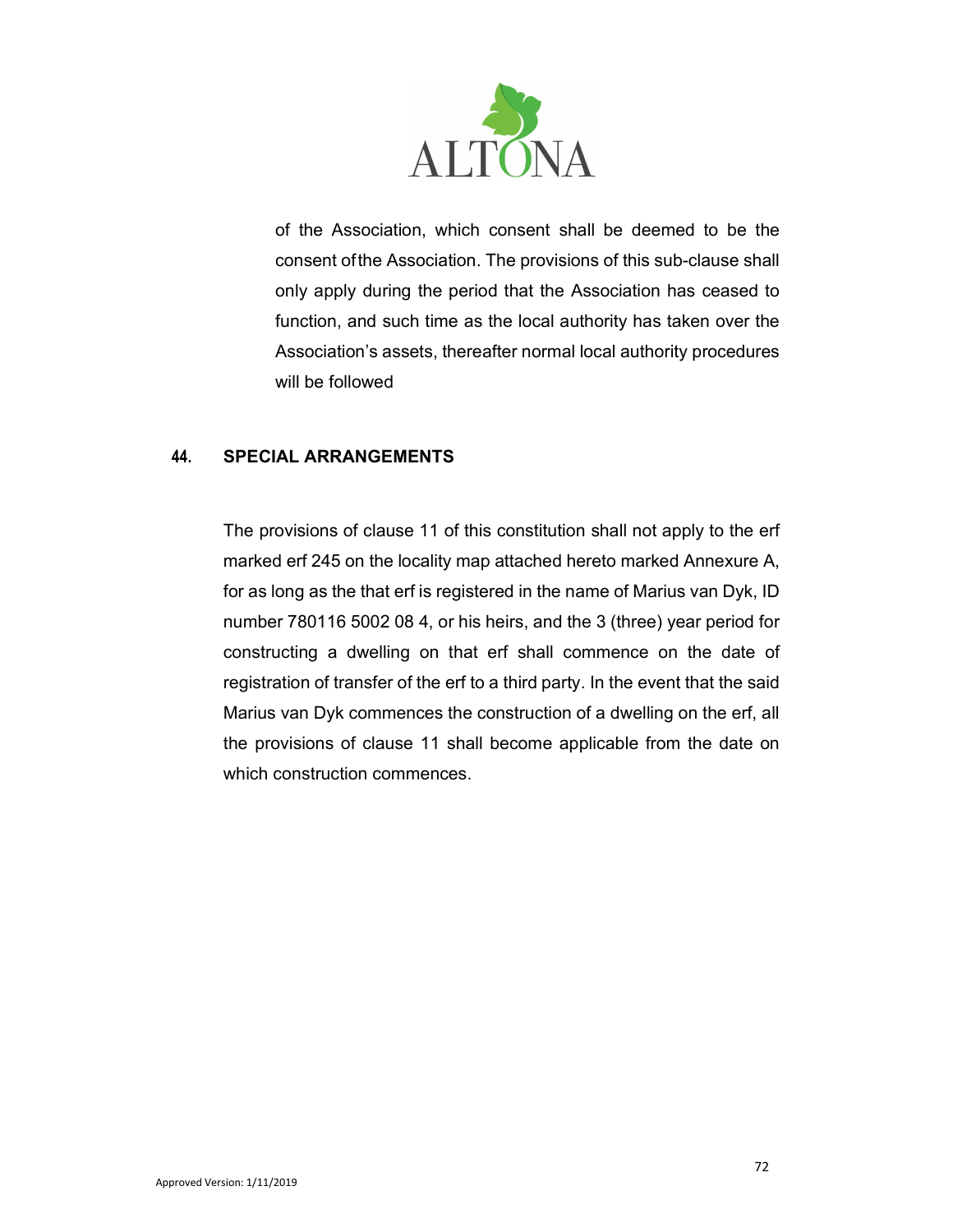of the Association, which consent shall be deemed to be the consent ofthe Association. The provisions of this sub-clause shall only apply during the period that the Association has ceased to function, and such time as the local authority has taken over the Association's assets, thereafter normal local authority procedures will be followed

## 44. SPECIAL ARRANGEMENTS

The provisions of clause 11 of this constitution shall not apply to the erf marked erf 245 on the locality map attached hereto marked Annexure A, for as long as the that erf is registered in the name of Marius van Dyk, ID number 780116 5002 08 4, or his heirs, and the 3 (three) year period for constructing a dwelling on that erf shall commence on the date of registration of transfer of the erf to a third party. In the event that the said Marius van Dyk commences the construction of a dwelling on the erf, all the provisions of clause 11 shall become applicable from the date on which construction commences.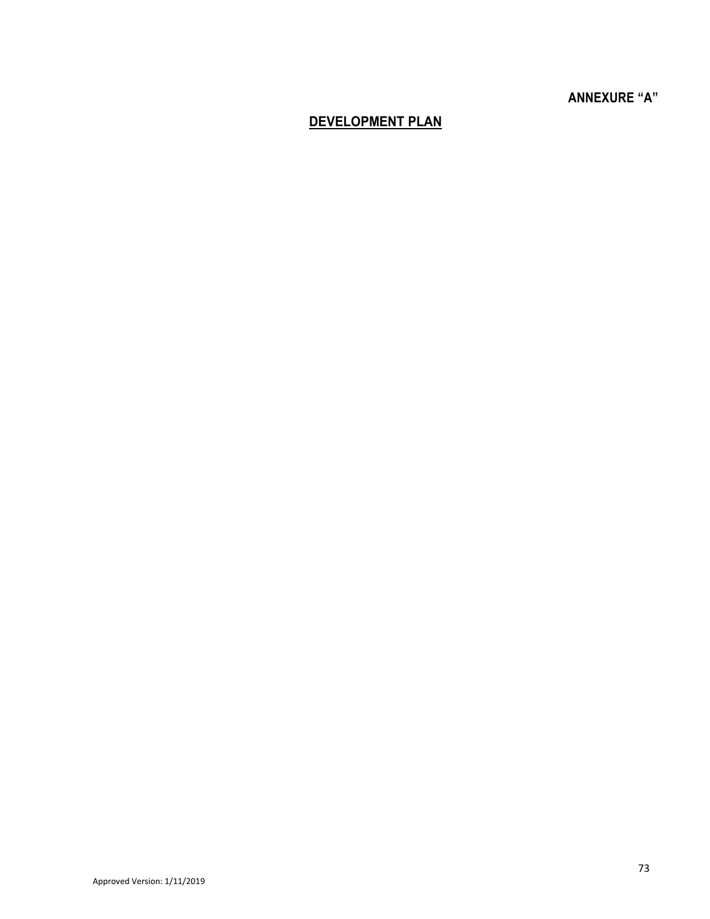**ANNEXURE "A"**

## DEVELOPMENT PLAN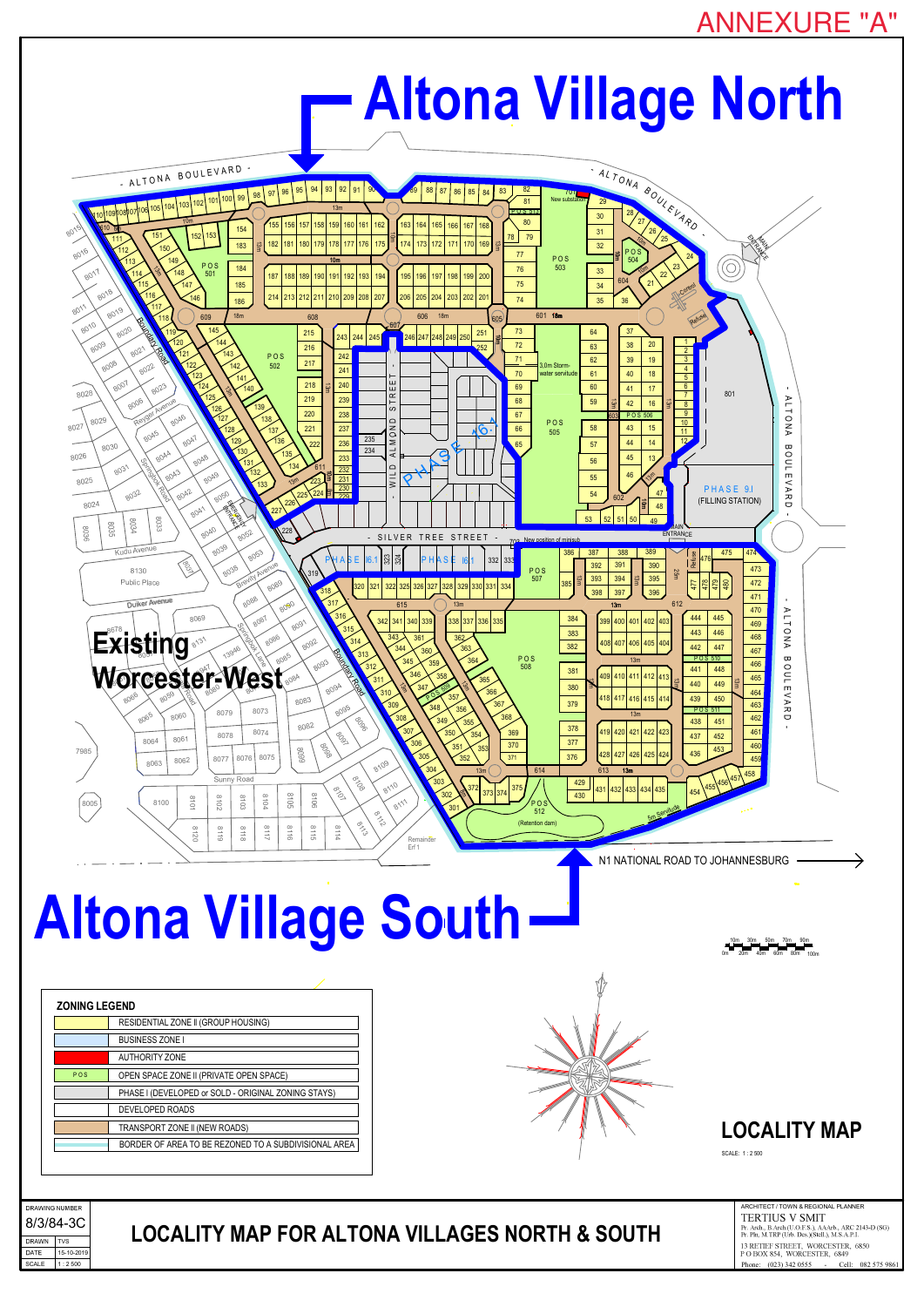# ANNEXURE "A"

# Altona Village North

# Altona Village South

## ZONING LEGEND

| | |
|---|---|
| | RESIDENTIAL ZONE II (GROUP HOUSING) |
| | BUSINESS ZONE I |
| | AUTHORITY ZONE |
| POS | OPEN SPACE ZONE II (PRIVATE OPEN SPACE) |
| | PHASE I (DEVELOPED or SOLD - ORIGINAL ZONING STAYS) |
| | DEVELOPED ROADS |
| | TRANSPORT ZONE II (NEW ROADS) |
| | BORDER OF AREA TO BE REZONED TO A SUBDIVISIONAL AREA |

Existing Worcester-West

N1 NATIONAL ROAD TO JOHANNESBURG

ALTONA BOULEVARD

SILVER TREE STREET

WILD ALMOND STREET

PHASE 9 (FILLING STATION)

MAIN ENTRANCE

## LOCALITY MAP

SCALE: 1 : 2 500

| | |
|---|---|
| DRAWING NUMBER | 8/3/84-3C |
| DRAWN | TVS |
| DATE | 15-10-2019 |
| SCALE | 1 : 2 500 |

## LOCALITY MAP FOR ALTONA VILLAGES NORTH & SOUTH

ARCHITECT / TOWN & REGIONAL PLANNER
TERTIUS V SMIT
Pr. Arch., B.Arch (U.O.F.S.), AAArb., ARC 2143-D (SG)
Pr. Pln, M.TRP (Urb. Des.)(Stell.), M.S.A.P.I.
13 RETIEF STREET, WORCESTER, 6850
P O BOX 854, WORCESTER, 6849
Phone: (023) 342 0555 - Cell: 082 575 9861